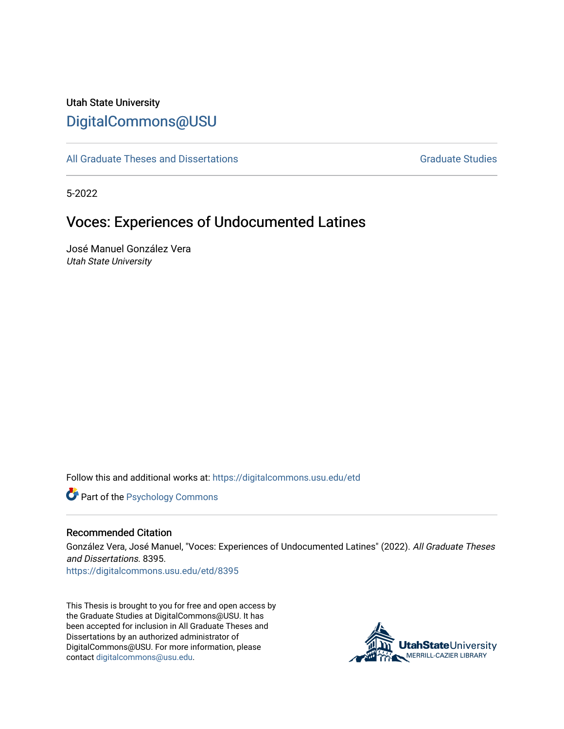Utah State University

DigitalCommons@USU

All Graduate Theses and Dissertations

Graduate Studies

5-2022

# Voces: Experiences of Undocumented Latines

José Manuel González Vera
*Utah State University*

Follow this and additional works at: https://digitalcommons.usu.edu/etd

Part of the Psychology Commons

## Recommended Citation

González Vera, José Manuel, "Voces: Experiences of Undocumented Latines" (2022). *All Graduate Theses and Dissertations*. 8395.
https://digitalcommons.usu.edu/etd/8395

This Thesis is brought to you for free and open access by the Graduate Studies at DigitalCommons@USU. It has been accepted for inclusion in All Graduate Theses and Dissertations by an authorized administrator of DigitalCommons@USU. For more information, please contact digitalcommons@usu.edu.

UtahStateUniversity
MERRILL-CAZIER LIBRARY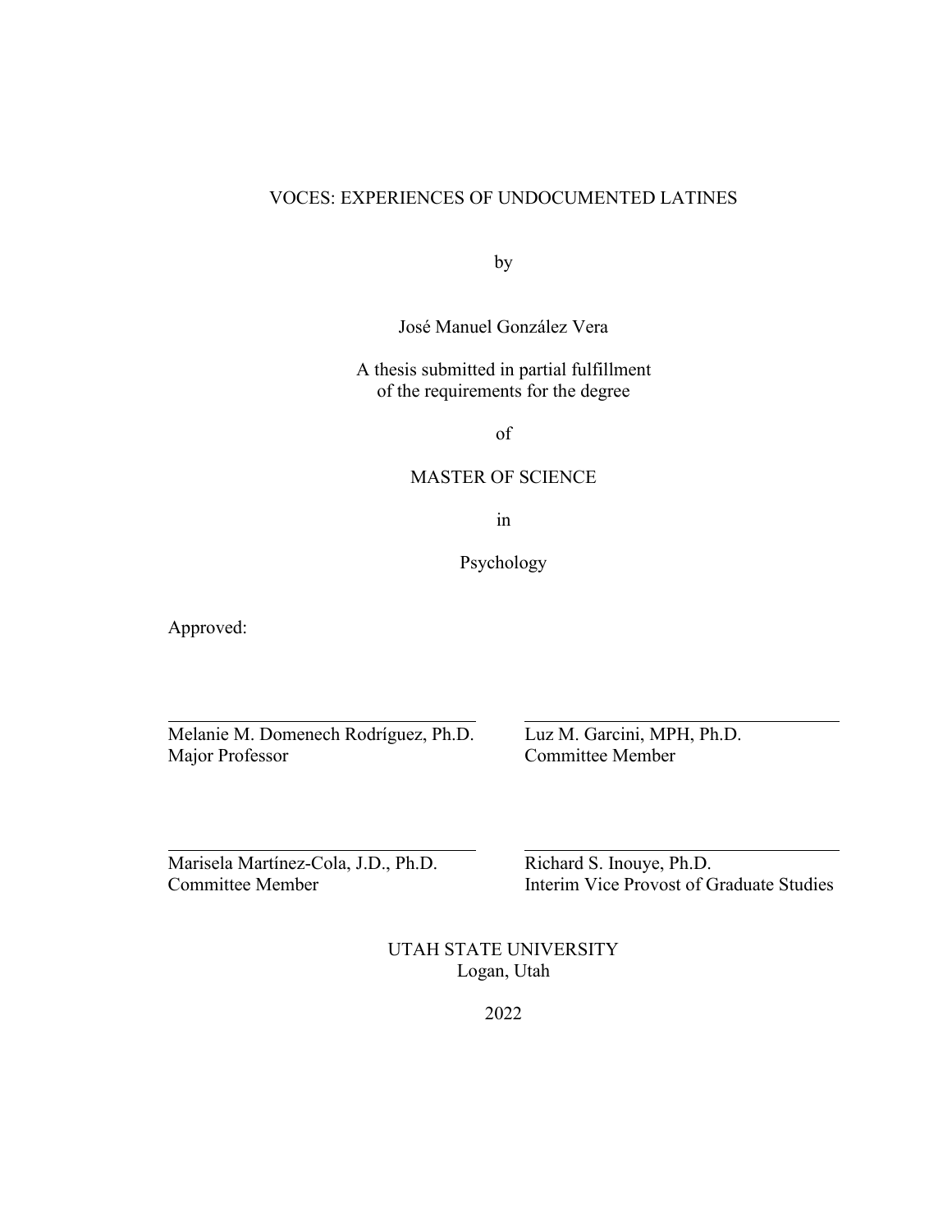# VOCES: EXPERIENCES OF UNDOCUMENTED LATINES

by

José Manuel González Vera

A thesis submitted in partial fulfillment
of the requirements for the degree

of

MASTER OF SCIENCE

in

Psychology

Approved:

Melanie M. Domenech Rodríguez, Ph.D.
Major Professor

Luz M. Garcini, MPH, Ph.D.
Committee Member

Marisela Martínez-Cola, J.D., Ph.D.
Committee Member

Richard S. Inouye, Ph.D.
Interim Vice Provost of Graduate Studies

UTAH STATE UNIVERSITY
Logan, Utah

2022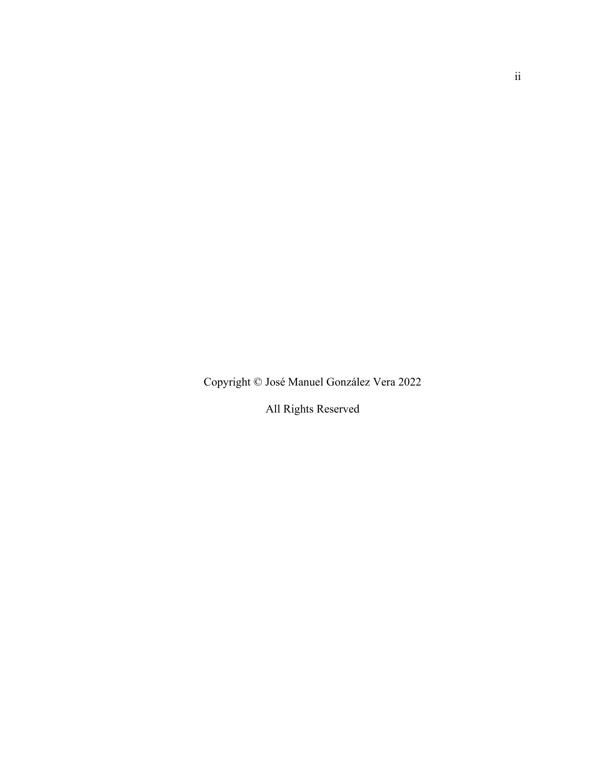Copyright © José Manuel González Vera 2022

All Rights Reserved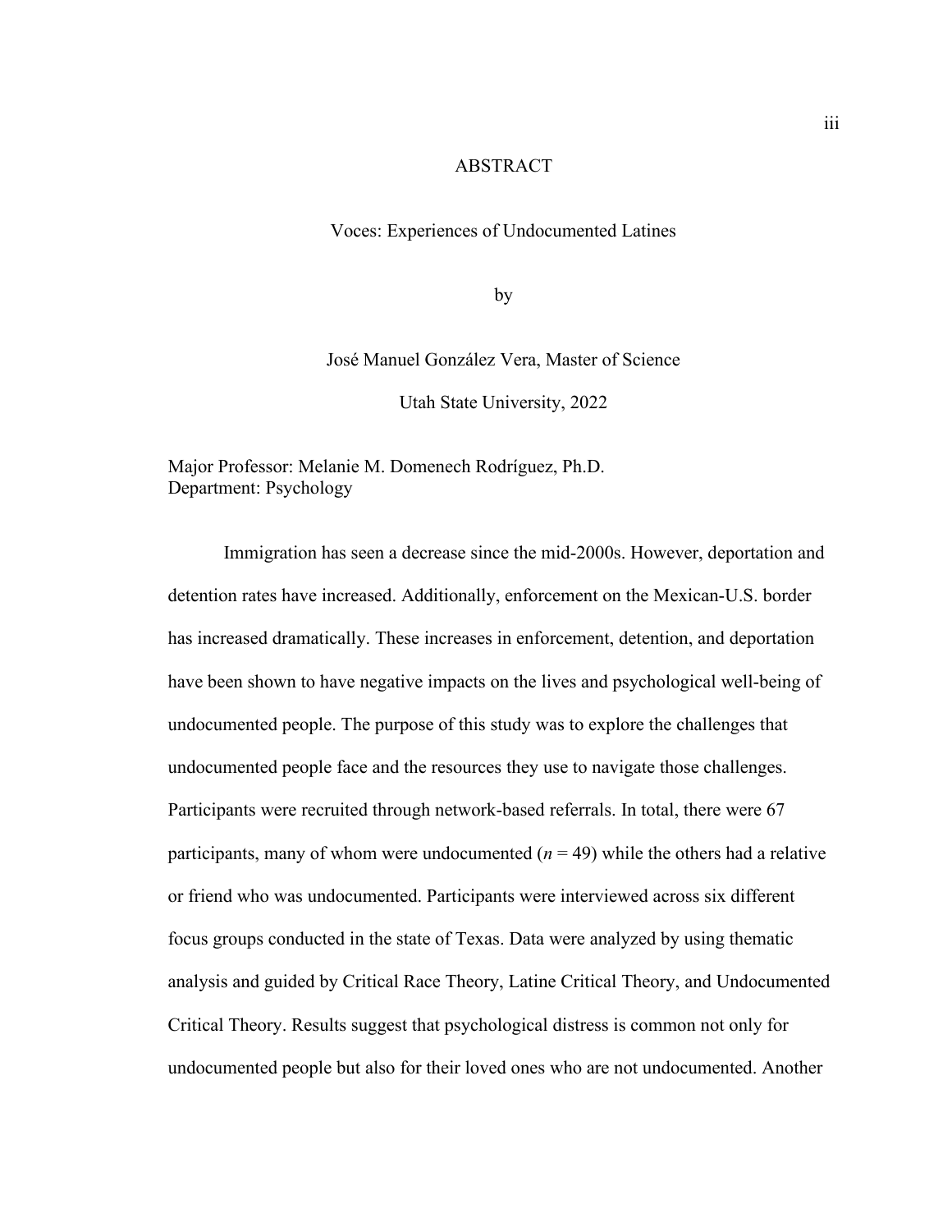# ABSTRACT

Voces: Experiences of Undocumented Latines

by

José Manuel González Vera, Master of Science

Utah State University, 2022

Major Professor: Melanie M. Domenech Rodríguez, Ph.D.
Department: Psychology

Immigration has seen a decrease since the mid-2000s. However, deportation and detention rates have increased. Additionally, enforcement on the Mexican-U.S. border has increased dramatically. These increases in enforcement, detention, and deportation have been shown to have negative impacts on the lives and psychological well-being of undocumented people. The purpose of this study was to explore the challenges that undocumented people face and the resources they use to navigate those challenges. Participants were recruited through network-based referrals. In total, there were 67 participants, many of whom were undocumented ($n$ = 49) while the others had a relative or friend who was undocumented. Participants were interviewed across six different focus groups conducted in the state of Texas. Data were analyzed by using thematic analysis and guided by Critical Race Theory, Latine Critical Theory, and Undocumented Critical Theory. Results suggest that psychological distress is common not only for undocumented people but also for their loved ones who are not undocumented. Another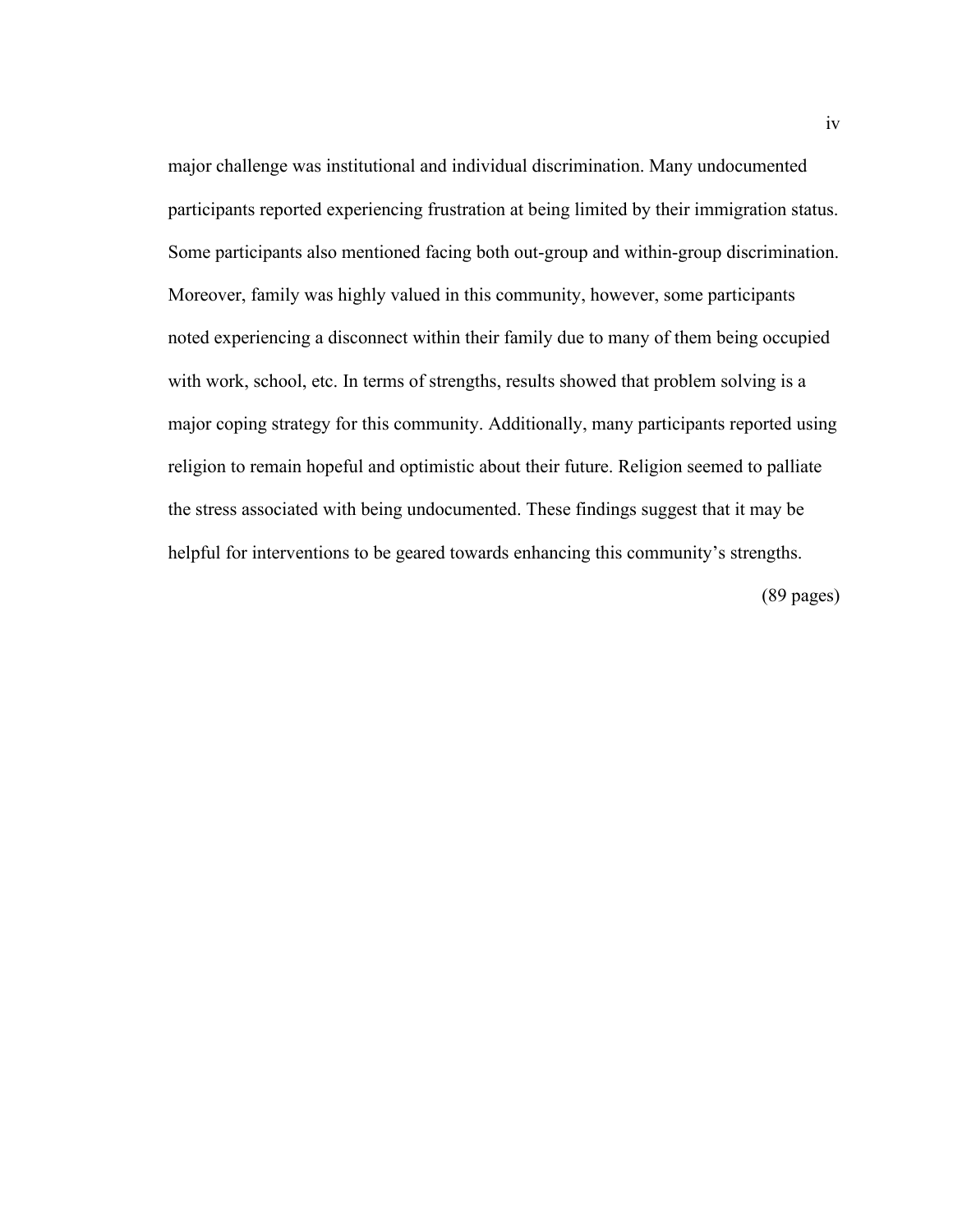major challenge was institutional and individual discrimination. Many undocumented participants reported experiencing frustration at being limited by their immigration status. Some participants also mentioned facing both out-group and within-group discrimination. Moreover, family was highly valued in this community, however, some participants noted experiencing a disconnect within their family due to many of them being occupied with work, school, etc. In terms of strengths, results showed that problem solving is a major coping strategy for this community. Additionally, many participants reported using religion to remain hopeful and optimistic about their future. Religion seemed to palliate the stress associated with being undocumented. These findings suggest that it may be helpful for interventions to be geared towards enhancing this community's strengths.

(89 pages)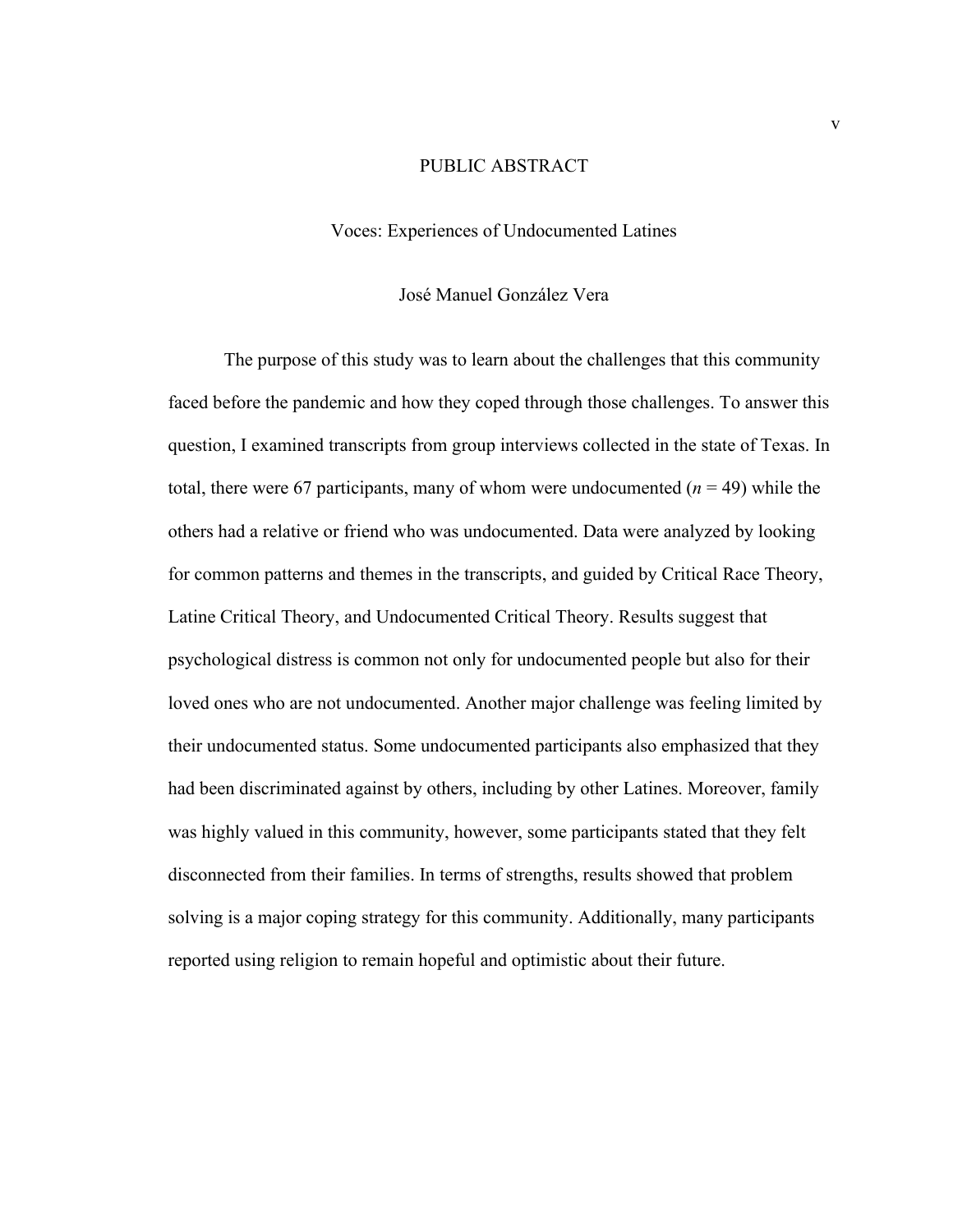# PUBLIC ABSTRACT

## Voces: Experiences of Undocumented Latines

José Manuel González Vera

The purpose of this study was to learn about the challenges that this community faced before the pandemic and how they coped through those challenges. To answer this question, I examined transcripts from group interviews collected in the state of Texas. In total, there were 67 participants, many of whom were undocumented ($n$ = 49) while the others had a relative or friend who was undocumented. Data were analyzed by looking for common patterns and themes in the transcripts, and guided by Critical Race Theory, Latine Critical Theory, and Undocumented Critical Theory. Results suggest that psychological distress is common not only for undocumented people but also for their loved ones who are not undocumented. Another major challenge was feeling limited by their undocumented status. Some undocumented participants also emphasized that they had been discriminated against by others, including by other Latines. Moreover, family was highly valued in this community, however, some participants stated that they felt disconnected from their families. In terms of strengths, results showed that problem solving is a major coping strategy for this community. Additionally, many participants reported using religion to remain hopeful and optimistic about their future.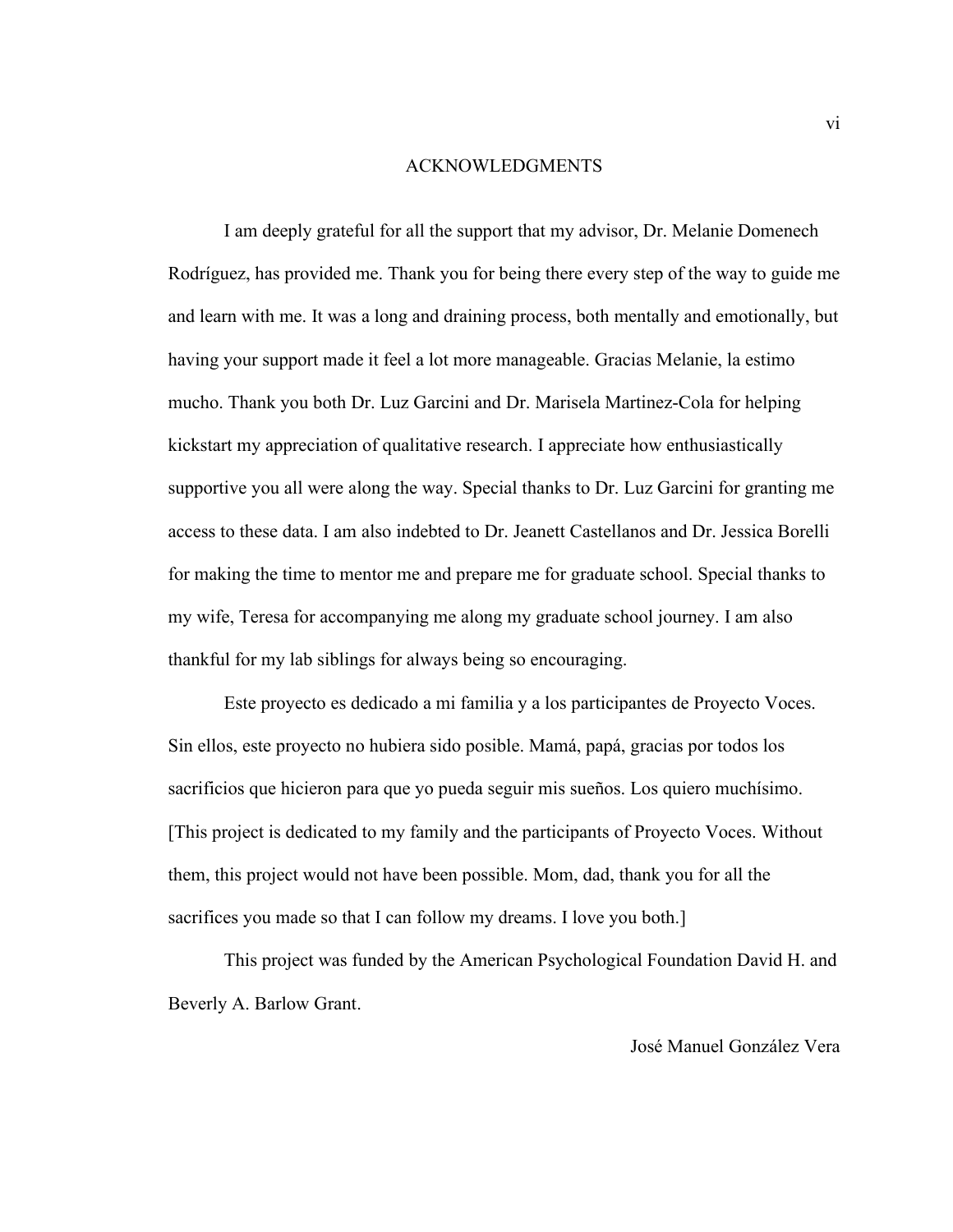# ACKNOWLEDGMENTS

I am deeply grateful for all the support that my advisor, Dr. Melanie Domenech Rodríguez, has provided me. Thank you for being there every step of the way to guide me and learn with me. It was a long and draining process, both mentally and emotionally, but having your support made it feel a lot more manageable. Gracias Melanie, la estimo mucho. Thank you both Dr. Luz Garcini and Dr. Marisela Martinez-Cola for helping kickstart my appreciation of qualitative research. I appreciate how enthusiastically supportive you all were along the way. Special thanks to Dr. Luz Garcini for granting me access to these data. I am also indebted to Dr. Jeanett Castellanos and Dr. Jessica Borelli for making the time to mentor me and prepare me for graduate school. Special thanks to my wife, Teresa for accompanying me along my graduate school journey. I am also thankful for my lab siblings for always being so encouraging.

Este proyecto es dedicado a mi familia y a los participantes de Proyecto Voces. Sin ellos, este proyecto no hubiera sido posible. Mamá, papá, gracias por todos los sacrificios que hicieron para que yo pueda seguir mis sueños. Los quiero muchísimo. [This project is dedicated to my family and the participants of Proyecto Voces. Without them, this project would not have been possible. Mom, dad, thank you for all the sacrifices you made so that I can follow my dreams. I love you both.]

This project was funded by the American Psychological Foundation David H. and Beverly A. Barlow Grant.

José Manuel González Vera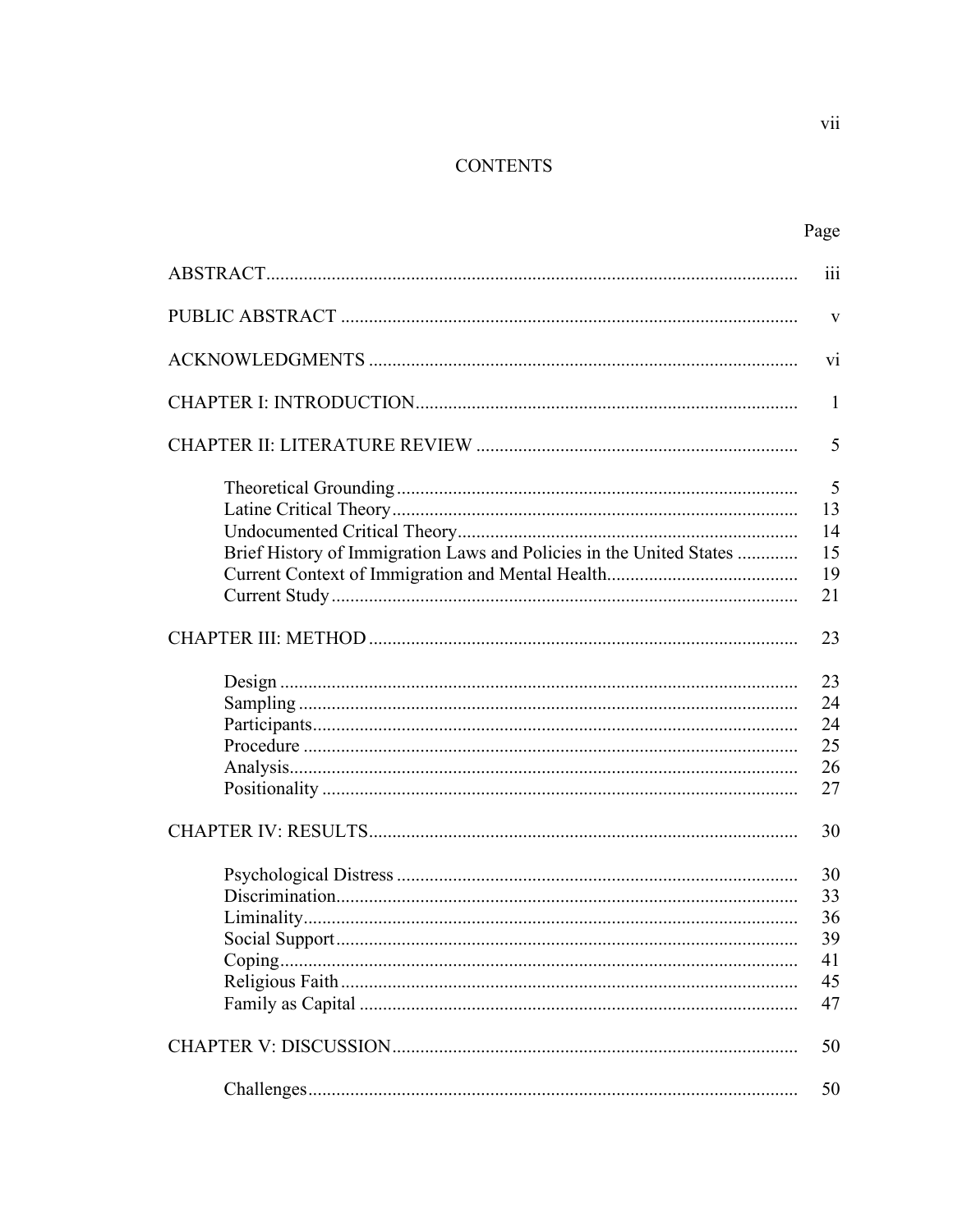# CONTENTS

| | Page |
|---|---|
| ABSTRACT | iii |
| PUBLIC ABSTRACT | v |
| ACKNOWLEDGMENTS | vi |
| CHAPTER I: INTRODUCTION | 1 |
| CHAPTER II: LITERATURE REVIEW | 5 |
| Theoretical Grounding | 5 |
| Latine Critical Theory | 13 |
| Undocumented Critical Theory | 14 |
| Brief History of Immigration Laws and Policies in the United States | 15 |
| Current Context of Immigration and Mental Health | 19 |
| Current Study | 21 |
| CHAPTER III: METHOD | 23 |
| Design | 23 |
| Sampling | 24 |
| Participants | 24 |
| Procedure | 25 |
| Analysis | 26 |
| Positionality | 27 |
| CHAPTER IV: RESULTS | 30 |
| Psychological Distress | 30 |
| Discrimination | 33 |
| Liminality | 36 |
| Social Support | 39 |
| Coping | 41 |
| Religious Faith | 45 |
| Family as Capital | 47 |
| CHAPTER V: DISCUSSION | 50 |
| Challenges | 50 |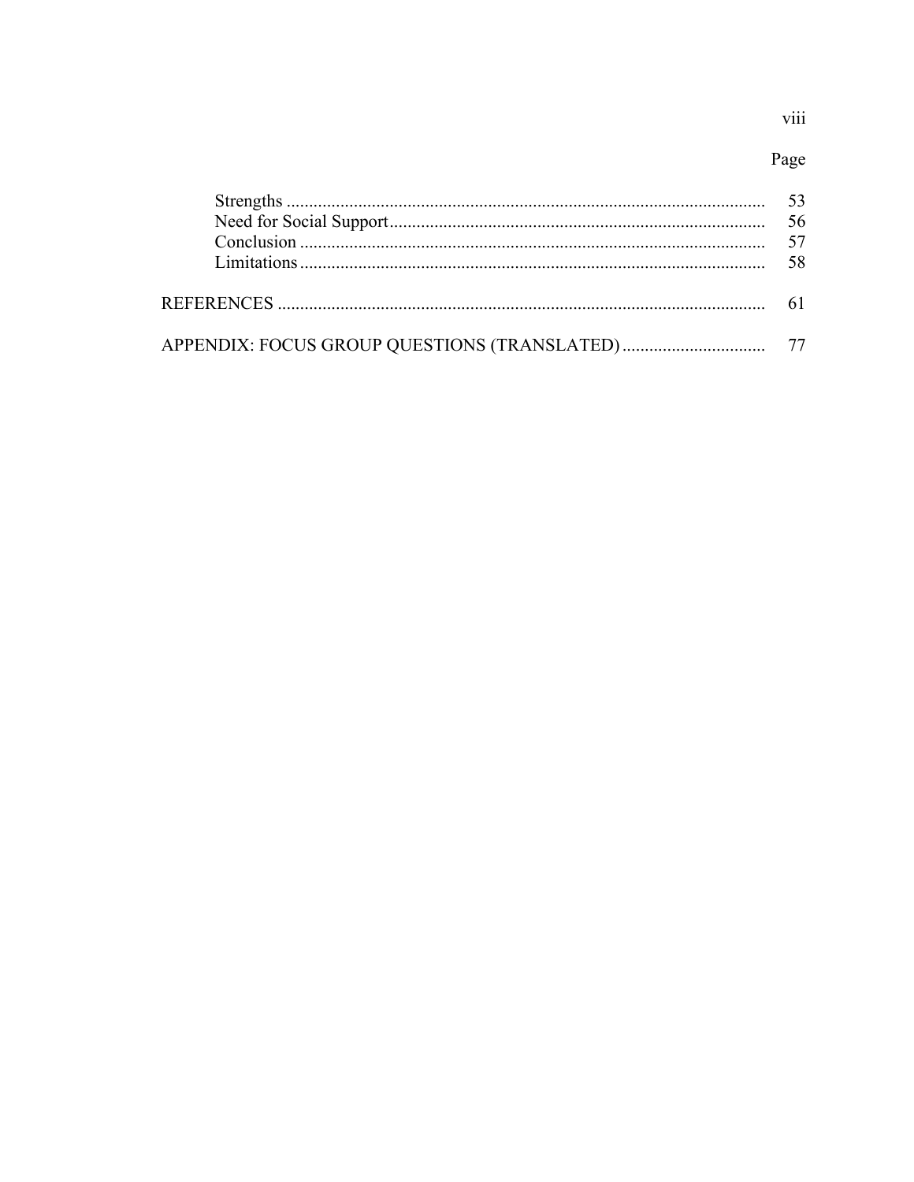| | Page |
|---|---|
| Strengths | 53 |
| Need for Social Support | 56 |
| Conclusion | 57 |
| Limitations | 58 |
| REFERENCES | 61 |
| APPENDIX: FOCUS GROUP QUESTIONS (TRANSLATED) | 77 |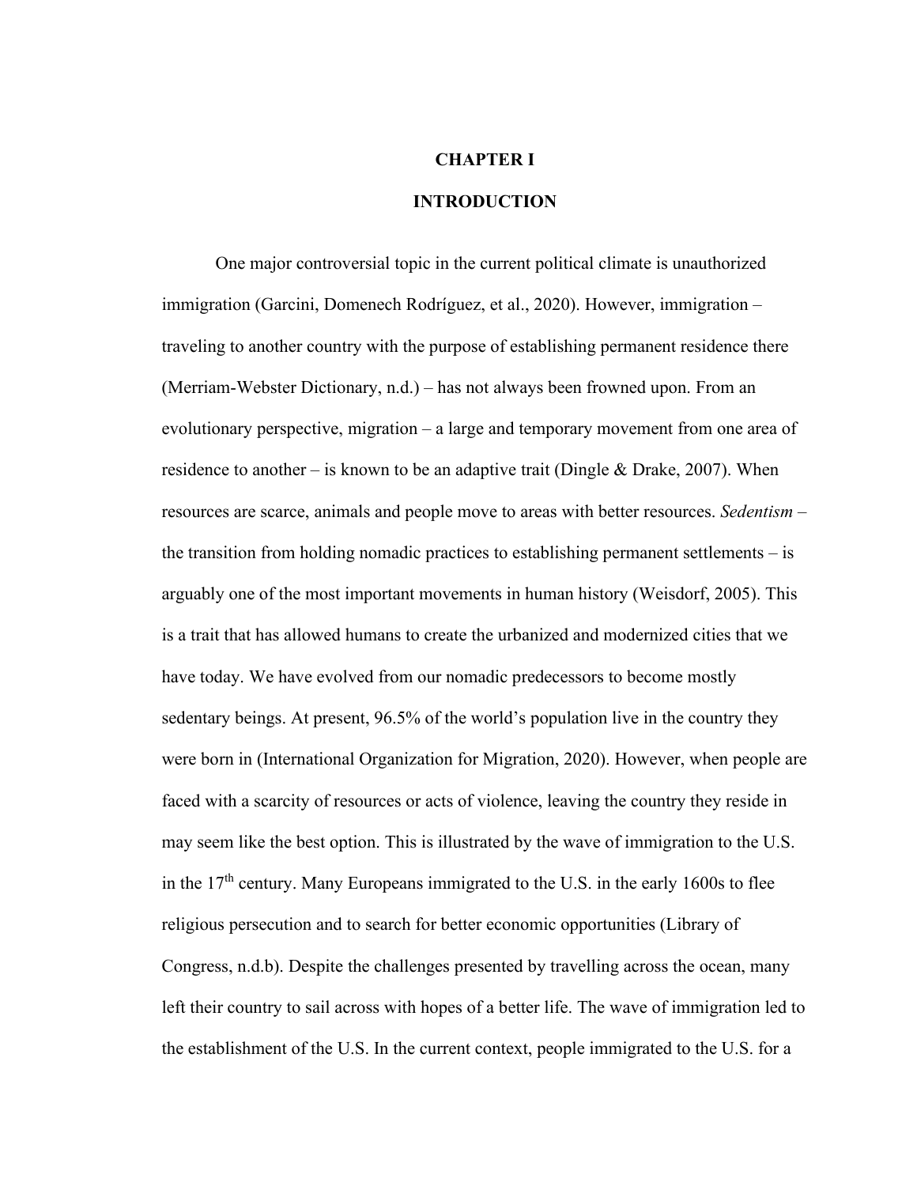# CHAPTER I

# INTRODUCTION

One major controversial topic in the current political climate is unauthorized immigration (Garcini, Domenech Rodríguez, et al., 2020). However, immigration – traveling to another country with the purpose of establishing permanent residence there (Merriam-Webster Dictionary, n.d.) – has not always been frowned upon. From an evolutionary perspective, migration – a large and temporary movement from one area of residence to another – is known to be an adaptive trait (Dingle & Drake, 2007). When resources are scarce, animals and people move to areas with better resources. *Sedentism* – the transition from holding nomadic practices to establishing permanent settlements – is arguably one of the most important movements in human history (Weisdorf, 2005). This is a trait that has allowed humans to create the urbanized and modernized cities that we have today. We have evolved from our nomadic predecessors to become mostly sedentary beings. At present, 96.5% of the world's population live in the country they were born in (International Organization for Migration, 2020). However, when people are faced with a scarcity of resources or acts of violence, leaving the country they reside in may seem like the best option. This is illustrated by the wave of immigration to the U.S. in the 17th century. Many Europeans immigrated to the U.S. in the early 1600s to flee religious persecution and to search for better economic opportunities (Library of Congress, n.d.b). Despite the challenges presented by travelling across the ocean, many left their country to sail across with hopes of a better life. The wave of immigration led to the establishment of the U.S. In the current context, people immigrated to the U.S. for a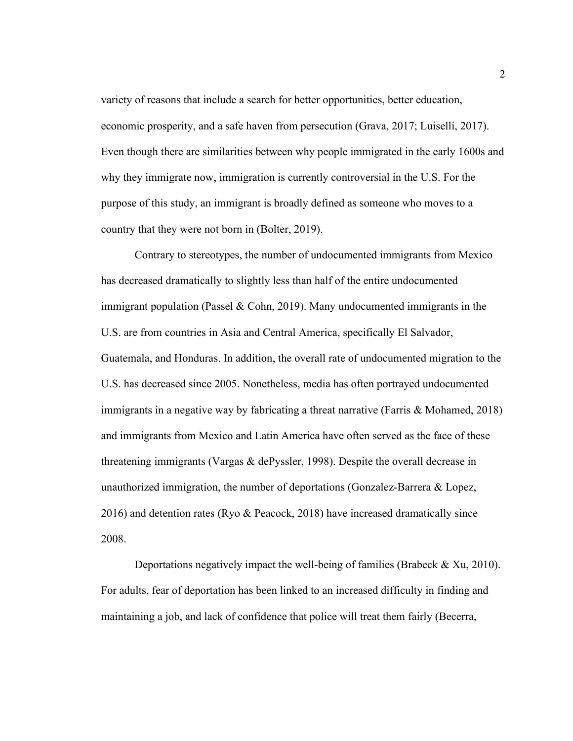variety of reasons that include a search for better opportunities, better education, economic prosperity, and a safe haven from persecution (Grava, 2017; Luiselli, 2017). Even though there are similarities between why people immigrated in the early 1600s and why they immigrate now, immigration is currently controversial in the U.S. For the purpose of this study, an immigrant is broadly defined as someone who moves to a country that they were not born in (Bolter, 2019).

Contrary to stereotypes, the number of undocumented immigrants from Mexico has decreased dramatically to slightly less than half of the entire undocumented immigrant population (Passel & Cohn, 2019). Many undocumented immigrants in the U.S. are from countries in Asia and Central America, specifically El Salvador, Guatemala, and Honduras. In addition, the overall rate of undocumented migration to the U.S. has decreased since 2005. Nonetheless, media has often portrayed undocumented immigrants in a negative way by fabricating a threat narrative (Farris & Mohamed, 2018) and immigrants from Mexico and Latin America have often served as the face of these threatening immigrants (Vargas & dePyssler, 1998). Despite the overall decrease in unauthorized immigration, the number of deportations (Gonzalez-Barrera & Lopez, 2016) and detention rates (Ryo & Peacock, 2018) have increased dramatically since 2008.

Deportations negatively impact the well-being of families (Brabeck & Xu, 2010). For adults, fear of deportation has been linked to an increased difficulty in finding and maintaining a job, and lack of confidence that police will treat them fairly (Becerra,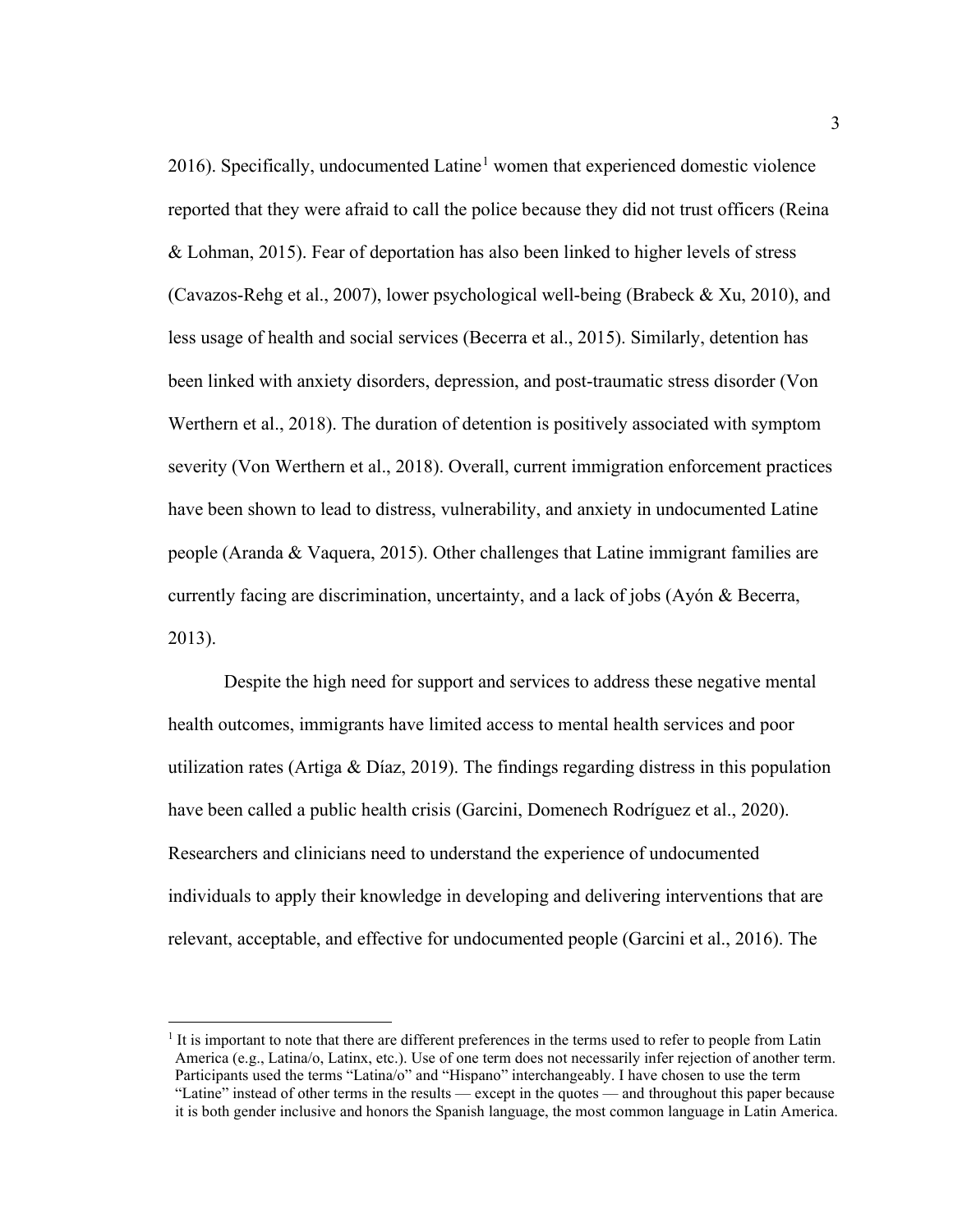2016). Specifically, undocumented Latine[1] women that experienced domestic violence reported that they were afraid to call the police because they did not trust officers (Reina & Lohman, 2015). Fear of deportation has also been linked to higher levels of stress (Cavazos-Rehg et al., 2007), lower psychological well-being (Brabeck & Xu, 2010), and less usage of health and social services (Becerra et al., 2015). Similarly, detention has been linked with anxiety disorders, depression, and post-traumatic stress disorder (Von Werthern et al., 2018). The duration of detention is positively associated with symptom severity (Von Werthern et al., 2018). Overall, current immigration enforcement practices have been shown to lead to distress, vulnerability, and anxiety in undocumented Latine people (Aranda & Vaquera, 2015). Other challenges that Latine immigrant families are currently facing are discrimination, uncertainty, and a lack of jobs (Ayón & Becerra, 2013).

Despite the high need for support and services to address these negative mental health outcomes, immigrants have limited access to mental health services and poor utilization rates (Artiga & Díaz, 2019). The findings regarding distress in this population have been called a public health crisis (Garcini, Domenech Rodríguez et al., 2020). Researchers and clinicians need to understand the experience of undocumented individuals to apply their knowledge in developing and delivering interventions that are relevant, acceptable, and effective for undocumented people (Garcini et al., 2016). The

[1] It is important to note that there are different preferences in the terms used to refer to people from Latin America (e.g., Latina/o, Latinx, etc.). Use of one term does not necessarily infer rejection of another term. Participants used the terms "Latina/o" and "Hispano" interchangeably. I have chosen to use the term "Latine" instead of other terms in the results — except in the quotes — and throughout this paper because it is both gender inclusive and honors the Spanish language, the most common language in Latin America.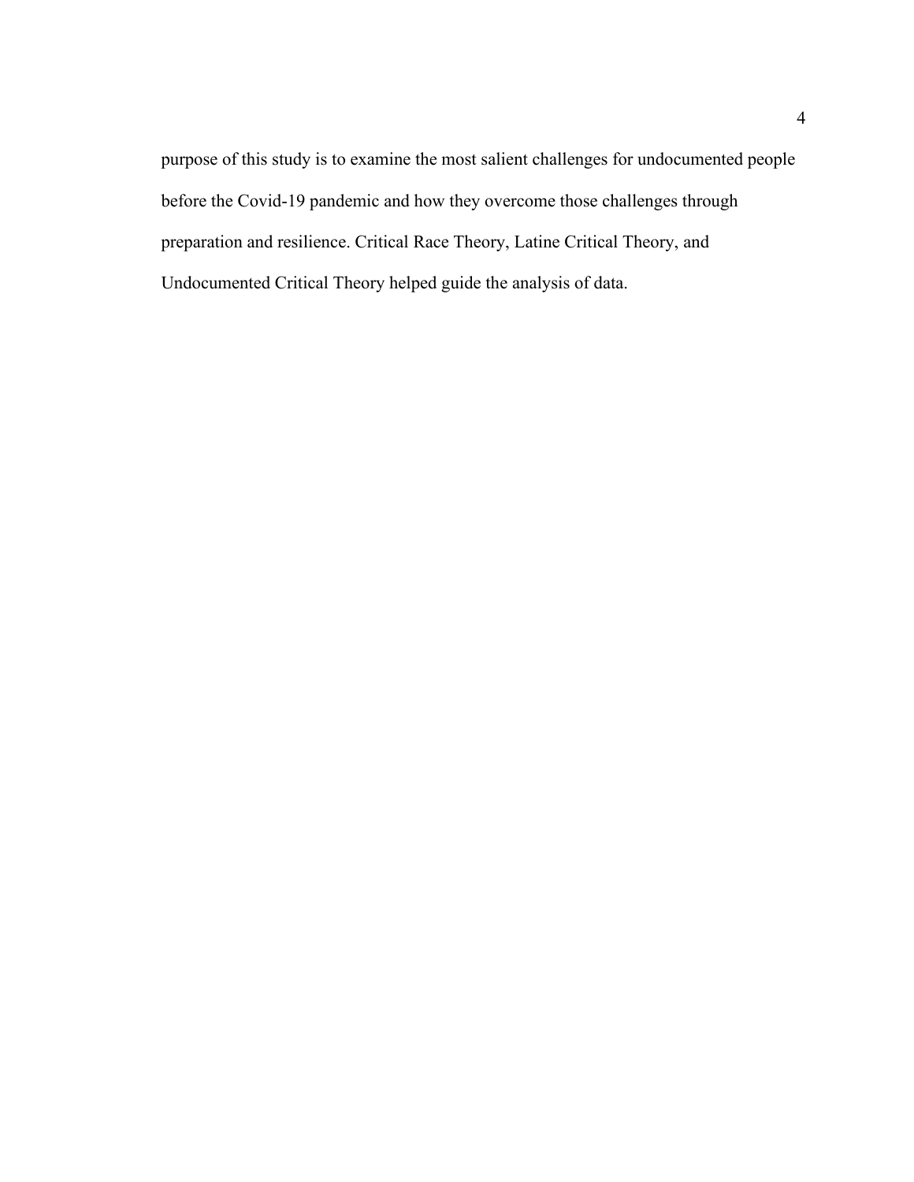purpose of this study is to examine the most salient challenges for undocumented people before the Covid-19 pandemic and how they overcome those challenges through preparation and resilience. Critical Race Theory, Latine Critical Theory, and Undocumented Critical Theory helped guide the analysis of data.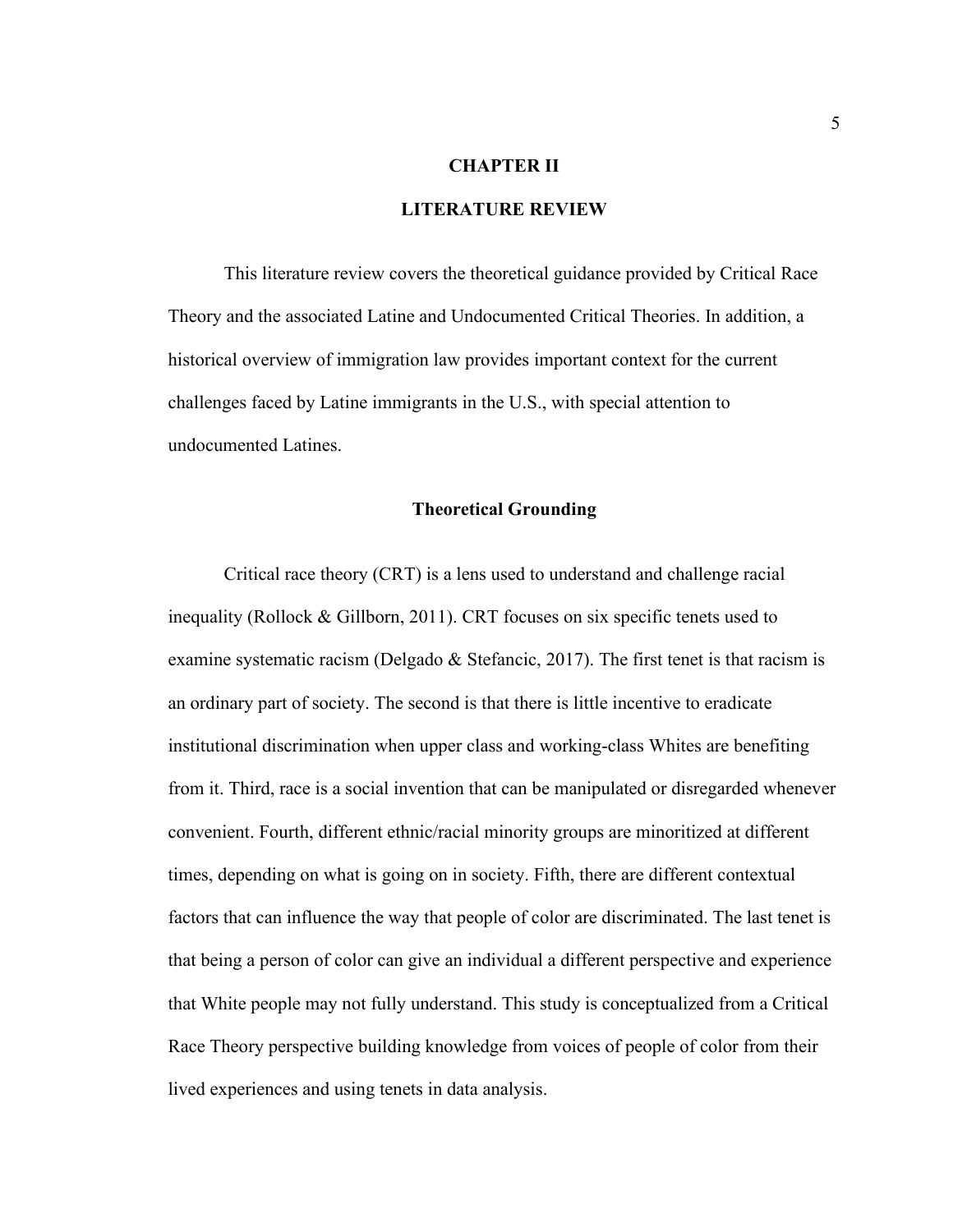# CHAPTER II

# LITERATURE REVIEW

This literature review covers the theoretical guidance provided by Critical Race Theory and the associated Latine and Undocumented Critical Theories. In addition, a historical overview of immigration law provides important context for the current challenges faced by Latine immigrants in the U.S., with special attention to undocumented Latines.

## Theoretical Grounding

Critical race theory (CRT) is a lens used to understand and challenge racial inequality (Rollock & Gillborn, 2011). CRT focuses on six specific tenets used to examine systematic racism (Delgado & Stefancic, 2017). The first tenet is that racism is an ordinary part of society. The second is that there is little incentive to eradicate institutional discrimination when upper class and working-class Whites are benefiting from it. Third, race is a social invention that can be manipulated or disregarded whenever convenient. Fourth, different ethnic/racial minority groups are minoritized at different times, depending on what is going on in society. Fifth, there are different contextual factors that can influence the way that people of color are discriminated. The last tenet is that being a person of color can give an individual a different perspective and experience that White people may not fully understand. This study is conceptualized from a Critical Race Theory perspective building knowledge from voices of people of color from their lived experiences and using tenets in data analysis.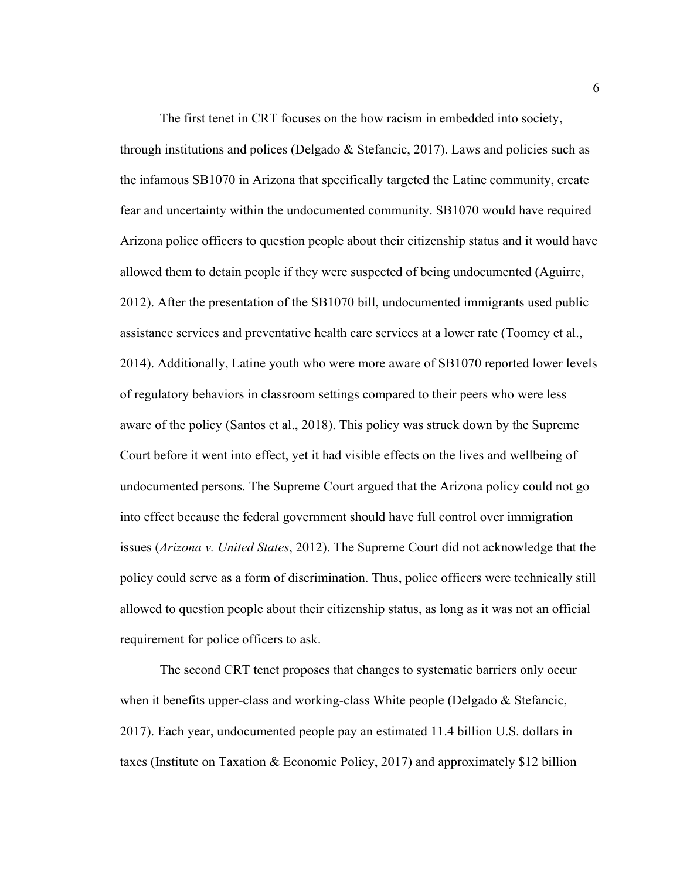The first tenet in CRT focuses on the how racism in embedded into society, through institutions and polices (Delgado & Stefancic, 2017). Laws and policies such as the infamous SB1070 in Arizona that specifically targeted the Latine community, create fear and uncertainty within the undocumented community. SB1070 would have required Arizona police officers to question people about their citizenship status and it would have allowed them to detain people if they were suspected of being undocumented (Aguirre, 2012). After the presentation of the SB1070 bill, undocumented immigrants used public assistance services and preventative health care services at a lower rate (Toomey et al., 2014). Additionally, Latine youth who were more aware of SB1070 reported lower levels of regulatory behaviors in classroom settings compared to their peers who were less aware of the policy (Santos et al., 2018). This policy was struck down by the Supreme Court before it went into effect, yet it had visible effects on the lives and wellbeing of undocumented persons. The Supreme Court argued that the Arizona policy could not go into effect because the federal government should have full control over immigration issues (*Arizona v. United States*, 2012). The Supreme Court did not acknowledge that the policy could serve as a form of discrimination. Thus, police officers were technically still allowed to question people about their citizenship status, as long as it was not an official requirement for police officers to ask.

The second CRT tenet proposes that changes to systematic barriers only occur when it benefits upper-class and working-class White people (Delgado & Stefancic, 2017). Each year, undocumented people pay an estimated 11.4 billion U.S. dollars in taxes (Institute on Taxation & Economic Policy, 2017) and approximately $12 billion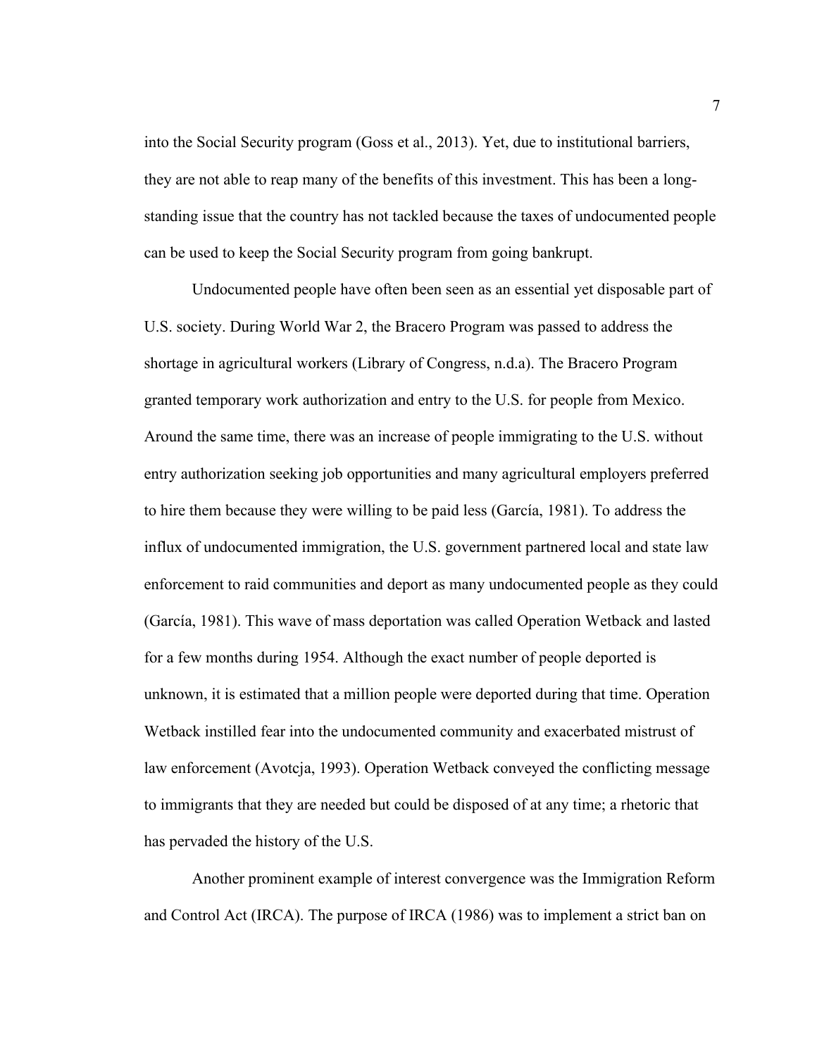into the Social Security program (Goss et al., 2013). Yet, due to institutional barriers, they are not able to reap many of the benefits of this investment. This has been a long-standing issue that the country has not tackled because the taxes of undocumented people can be used to keep the Social Security program from going bankrupt.

Undocumented people have often been seen as an essential yet disposable part of U.S. society. During World War 2, the Bracero Program was passed to address the shortage in agricultural workers (Library of Congress, n.d.a). The Bracero Program granted temporary work authorization and entry to the U.S. for people from Mexico. Around the same time, there was an increase of people immigrating to the U.S. without entry authorization seeking job opportunities and many agricultural employers preferred to hire them because they were willing to be paid less (García, 1981). To address the influx of undocumented immigration, the U.S. government partnered local and state law enforcement to raid communities and deport as many undocumented people as they could (García, 1981). This wave of mass deportation was called Operation Wetback and lasted for a few months during 1954. Although the exact number of people deported is unknown, it is estimated that a million people were deported during that time. Operation Wetback instilled fear into the undocumented community and exacerbated mistrust of law enforcement (Avotcja, 1993). Operation Wetback conveyed the conflicting message to immigrants that they are needed but could be disposed of at any time; a rhetoric that has pervaded the history of the U.S.

Another prominent example of interest convergence was the Immigration Reform and Control Act (IRCA). The purpose of IRCA (1986) was to implement a strict ban on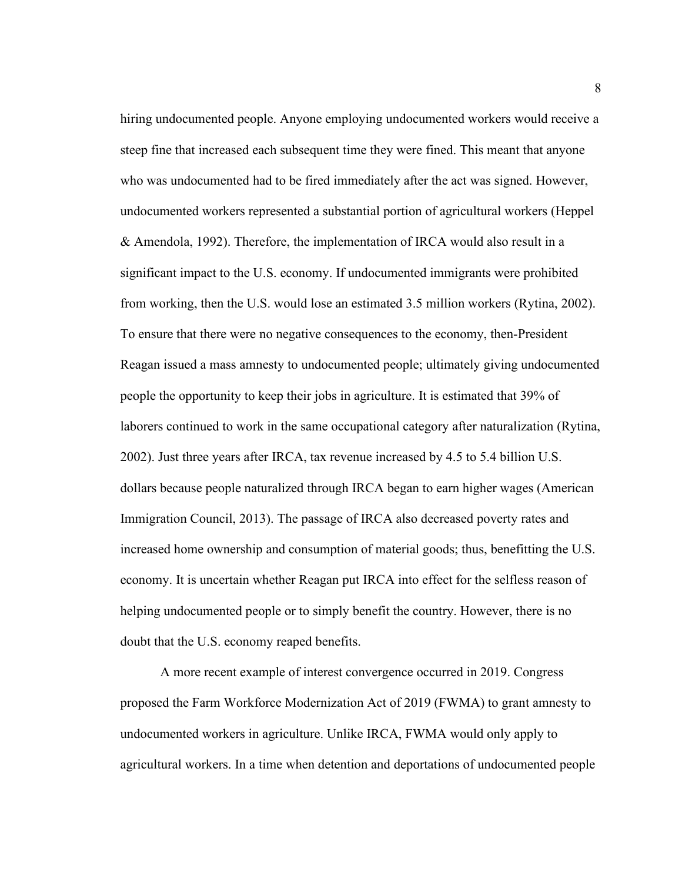hiring undocumented people. Anyone employing undocumented workers would receive a steep fine that increased each subsequent time they were fined. This meant that anyone who was undocumented had to be fired immediately after the act was signed. However, undocumented workers represented a substantial portion of agricultural workers (Heppel & Amendola, 1992). Therefore, the implementation of IRCA would also result in a significant impact to the U.S. economy. If undocumented immigrants were prohibited from working, then the U.S. would lose an estimated 3.5 million workers (Rytina, 2002). To ensure that there were no negative consequences to the economy, then-President Reagan issued a mass amnesty to undocumented people; ultimately giving undocumented people the opportunity to keep their jobs in agriculture. It is estimated that 39% of laborers continued to work in the same occupational category after naturalization (Rytina, 2002). Just three years after IRCA, tax revenue increased by 4.5 to 5.4 billion U.S. dollars because people naturalized through IRCA began to earn higher wages (American Immigration Council, 2013). The passage of IRCA also decreased poverty rates and increased home ownership and consumption of material goods; thus, benefitting the U.S. economy. It is uncertain whether Reagan put IRCA into effect for the selfless reason of helping undocumented people or to simply benefit the country. However, there is no doubt that the U.S. economy reaped benefits.

A more recent example of interest convergence occurred in 2019. Congress proposed the Farm Workforce Modernization Act of 2019 (FWMA) to grant amnesty to undocumented workers in agriculture. Unlike IRCA, FWMA would only apply to agricultural workers. In a time when detention and deportations of undocumented people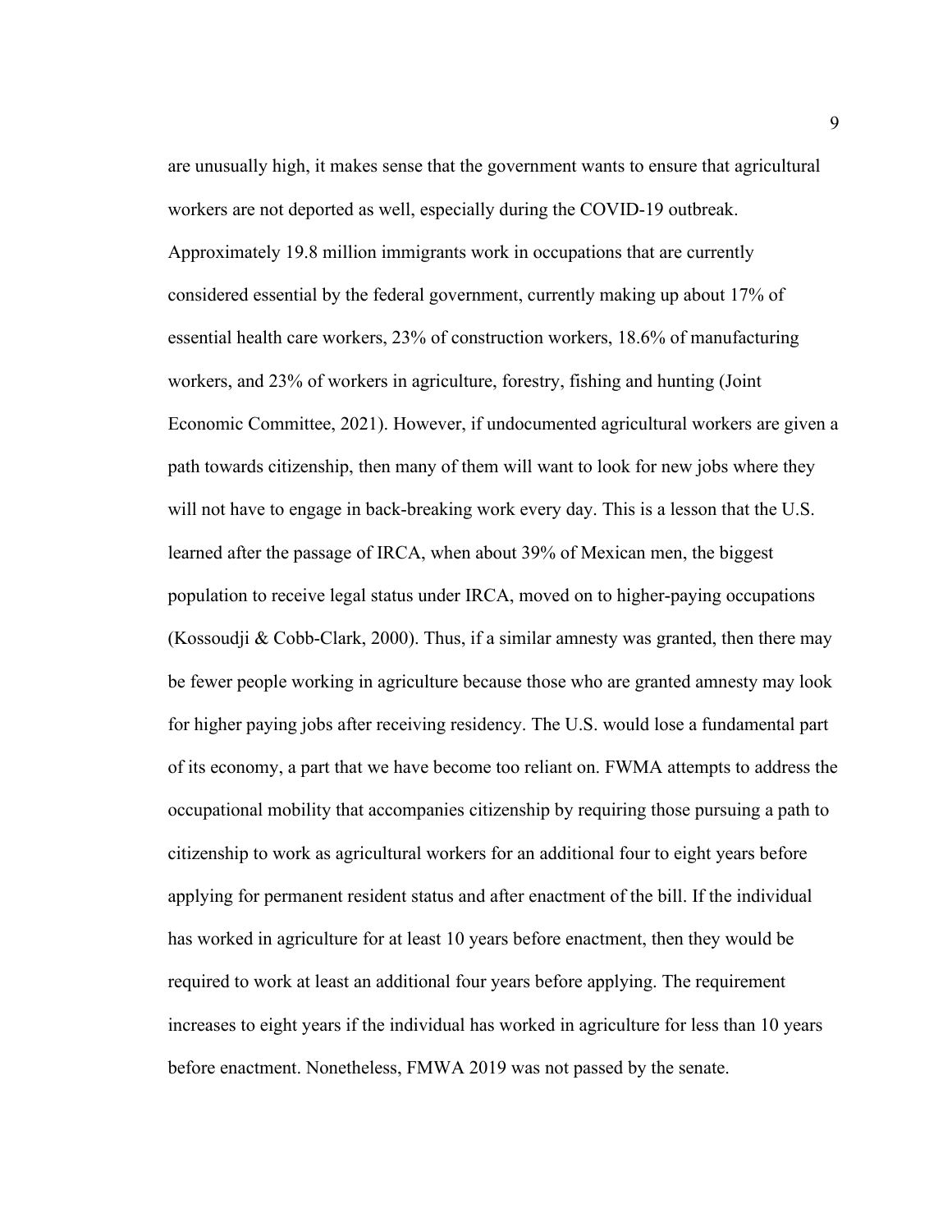are unusually high, it makes sense that the government wants to ensure that agricultural workers are not deported as well, especially during the COVID-19 outbreak. Approximately 19.8 million immigrants work in occupations that are currently considered essential by the federal government, currently making up about 17% of essential health care workers, 23% of construction workers, 18.6% of manufacturing workers, and 23% of workers in agriculture, forestry, fishing and hunting (Joint Economic Committee, 2021). However, if undocumented agricultural workers are given a path towards citizenship, then many of them will want to look for new jobs where they will not have to engage in back-breaking work every day. This is a lesson that the U.S. learned after the passage of IRCA, when about 39% of Mexican men, the biggest population to receive legal status under IRCA, moved on to higher-paying occupations (Kossoudji & Cobb-Clark, 2000). Thus, if a similar amnesty was granted, then there may be fewer people working in agriculture because those who are granted amnesty may look for higher paying jobs after receiving residency. The U.S. would lose a fundamental part of its economy, a part that we have become too reliant on. FWMA attempts to address the occupational mobility that accompanies citizenship by requiring those pursuing a path to citizenship to work as agricultural workers for an additional four to eight years before applying for permanent resident status and after enactment of the bill. If the individual has worked in agriculture for at least 10 years before enactment, then they would be required to work at least an additional four years before applying. The requirement increases to eight years if the individual has worked in agriculture for less than 10 years before enactment. Nonetheless, FMWA 2019 was not passed by the senate.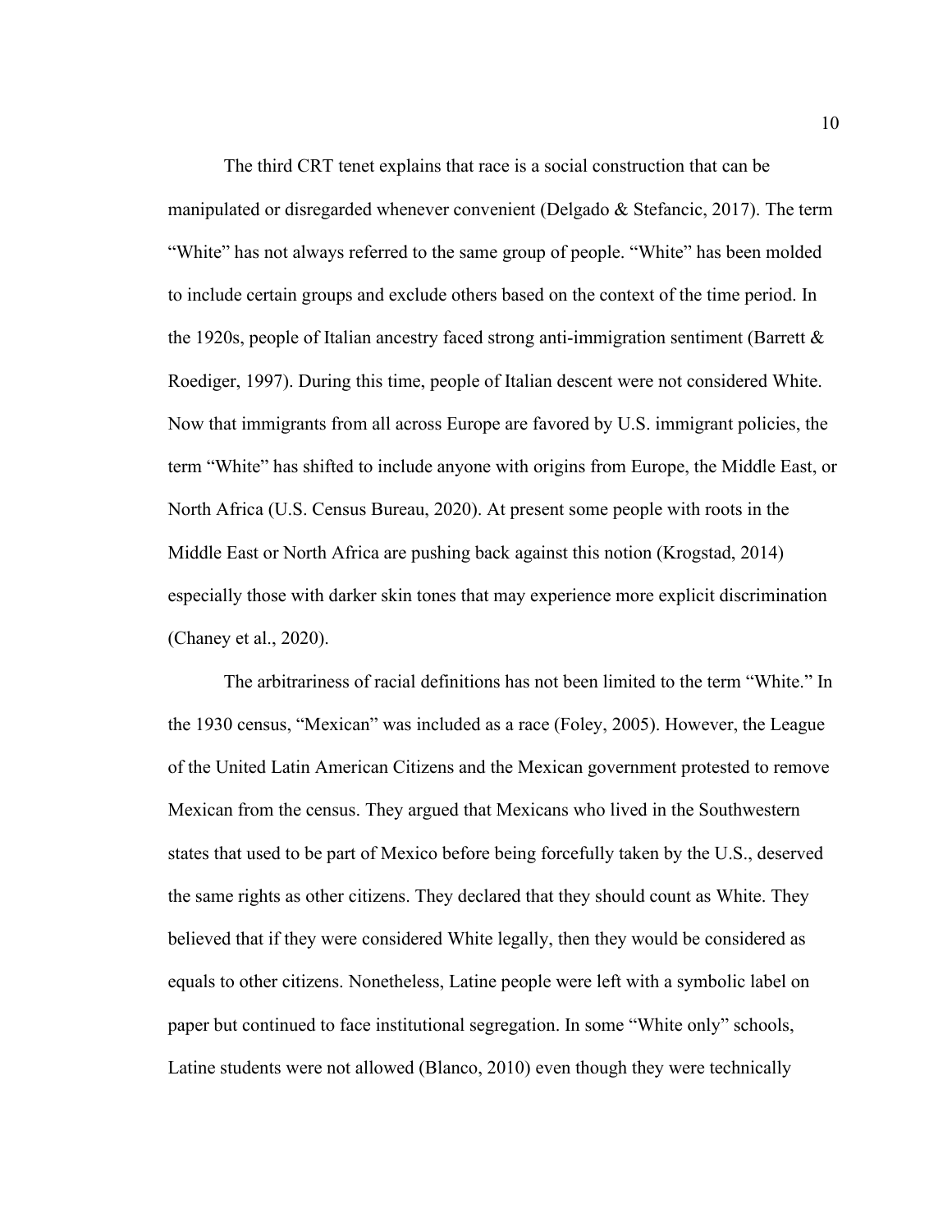The third CRT tenet explains that race is a social construction that can be manipulated or disregarded whenever convenient (Delgado & Stefancic, 2017). The term “White” has not always referred to the same group of people. “White” has been molded to include certain groups and exclude others based on the context of the time period. In the 1920s, people of Italian ancestry faced strong anti-immigration sentiment (Barrett & Roediger, 1997). During this time, people of Italian descent were not considered White. Now that immigrants from all across Europe are favored by U.S. immigrant policies, the term “White” has shifted to include anyone with origins from Europe, the Middle East, or North Africa (U.S. Census Bureau, 2020). At present some people with roots in the Middle East or North Africa are pushing back against this notion (Krogstad, 2014) especially those with darker skin tones that may experience more explicit discrimination (Chaney et al., 2020).

The arbitrariness of racial definitions has not been limited to the term “White.” In the 1930 census, “Mexican” was included as a race (Foley, 2005). However, the League of the United Latin American Citizens and the Mexican government protested to remove Mexican from the census. They argued that Mexicans who lived in the Southwestern states that used to be part of Mexico before being forcefully taken by the U.S., deserved the same rights as other citizens. They declared that they should count as White. They believed that if they were considered White legally, then they would be considered as equals to other citizens. Nonetheless, Latine people were left with a symbolic label on paper but continued to face institutional segregation. In some “White only” schools, Latine students were not allowed (Blanco, 2010) even though they were technically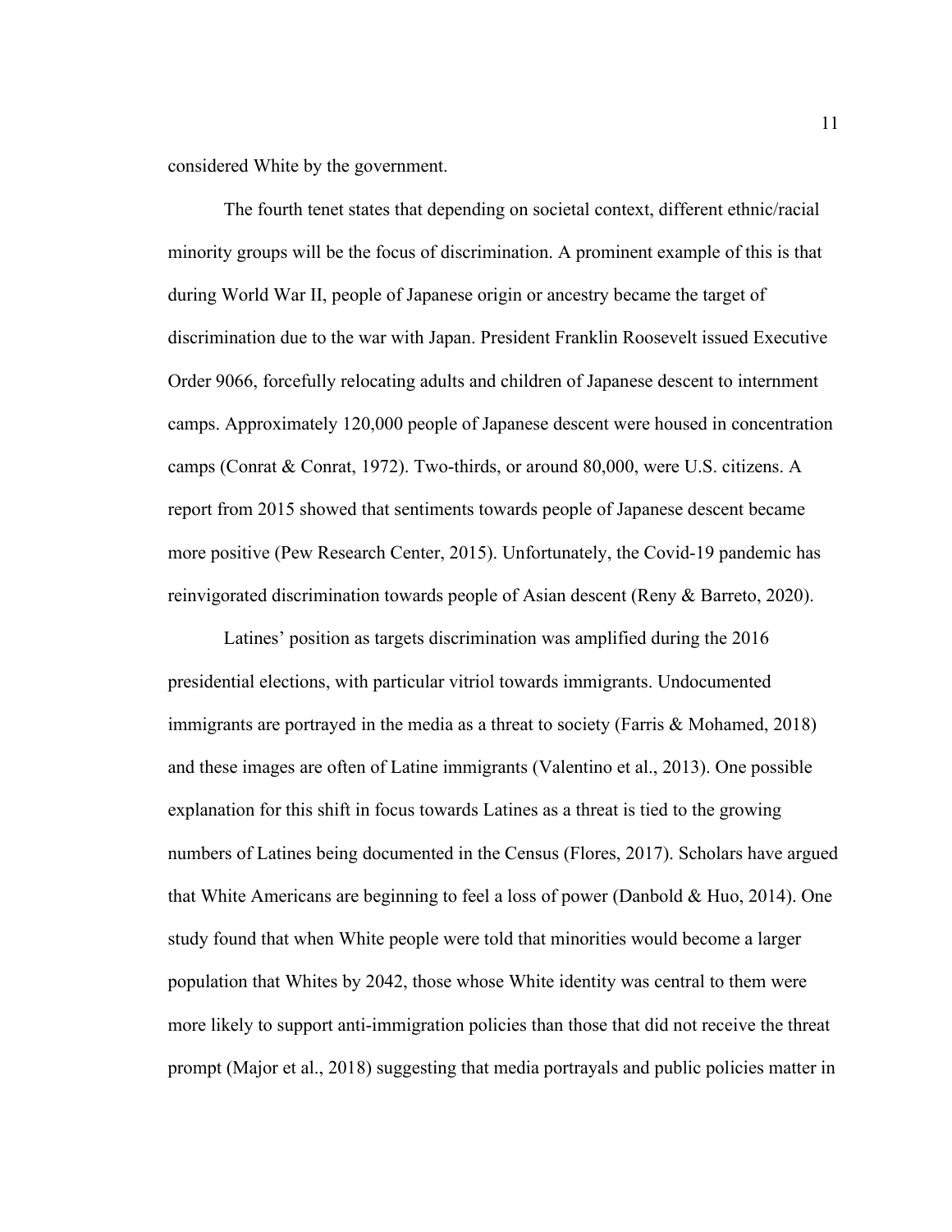considered White by the government.

The fourth tenet states that depending on societal context, different ethnic/racial minority groups will be the focus of discrimination. A prominent example of this is that during World War II, people of Japanese origin or ancestry became the target of discrimination due to the war with Japan. President Franklin Roosevelt issued Executive Order 9066, forcefully relocating adults and children of Japanese descent to internment camps. Approximately 120,000 people of Japanese descent were housed in concentration camps (Conrat & Conrat, 1972). Two-thirds, or around 80,000, were U.S. citizens. A report from 2015 showed that sentiments towards people of Japanese descent became more positive (Pew Research Center, 2015). Unfortunately, the Covid-19 pandemic has reinvigorated discrimination towards people of Asian descent (Reny & Barreto, 2020).

Latines' position as targets discrimination was amplified during the 2016 presidential elections, with particular vitriol towards immigrants. Undocumented immigrants are portrayed in the media as a threat to society (Farris & Mohamed, 2018) and these images are often of Latine immigrants (Valentino et al., 2013). One possible explanation for this shift in focus towards Latines as a threat is tied to the growing numbers of Latines being documented in the Census (Flores, 2017). Scholars have argued that White Americans are beginning to feel a loss of power (Danbold & Huo, 2014). One study found that when White people were told that minorities would become a larger population that Whites by 2042, those whose White identity was central to them were more likely to support anti-immigration policies than those that did not receive the threat prompt (Major et al., 2018) suggesting that media portrayals and public policies matter in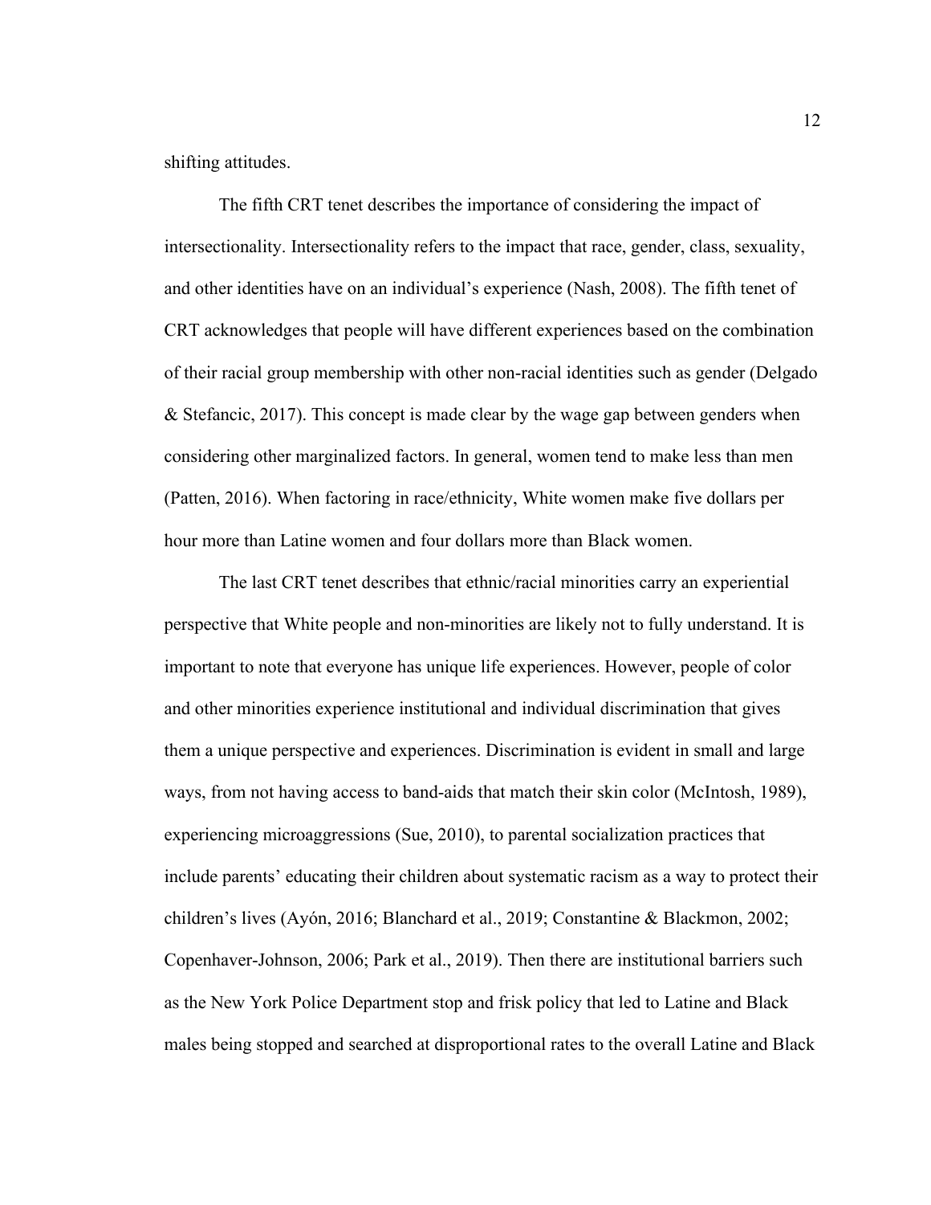shifting attitudes.

The fifth CRT tenet describes the importance of considering the impact of intersectionality. Intersectionality refers to the impact that race, gender, class, sexuality, and other identities have on an individual's experience (Nash, 2008). The fifth tenet of CRT acknowledges that people will have different experiences based on the combination of their racial group membership with other non-racial identities such as gender (Delgado & Stefancic, 2017). This concept is made clear by the wage gap between genders when considering other marginalized factors. In general, women tend to make less than men (Patten, 2016). When factoring in race/ethnicity, White women make five dollars per hour more than Latine women and four dollars more than Black women.

The last CRT tenet describes that ethnic/racial minorities carry an experiential perspective that White people and non-minorities are likely not to fully understand. It is important to note that everyone has unique life experiences. However, people of color and other minorities experience institutional and individual discrimination that gives them a unique perspective and experiences. Discrimination is evident in small and large ways, from not having access to band-aids that match their skin color (McIntosh, 1989), experiencing microaggressions (Sue, 2010), to parental socialization practices that include parents' educating their children about systematic racism as a way to protect their children's lives (Ayón, 2016; Blanchard et al., 2019; Constantine & Blackmon, 2002; Copenhaver-Johnson, 2006; Park et al., 2019). Then there are institutional barriers such as the New York Police Department stop and frisk policy that led to Latine and Black males being stopped and searched at disproportional rates to the overall Latine and Black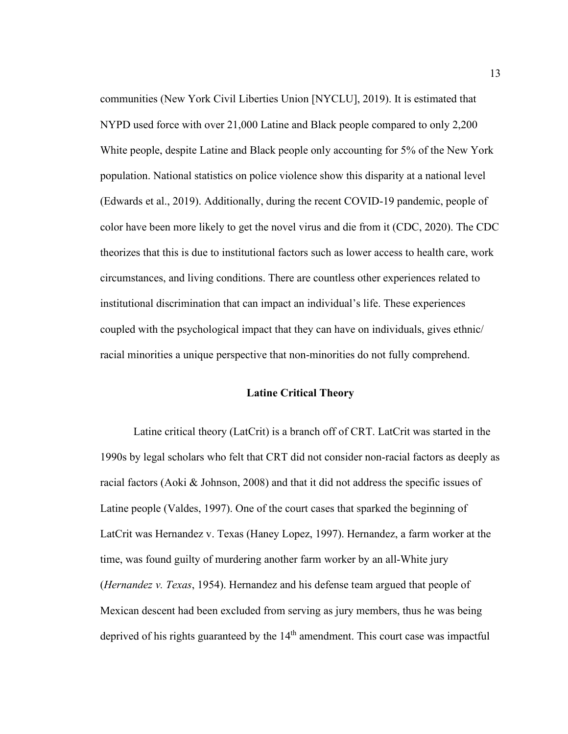communities (New York Civil Liberties Union [NYCLU], 2019). It is estimated that NYPD used force with over 21,000 Latine and Black people compared to only 2,200 White people, despite Latine and Black people only accounting for 5% of the New York population. National statistics on police violence show this disparity at a national level (Edwards et al., 2019). Additionally, during the recent COVID-19 pandemic, people of color have been more likely to get the novel virus and die from it (CDC, 2020). The CDC theorizes that this is due to institutional factors such as lower access to health care, work circumstances, and living conditions. There are countless other experiences related to institutional discrimination that can impact an individual's life. These experiences coupled with the psychological impact that they can have on individuals, gives ethnic/ racial minorities a unique perspective that non-minorities do not fully comprehend.

## Latine Critical Theory

Latine critical theory (LatCrit) is a branch off of CRT. LatCrit was started in the 1990s by legal scholars who felt that CRT did not consider non-racial factors as deeply as racial factors (Aoki & Johnson, 2008) and that it did not address the specific issues of Latine people (Valdes, 1997). One of the court cases that sparked the beginning of LatCrit was Hernandez v. Texas (Haney Lopez, 1997). Hernandez, a farm worker at the time, was found guilty of murdering another farm worker by an all-White jury (*Hernandez v. Texas*, 1954). Hernandez and his defense team argued that people of Mexican descent had been excluded from serving as jury members, thus he was being deprived of his rights guaranteed by the 14th amendment. This court case was impactful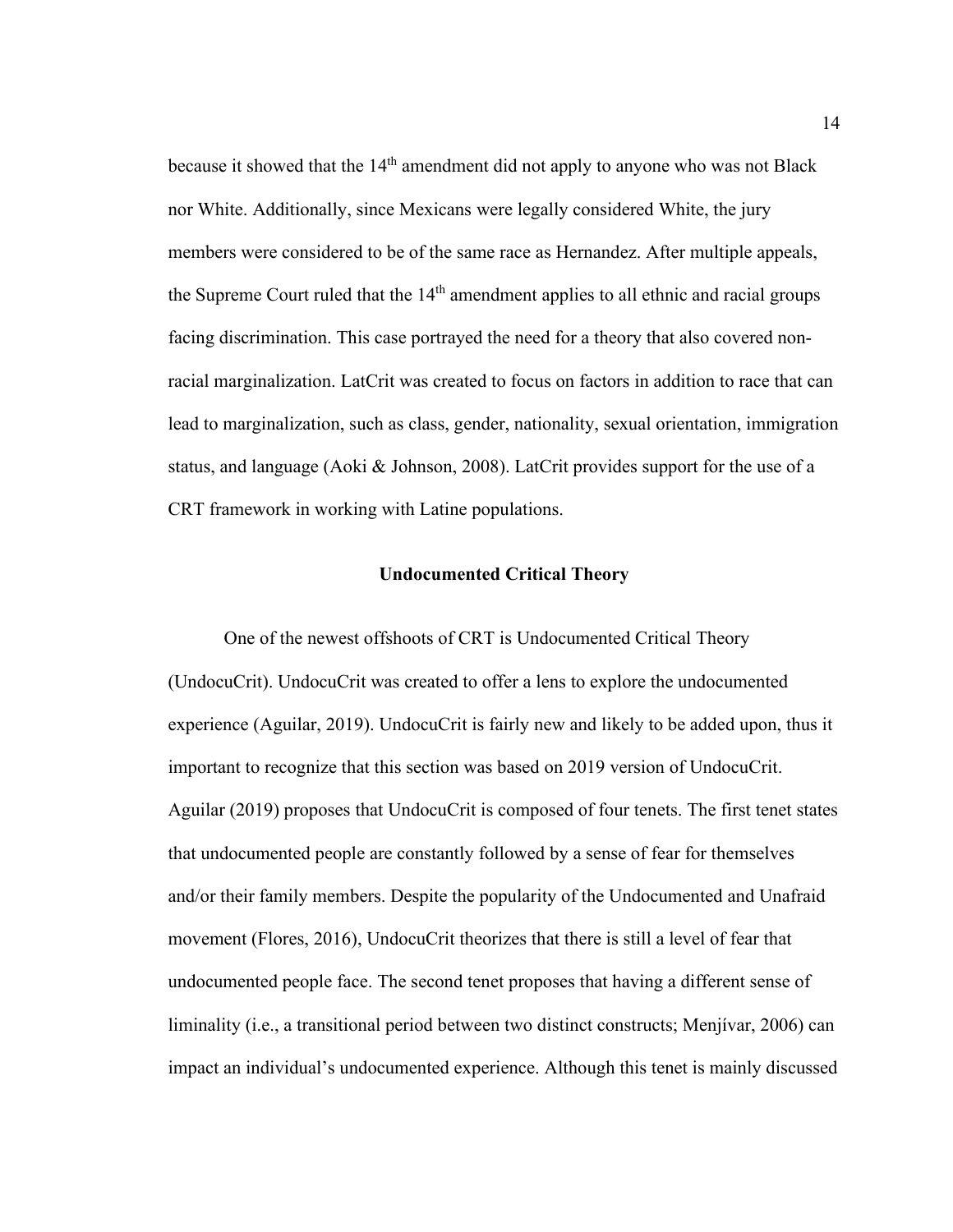because it showed that the 14th amendment did not apply to anyone who was not Black nor White. Additionally, since Mexicans were legally considered White, the jury members were considered to be of the same race as Hernandez. After multiple appeals, the Supreme Court ruled that the 14th amendment applies to all ethnic and racial groups facing discrimination. This case portrayed the need for a theory that also covered non-racial marginalization. LatCrit was created to focus on factors in addition to race that can lead to marginalization, such as class, gender, nationality, sexual orientation, immigration status, and language (Aoki & Johnson, 2008). LatCrit provides support for the use of a CRT framework in working with Latine populations.

## Undocumented Critical Theory

One of the newest offshoots of CRT is Undocumented Critical Theory (UndocuCrit). UndocuCrit was created to offer a lens to explore the undocumented experience (Aguilar, 2019). UndocuCrit is fairly new and likely to be added upon, thus it important to recognize that this section was based on 2019 version of UndocuCrit. Aguilar (2019) proposes that UndocuCrit is composed of four tenets. The first tenet states that undocumented people are constantly followed by a sense of fear for themselves and/or their family members. Despite the popularity of the Undocumented and Unafraid movement (Flores, 2016), UndocuCrit theorizes that there is still a level of fear that undocumented people face. The second tenet proposes that having a different sense of liminality (i.e., a transitional period between two distinct constructs; Menjívar, 2006) can impact an individual's undocumented experience. Although this tenet is mainly discussed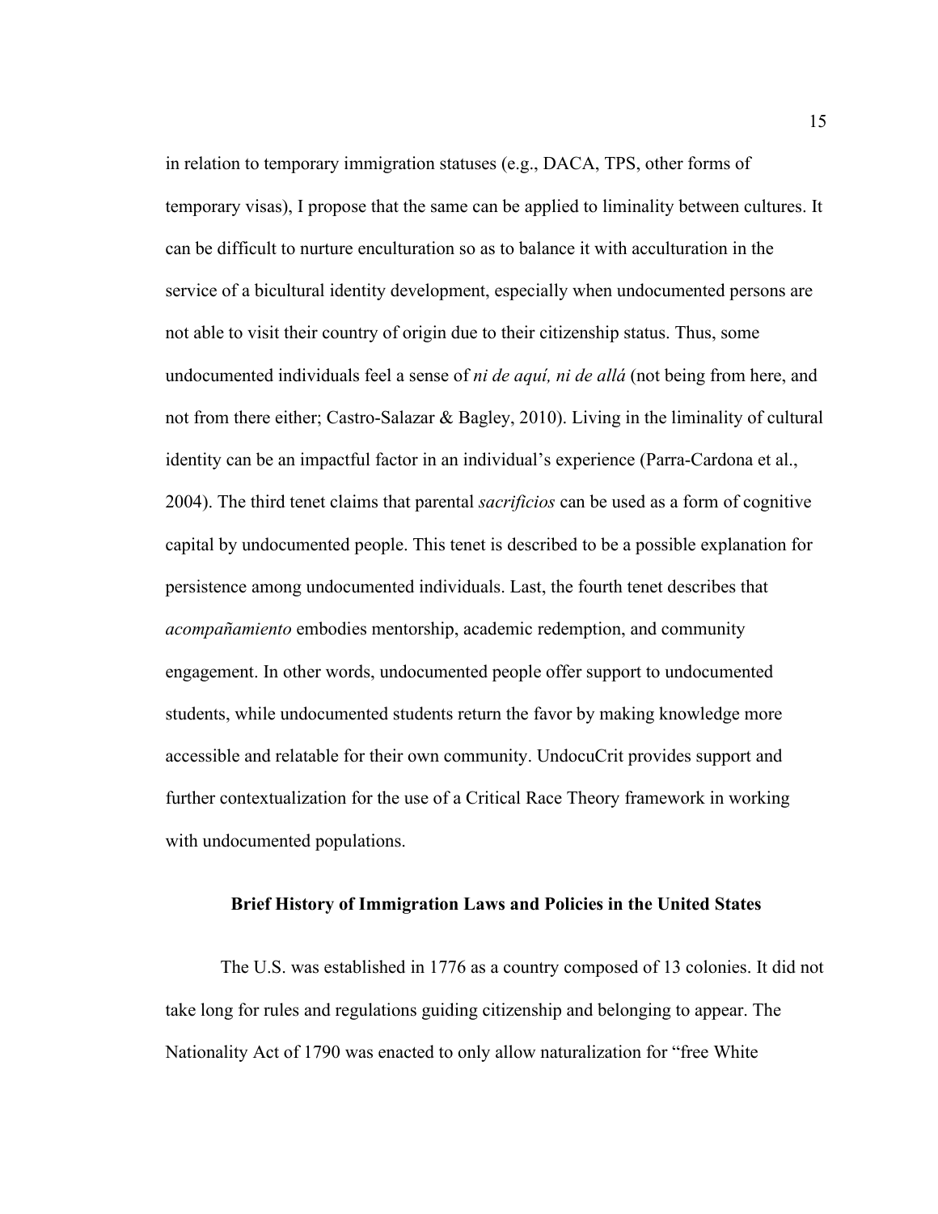in relation to temporary immigration statuses (e.g., DACA, TPS, other forms of temporary visas), I propose that the same can be applied to liminality between cultures. It can be difficult to nurture enculturation so as to balance it with acculturation in the service of a bicultural identity development, especially when undocumented persons are not able to visit their country of origin due to their citizenship status. Thus, some undocumented individuals feel a sense of *ni de aquí, ni de allá* (not being from here, and not from there either; Castro-Salazar & Bagley, 2010). Living in the liminality of cultural identity can be an impactful factor in an individual's experience (Parra-Cardona et al., 2004). The third tenet claims that parental *sacrificios* can be used as a form of cognitive capital by undocumented people. This tenet is described to be a possible explanation for persistence among undocumented individuals. Last, the fourth tenet describes that *acompañamiento* embodies mentorship, academic redemption, and community engagement. In other words, undocumented people offer support to undocumented students, while undocumented students return the favor by making knowledge more accessible and relatable for their own community. UndocuCrit provides support and further contextualization for the use of a Critical Race Theory framework in working with undocumented populations.

## Brief History of Immigration Laws and Policies in the United States

The U.S. was established in 1776 as a country composed of 13 colonies. It did not take long for rules and regulations guiding citizenship and belonging to appear. The Nationality Act of 1790 was enacted to only allow naturalization for "free White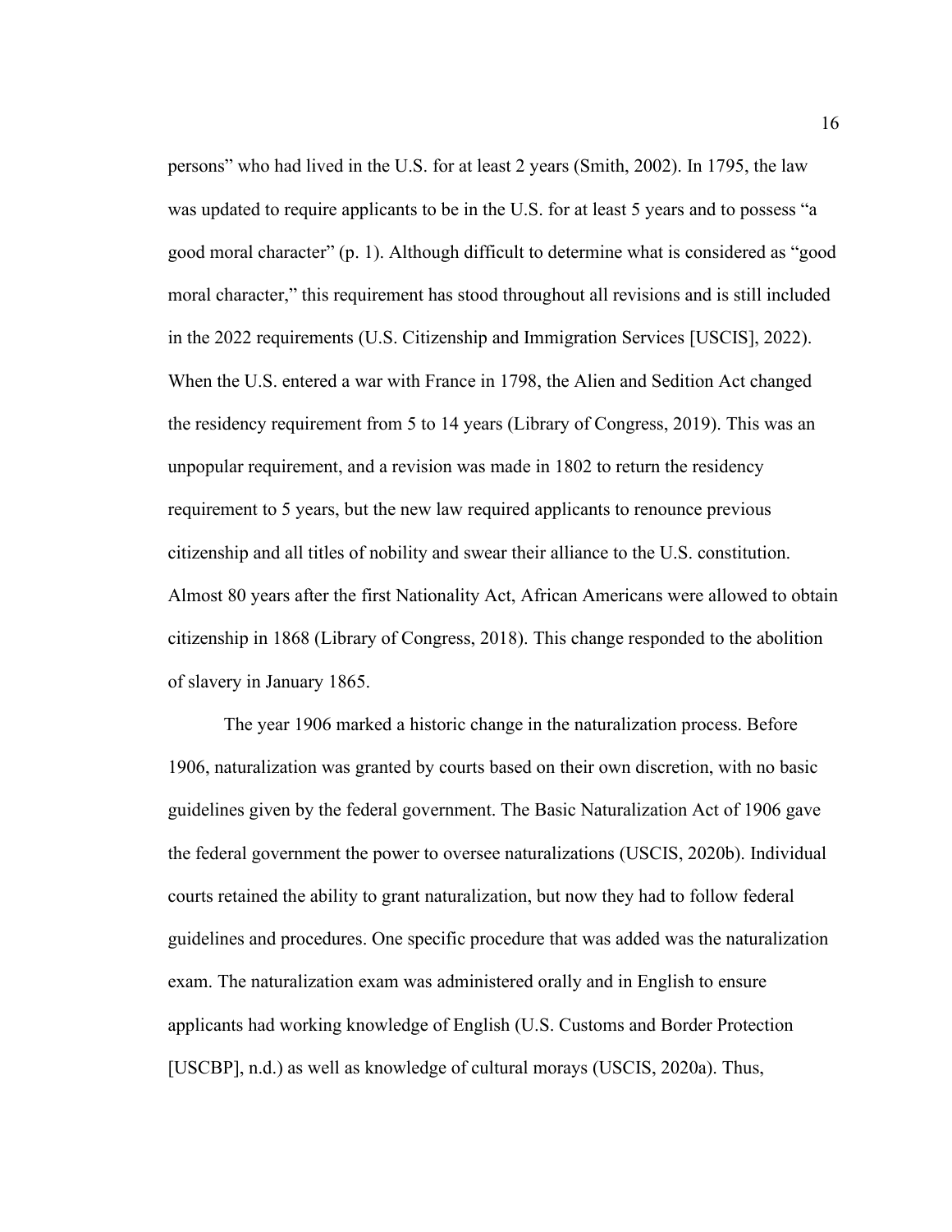persons" who had lived in the U.S. for at least 2 years (Smith, 2002). In 1795, the law was updated to require applicants to be in the U.S. for at least 5 years and to possess "a good moral character" (p. 1). Although difficult to determine what is considered as "good moral character," this requirement has stood throughout all revisions and is still included in the 2022 requirements (U.S. Citizenship and Immigration Services [USCIS], 2022). When the U.S. entered a war with France in 1798, the Alien and Sedition Act changed the residency requirement from 5 to 14 years (Library of Congress, 2019). This was an unpopular requirement, and a revision was made in 1802 to return the residency requirement to 5 years, but the new law required applicants to renounce previous citizenship and all titles of nobility and swear their alliance to the U.S. constitution. Almost 80 years after the first Nationality Act, African Americans were allowed to obtain citizenship in 1868 (Library of Congress, 2018). This change responded to the abolition of slavery in January 1865.

The year 1906 marked a historic change in the naturalization process. Before 1906, naturalization was granted by courts based on their own discretion, with no basic guidelines given by the federal government. The Basic Naturalization Act of 1906 gave the federal government the power to oversee naturalizations (USCIS, 2020b). Individual courts retained the ability to grant naturalization, but now they had to follow federal guidelines and procedures. One specific procedure that was added was the naturalization exam. The naturalization exam was administered orally and in English to ensure applicants had working knowledge of English (U.S. Customs and Border Protection [USCBP], n.d.) as well as knowledge of cultural morays (USCIS, 2020a). Thus,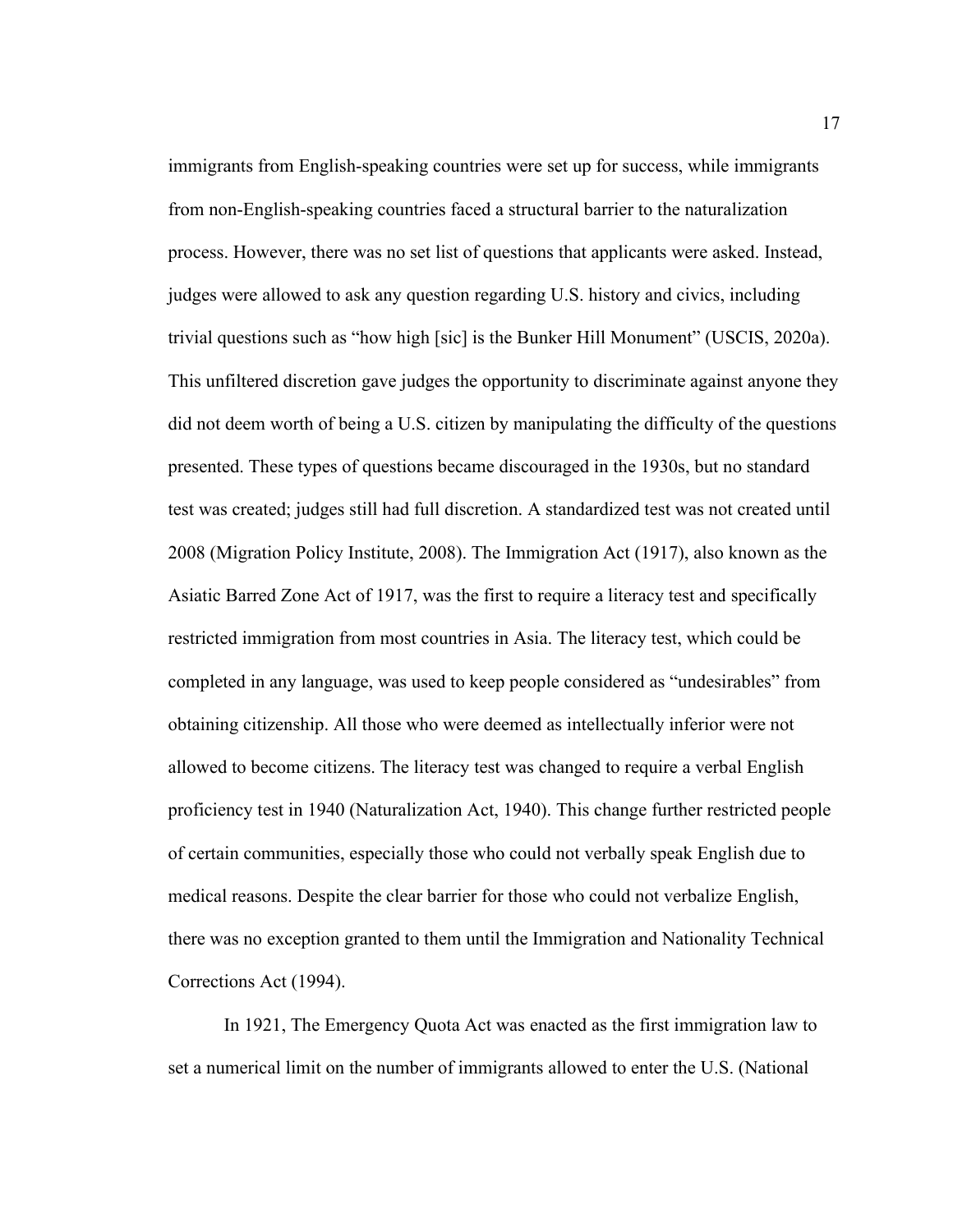immigrants from English-speaking countries were set up for success, while immigrants from non-English-speaking countries faced a structural barrier to the naturalization process. However, there was no set list of questions that applicants were asked. Instead, judges were allowed to ask any question regarding U.S. history and civics, including trivial questions such as "how high [sic] is the Bunker Hill Monument" (USCIS, 2020a). This unfiltered discretion gave judges the opportunity to discriminate against anyone they did not deem worth of being a U.S. citizen by manipulating the difficulty of the questions presented. These types of questions became discouraged in the 1930s, but no standard test was created; judges still had full discretion. A standardized test was not created until 2008 (Migration Policy Institute, 2008). The Immigration Act (1917), also known as the Asiatic Barred Zone Act of 1917, was the first to require a literacy test and specifically restricted immigration from most countries in Asia. The literacy test, which could be completed in any language, was used to keep people considered as "undesirables" from obtaining citizenship. All those who were deemed as intellectually inferior were not allowed to become citizens. The literacy test was changed to require a verbal English proficiency test in 1940 (Naturalization Act, 1940). This change further restricted people of certain communities, especially those who could not verbally speak English due to medical reasons. Despite the clear barrier for those who could not verbalize English, there was no exception granted to them until the Immigration and Nationality Technical Corrections Act (1994).

In 1921, The Emergency Quota Act was enacted as the first immigration law to set a numerical limit on the number of immigrants allowed to enter the U.S. (National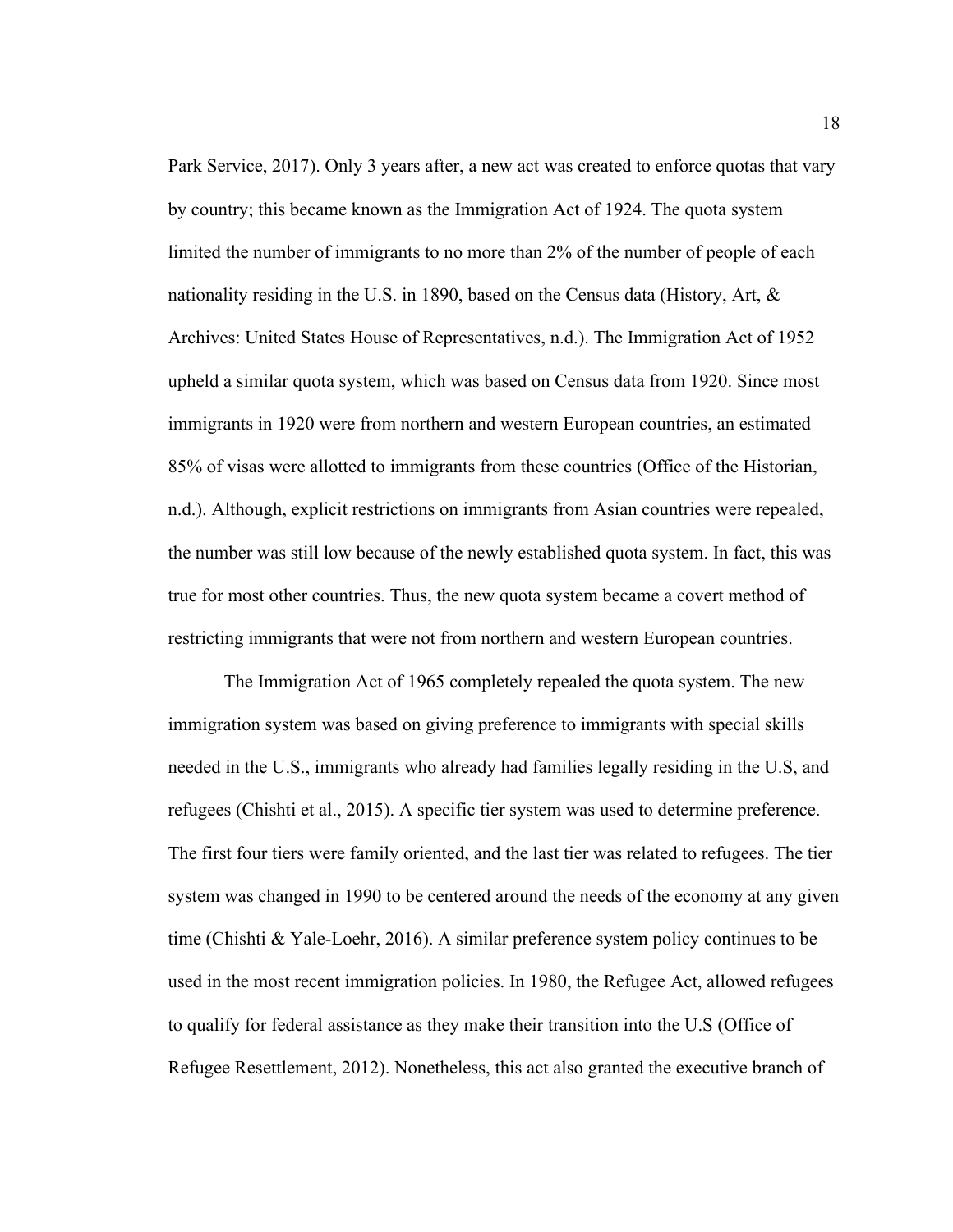Park Service, 2017). Only 3 years after, a new act was created to enforce quotas that vary by country; this became known as the Immigration Act of 1924. The quota system limited the number of immigrants to no more than 2% of the number of people of each nationality residing in the U.S. in 1890, based on the Census data (History, Art, & Archives: United States House of Representatives, n.d.). The Immigration Act of 1952 upheld a similar quota system, which was based on Census data from 1920. Since most immigrants in 1920 were from northern and western European countries, an estimated 85% of visas were allotted to immigrants from these countries (Office of the Historian, n.d.). Although, explicit restrictions on immigrants from Asian countries were repealed, the number was still low because of the newly established quota system. In fact, this was true for most other countries. Thus, the new quota system became a covert method of restricting immigrants that were not from northern and western European countries.

The Immigration Act of 1965 completely repealed the quota system. The new immigration system was based on giving preference to immigrants with special skills needed in the U.S., immigrants who already had families legally residing in the U.S, and refugees (Chishti et al., 2015). A specific tier system was used to determine preference. The first four tiers were family oriented, and the last tier was related to refugees. The tier system was changed in 1990 to be centered around the needs of the economy at any given time (Chishti & Yale-Loehr, 2016). A similar preference system policy continues to be used in the most recent immigration policies. In 1980, the Refugee Act, allowed refugees to qualify for federal assistance as they make their transition into the U.S (Office of Refugee Resettlement, 2012). Nonetheless, this act also granted the executive branch of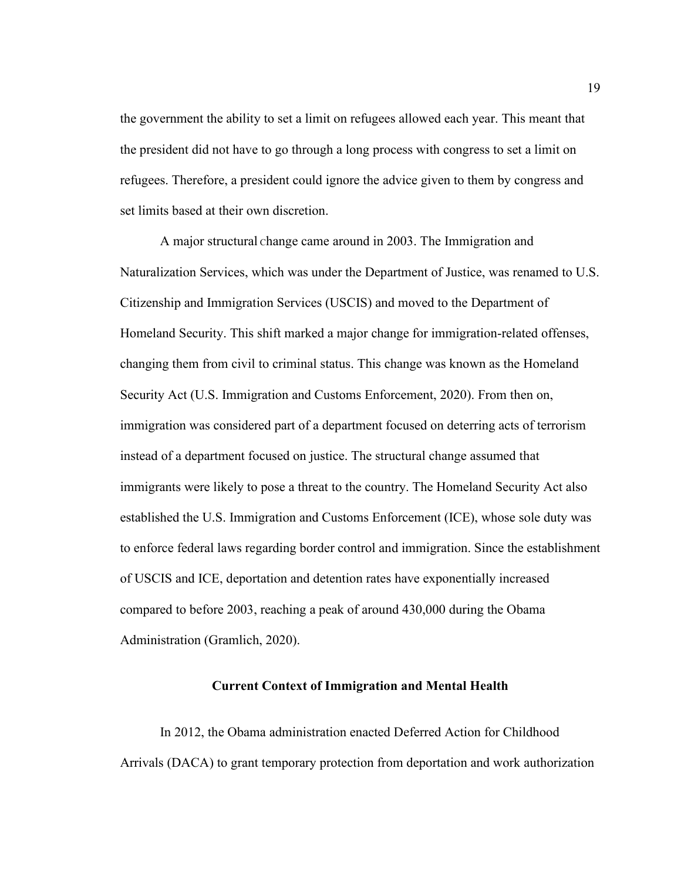the government the ability to set a limit on refugees allowed each year. This meant that the president did not have to go through a long process with congress to set a limit on refugees. Therefore, a president could ignore the advice given to them by congress and set limits based at their own discretion.

A major structural change came around in 2003. The Immigration and Naturalization Services, which was under the Department of Justice, was renamed to U.S. Citizenship and Immigration Services (USCIS) and moved to the Department of Homeland Security. This shift marked a major change for immigration-related offenses, changing them from civil to criminal status. This change was known as the Homeland Security Act (U.S. Immigration and Customs Enforcement, 2020). From then on, immigration was considered part of a department focused on deterring acts of terrorism instead of a department focused on justice. The structural change assumed that immigrants were likely to pose a threat to the country. The Homeland Security Act also established the U.S. Immigration and Customs Enforcement (ICE), whose sole duty was to enforce federal laws regarding border control and immigration. Since the establishment of USCIS and ICE, deportation and detention rates have exponentially increased compared to before 2003, reaching a peak of around 430,000 during the Obama Administration (Gramlich, 2020).

## Current Context of Immigration and Mental Health

In 2012, the Obama administration enacted Deferred Action for Childhood Arrivals (DACA) to grant temporary protection from deportation and work authorization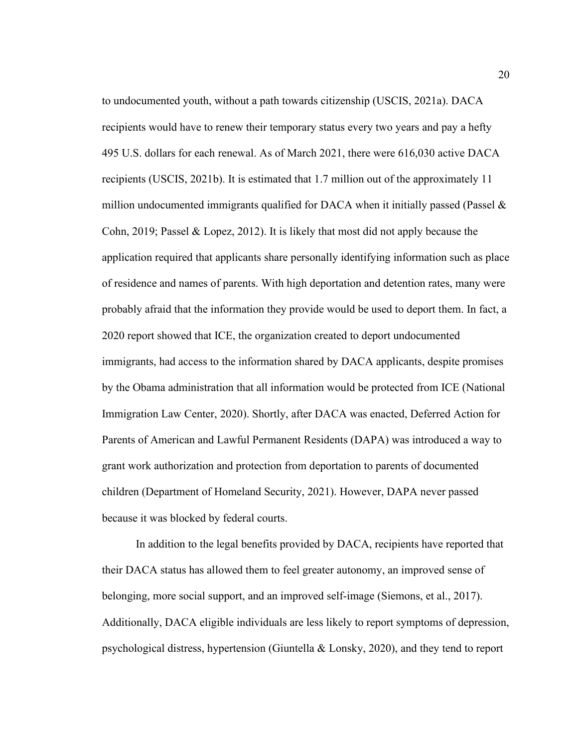to undocumented youth, without a path towards citizenship (USCIS, 2021a). DACA recipients would have to renew their temporary status every two years and pay a hefty 495 U.S. dollars for each renewal. As of March 2021, there were 616,030 active DACA recipients (USCIS, 2021b). It is estimated that 1.7 million out of the approximately 11 million undocumented immigrants qualified for DACA when it initially passed (Passel & Cohn, 2019; Passel & Lopez, 2012). It is likely that most did not apply because the application required that applicants share personally identifying information such as place of residence and names of parents. With high deportation and detention rates, many were probably afraid that the information they provide would be used to deport them. In fact, a 2020 report showed that ICE, the organization created to deport undocumented immigrants, had access to the information shared by DACA applicants, despite promises by the Obama administration that all information would be protected from ICE (National Immigration Law Center, 2020). Shortly, after DACA was enacted, Deferred Action for Parents of American and Lawful Permanent Residents (DAPA) was introduced a way to grant work authorization and protection from deportation to parents of documented children (Department of Homeland Security, 2021). However, DAPA never passed because it was blocked by federal courts.

In addition to the legal benefits provided by DACA, recipients have reported that their DACA status has allowed them to feel greater autonomy, an improved sense of belonging, more social support, and an improved self-image (Siemons, et al., 2017). Additionally, DACA eligible individuals are less likely to report symptoms of depression, psychological distress, hypertension (Giuntella & Lonsky, 2020), and they tend to report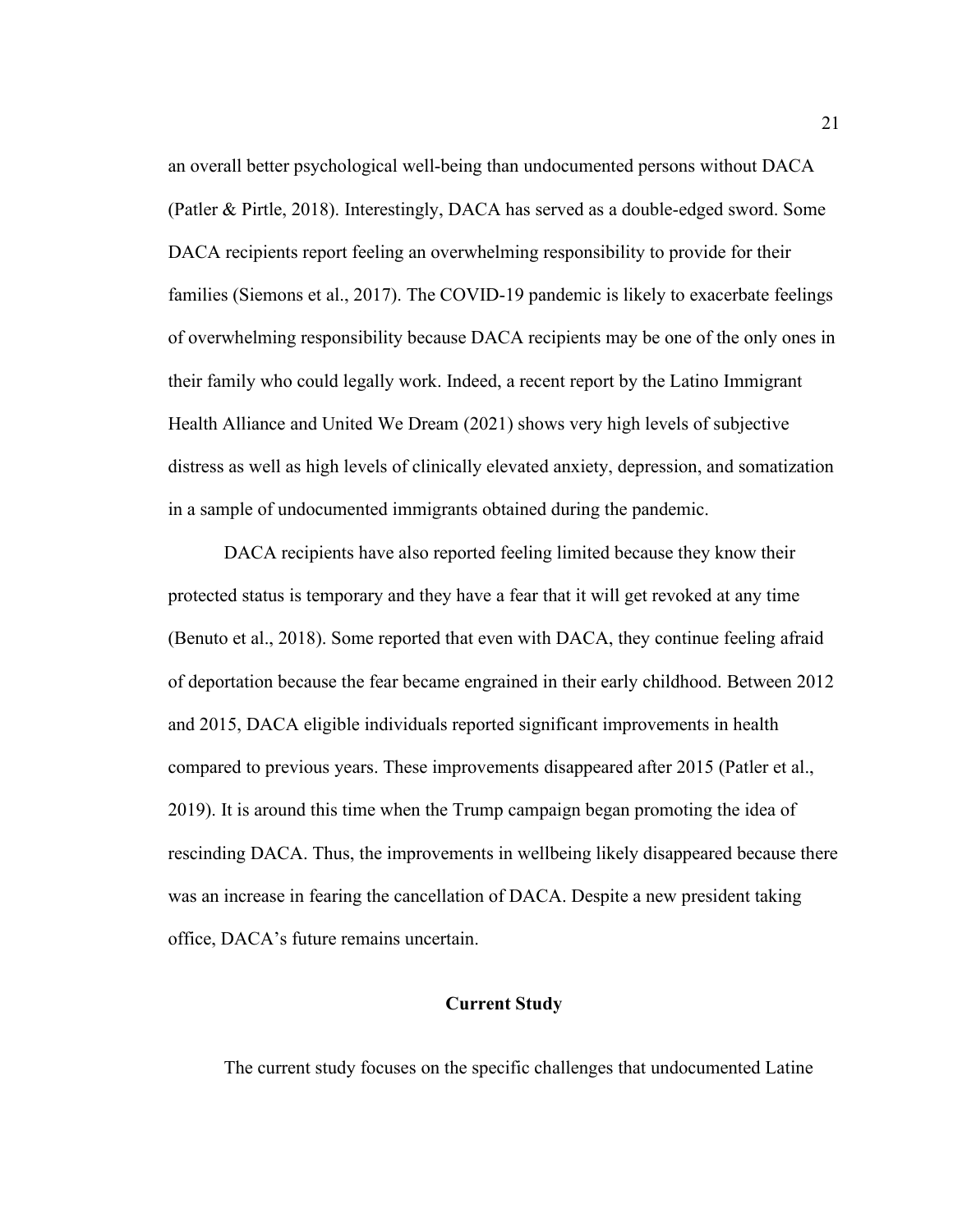an overall better psychological well-being than undocumented persons without DACA (Patler & Pirtle, 2018). Interestingly, DACA has served as a double-edged sword. Some DACA recipients report feeling an overwhelming responsibility to provide for their families (Siemons et al., 2017). The COVID-19 pandemic is likely to exacerbate feelings of overwhelming responsibility because DACA recipients may be one of the only ones in their family who could legally work. Indeed, a recent report by the Latino Immigrant Health Alliance and United We Dream (2021) shows very high levels of subjective distress as well as high levels of clinically elevated anxiety, depression, and somatization in a sample of undocumented immigrants obtained during the pandemic.

DACA recipients have also reported feeling limited because they know their protected status is temporary and they have a fear that it will get revoked at any time (Benuto et al., 2018). Some reported that even with DACA, they continue feeling afraid of deportation because the fear became engrained in their early childhood. Between 2012 and 2015, DACA eligible individuals reported significant improvements in health compared to previous years. These improvements disappeared after 2015 (Patler et al., 2019). It is around this time when the Trump campaign began promoting the idea of rescinding DACA. Thus, the improvements in wellbeing likely disappeared because there was an increase in fearing the cancellation of DACA. Despite a new president taking office, DACA's future remains uncertain.

## Current Study

The current study focuses on the specific challenges that undocumented Latine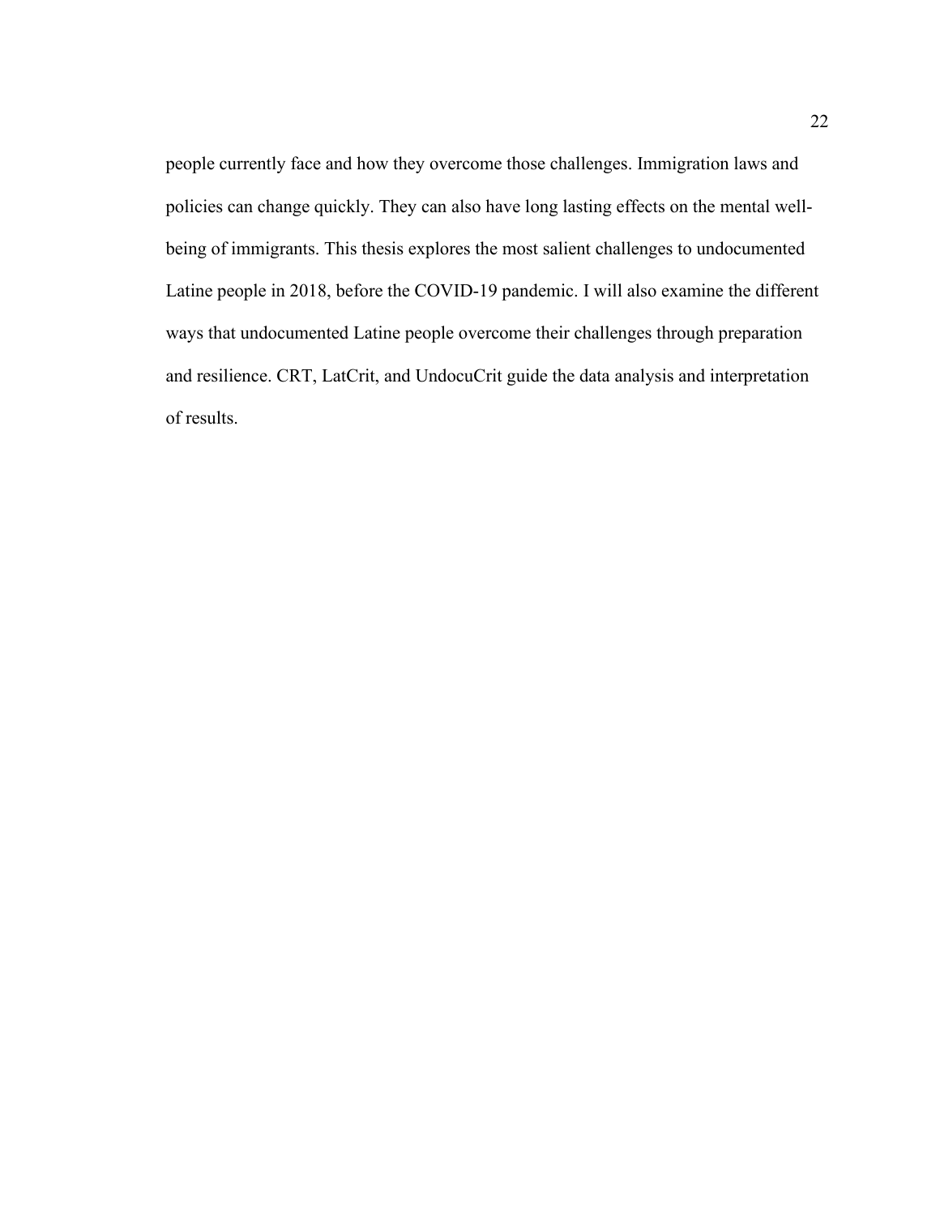people currently face and how they overcome those challenges. Immigration laws and policies can change quickly. They can also have long lasting effects on the mental well-being of immigrants. This thesis explores the most salient challenges to undocumented Latine people in 2018, before the COVID-19 pandemic. I will also examine the different ways that undocumented Latine people overcome their challenges through preparation and resilience. CRT, LatCrit, and UndocuCrit guide the data analysis and interpretation of results.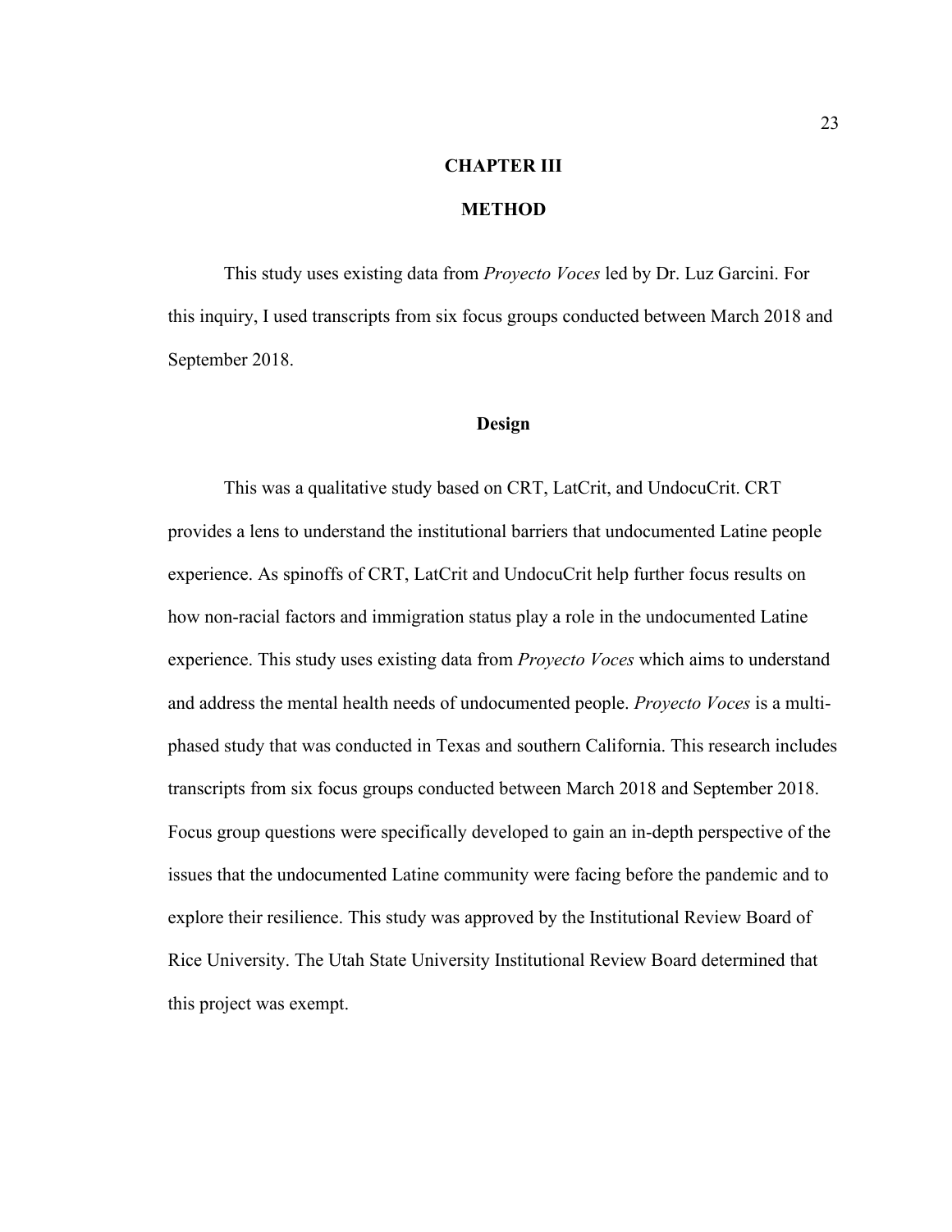# CHAPTER III

# METHOD

This study uses existing data from *Proyecto Voces* led by Dr. Luz Garcini. For this inquiry, I used transcripts from six focus groups conducted between March 2018 and September 2018.

## Design

This was a qualitative study based on CRT, LatCrit, and UndocuCrit. CRT provides a lens to understand the institutional barriers that undocumented Latine people experience. As spinoffs of CRT, LatCrit and UndocuCrit help further focus results on how non-racial factors and immigration status play a role in the undocumented Latine experience. This study uses existing data from *Proyecto Voces* which aims to understand and address the mental health needs of undocumented people. *Proyecto Voces* is a multi-phased study that was conducted in Texas and southern California. This research includes transcripts from six focus groups conducted between March 2018 and September 2018. Focus group questions were specifically developed to gain an in-depth perspective of the issues that the undocumented Latine community were facing before the pandemic and to explore their resilience. This study was approved by the Institutional Review Board of Rice University. The Utah State University Institutional Review Board determined that this project was exempt.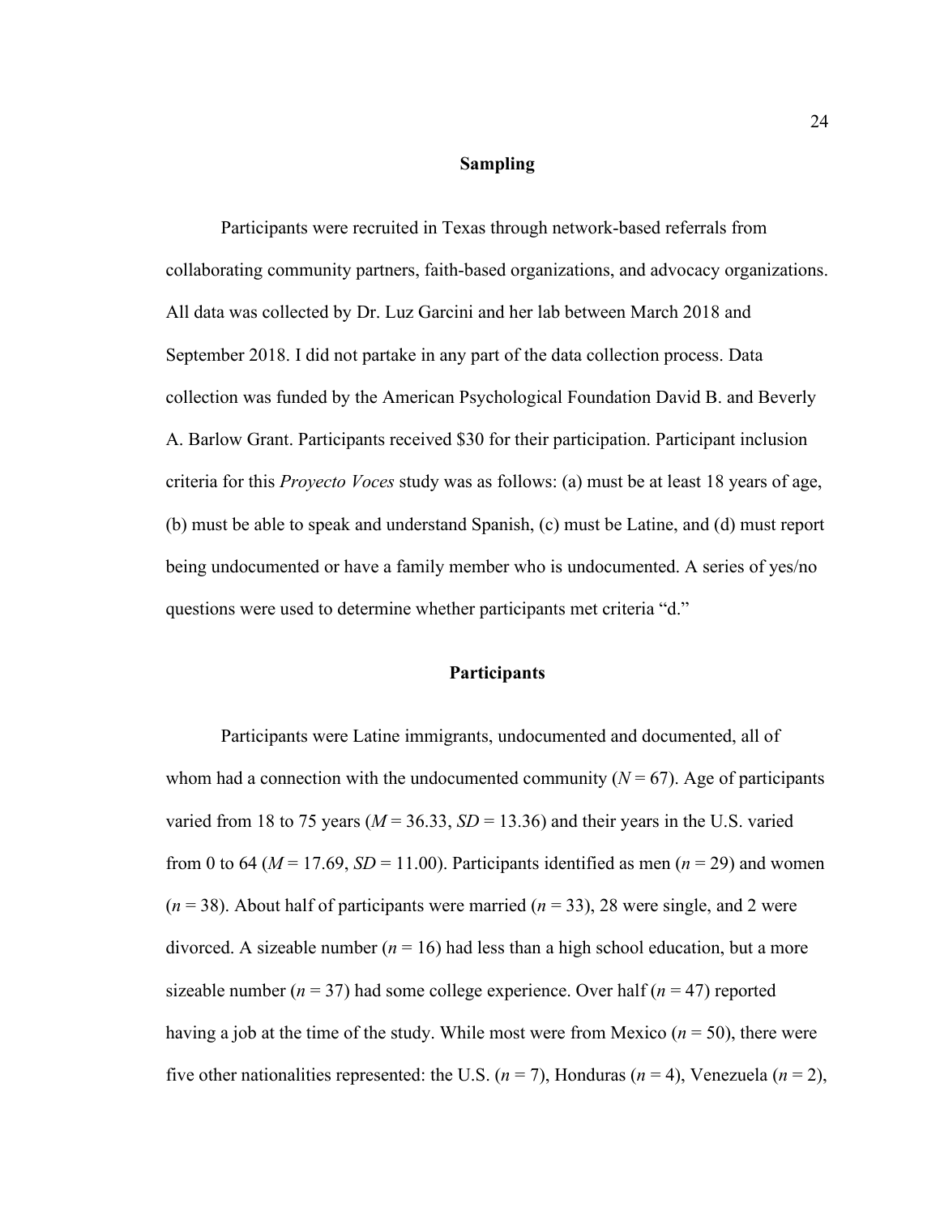## Sampling

Participants were recruited in Texas through network-based referrals from collaborating community partners, faith-based organizations, and advocacy organizations. All data was collected by Dr. Luz Garcini and her lab between March 2018 and September 2018. I did not partake in any part of the data collection process. Data collection was funded by the American Psychological Foundation David B. and Beverly A. Barlow Grant. Participants received $30 for their participation. Participant inclusion criteria for this *Proyecto Voces* study was as follows: (a) must be at least 18 years of age, (b) must be able to speak and understand Spanish, (c) must be Latine, and (d) must report being undocumented or have a family member who is undocumented. A series of yes/no questions were used to determine whether participants met criteria "d."

## Participants

Participants were Latine immigrants, undocumented and documented, all of whom had a connection with the undocumented community ($N = 67$). Age of participants varied from 18 to 75 years ($M = 36.33$, $SD = 13.36$) and their years in the U.S. varied from 0 to 64 ($M = 17.69$, $SD = 11.00$). Participants identified as men ($n = 29$) and women ($n = 38$). About half of participants were married ($n = 33$), 28 were single, and 2 were divorced. A sizeable number ($n = 16$) had less than a high school education, but a more sizeable number ($n = 37$) had some college experience. Over half ($n = 47$) reported having a job at the time of the study. While most were from Mexico ($n = 50$), there were five other nationalities represented: the U.S. ($n = 7$), Honduras ($n = 4$), Venezuela ($n = 2$),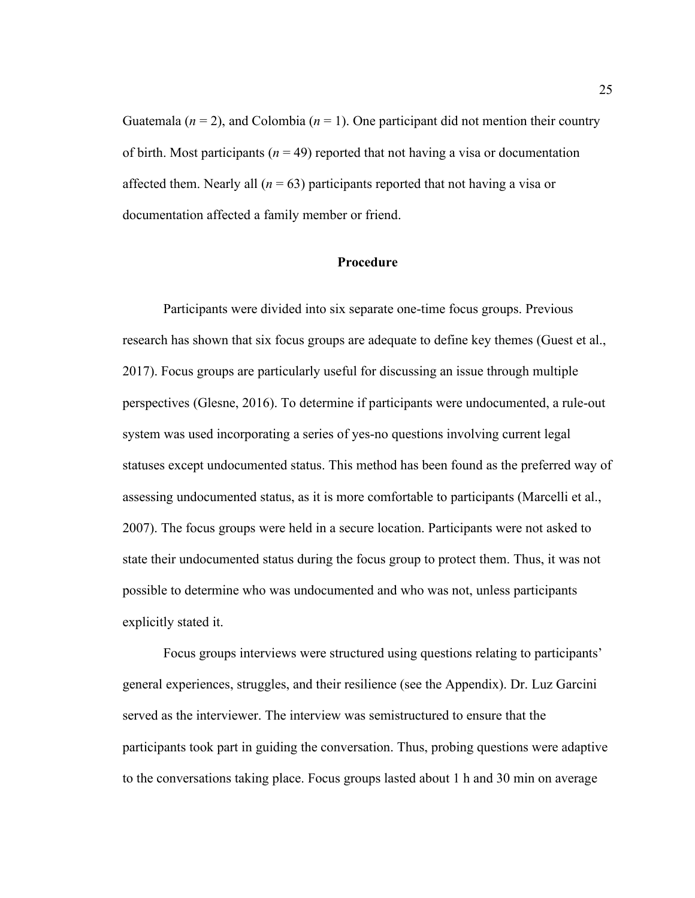Guatemala (*n* = 2), and Colombia (*n* = 1). One participant did not mention their country of birth. Most participants (*n* = 49) reported that not having a visa or documentation affected them. Nearly all (*n* = 63) participants reported that not having a visa or documentation affected a family member or friend.

## Procedure

Participants were divided into six separate one-time focus groups. Previous research has shown that six focus groups are adequate to define key themes (Guest et al., 2017). Focus groups are particularly useful for discussing an issue through multiple perspectives (Glesne, 2016). To determine if participants were undocumented, a rule-out system was used incorporating a series of yes-no questions involving current legal statuses except undocumented status. This method has been found as the preferred way of assessing undocumented status, as it is more comfortable to participants (Marcelli et al., 2007). The focus groups were held in a secure location. Participants were not asked to state their undocumented status during the focus group to protect them. Thus, it was not possible to determine who was undocumented and who was not, unless participants explicitly stated it.

Focus groups interviews were structured using questions relating to participants' general experiences, struggles, and their resilience (see the Appendix). Dr. Luz Garcini served as the interviewer. The interview was semistructured to ensure that the participants took part in guiding the conversation. Thus, probing questions were adaptive to the conversations taking place. Focus groups lasted about 1 h and 30 min on average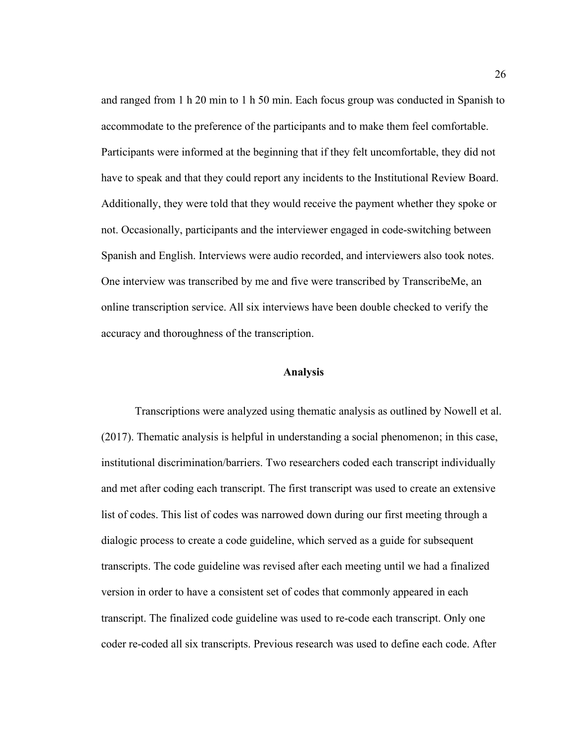and ranged from 1 h 20 min to 1 h 50 min. Each focus group was conducted in Spanish to accommodate to the preference of the participants and to make them feel comfortable. Participants were informed at the beginning that if they felt uncomfortable, they did not have to speak and that they could report any incidents to the Institutional Review Board. Additionally, they were told that they would receive the payment whether they spoke or not. Occasionally, participants and the interviewer engaged in code-switching between Spanish and English. Interviews were audio recorded, and interviewers also took notes. One interview was transcribed by me and five were transcribed by TranscribeMe, an online transcription service. All six interviews have been double checked to verify the accuracy and thoroughness of the transcription.

## Analysis

Transcriptions were analyzed using thematic analysis as outlined by Nowell et al. (2017). Thematic analysis is helpful in understanding a social phenomenon; in this case, institutional discrimination/barriers. Two researchers coded each transcript individually and met after coding each transcript. The first transcript was used to create an extensive list of codes. This list of codes was narrowed down during our first meeting through a dialogic process to create a code guideline, which served as a guide for subsequent transcripts. The code guideline was revised after each meeting until we had a finalized version in order to have a consistent set of codes that commonly appeared in each transcript. The finalized code guideline was used to re-code each transcript. Only one coder re-coded all six transcripts. Previous research was used to define each code. After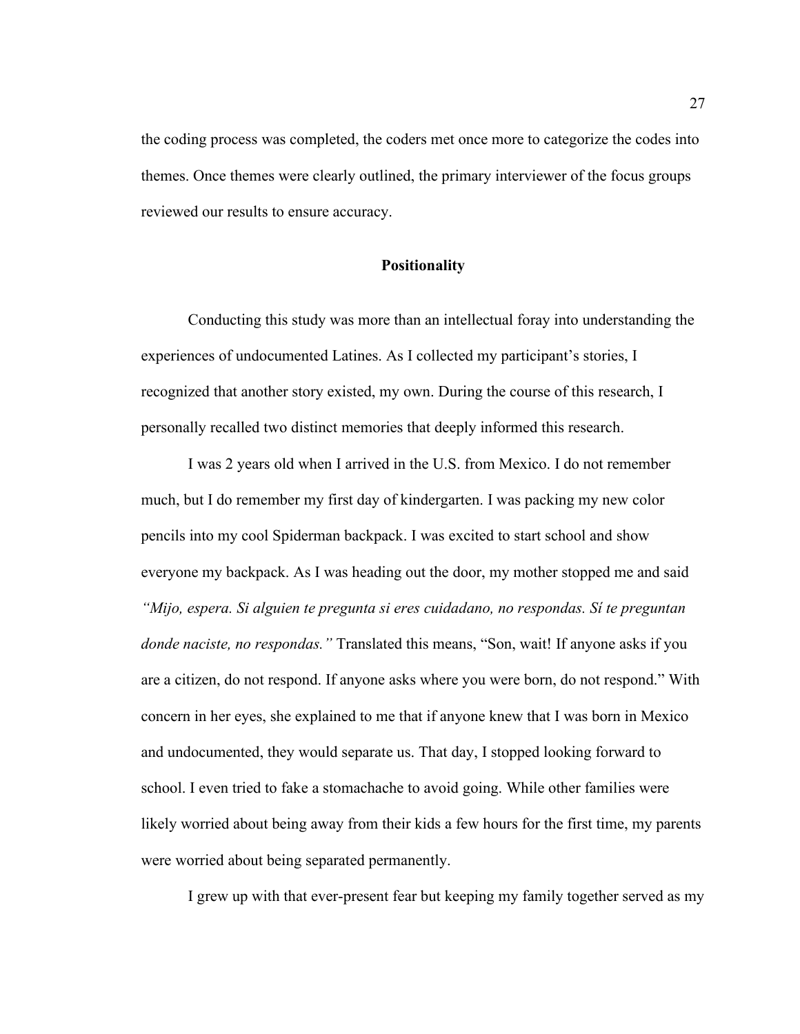the coding process was completed, the coders met once more to categorize the codes into themes. Once themes were clearly outlined, the primary interviewer of the focus groups reviewed our results to ensure accuracy.

## Positionality

Conducting this study was more than an intellectual foray into understanding the experiences of undocumented Latines. As I collected my participant's stories, I recognized that another story existed, my own. During the course of this research, I personally recalled two distinct memories that deeply informed this research.

I was 2 years old when I arrived in the U.S. from Mexico. I do not remember much, but I do remember my first day of kindergarten. I was packing my new color pencils into my cool Spiderman backpack. I was excited to start school and show everyone my backpack. As I was heading out the door, my mother stopped me and said *"Mijo, espera. Si alguien te pregunta si eres cuidadano, no respondas. Sí te preguntan donde naciste, no respondas."* Translated this means, "Son, wait! If anyone asks if you are a citizen, do not respond. If anyone asks where you were born, do not respond." With concern in her eyes, she explained to me that if anyone knew that I was born in Mexico and undocumented, they would separate us. That day, I stopped looking forward to school. I even tried to fake a stomachache to avoid going. While other families were likely worried about being away from their kids a few hours for the first time, my parents were worried about being separated permanently.

I grew up with that ever-present fear but keeping my family together served as my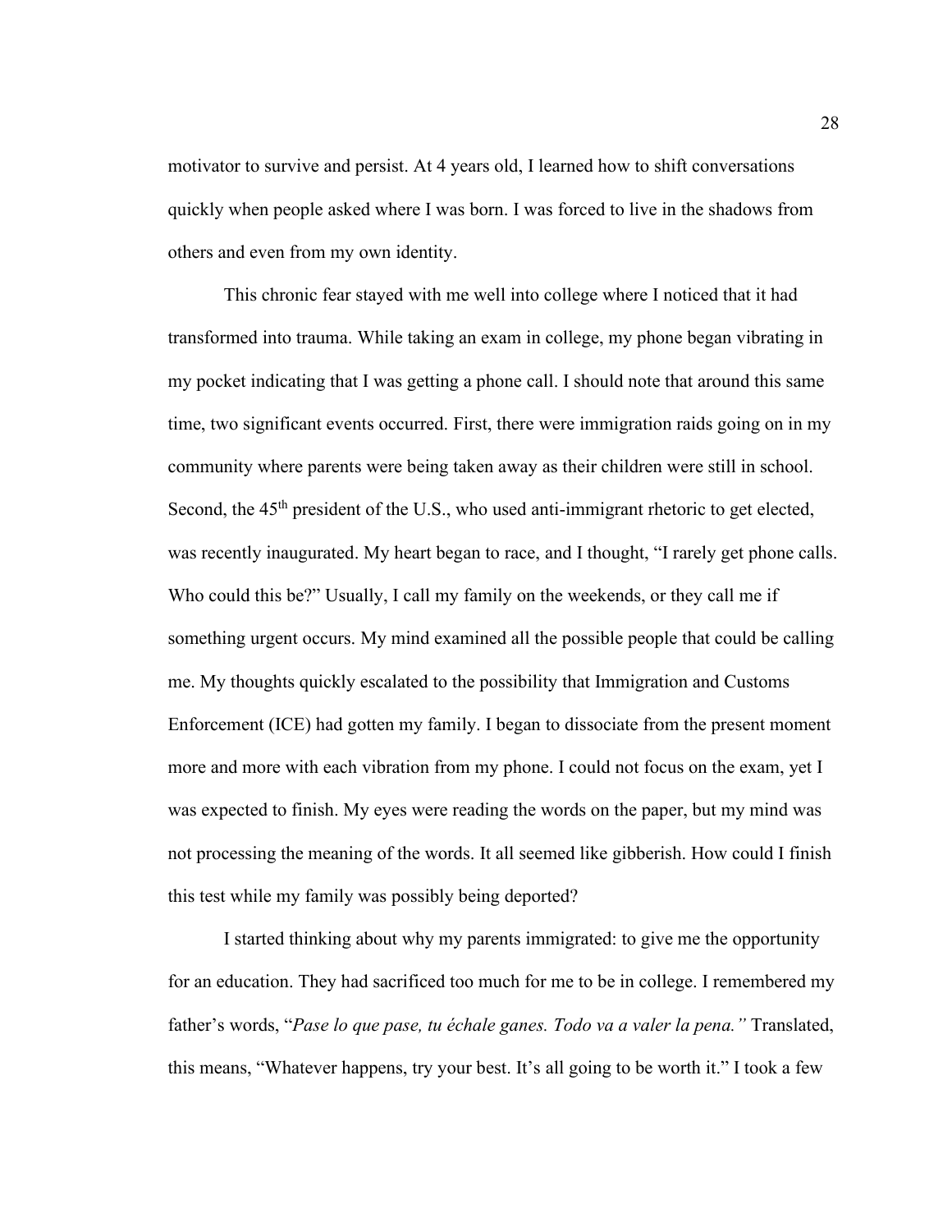motivator to survive and persist. At 4 years old, I learned how to shift conversations quickly when people asked where I was born. I was forced to live in the shadows from others and even from my own identity.

This chronic fear stayed with me well into college where I noticed that it had transformed into trauma. While taking an exam in college, my phone began vibrating in my pocket indicating that I was getting a phone call. I should note that around this same time, two significant events occurred. First, there were immigration raids going on in my community where parents were being taken away as their children were still in school. Second, the 45th president of the U.S., who used anti-immigrant rhetoric to get elected, was recently inaugurated. My heart began to race, and I thought, "I rarely get phone calls. Who could this be?" Usually, I call my family on the weekends, or they call me if something urgent occurs. My mind examined all the possible people that could be calling me. My thoughts quickly escalated to the possibility that Immigration and Customs Enforcement (ICE) had gotten my family. I began to dissociate from the present moment more and more with each vibration from my phone. I could not focus on the exam, yet I was expected to finish. My eyes were reading the words on the paper, but my mind was not processing the meaning of the words. It all seemed like gibberish. How could I finish this test while my family was possibly being deported?

I started thinking about why my parents immigrated: to give me the opportunity for an education. They had sacrificed too much for me to be in college. I remembered my father's words, "*Pase lo que pase, tu échale ganes. Todo va a valer la pena.*" Translated, this means, "Whatever happens, try your best. It's all going to be worth it." I took a few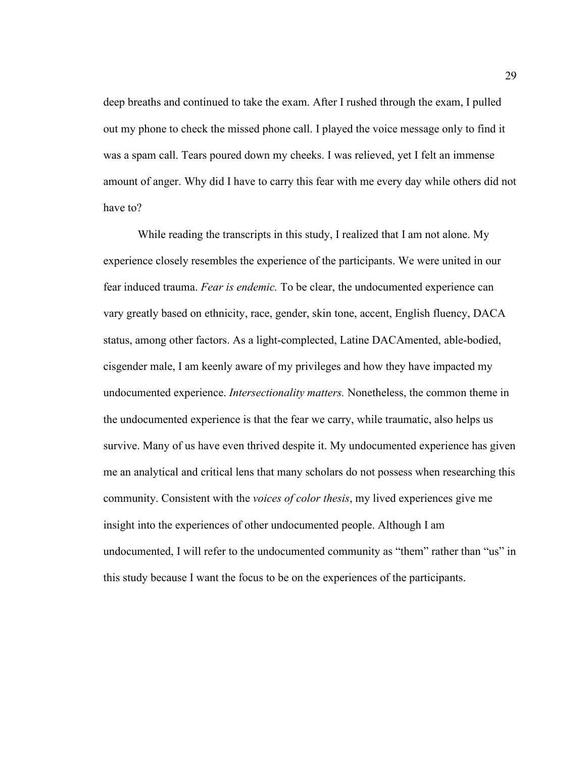deep breaths and continued to take the exam. After I rushed through the exam, I pulled out my phone to check the missed phone call. I played the voice message only to find it was a spam call. Tears poured down my cheeks. I was relieved, yet I felt an immense amount of anger. Why did I have to carry this fear with me every day while others did not have to?

While reading the transcripts in this study, I realized that I am not alone. My experience closely resembles the experience of the participants. We were united in our fear induced trauma. *Fear is endemic.* To be clear, the undocumented experience can vary greatly based on ethnicity, race, gender, skin tone, accent, English fluency, DACA status, among other factors. As a light-complected, Latine DACAmented, able-bodied, cisgender male, I am keenly aware of my privileges and how they have impacted my undocumented experience. *Intersectionality matters.* Nonetheless, the common theme in the undocumented experience is that the fear we carry, while traumatic, also helps us survive. Many of us have even thrived despite it. My undocumented experience has given me an analytical and critical lens that many scholars do not possess when researching this community. Consistent with the *voices of color thesis*, my lived experiences give me insight into the experiences of other undocumented people. Although I am undocumented, I will refer to the undocumented community as "them" rather than "us" in this study because I want the focus to be on the experiences of the participants.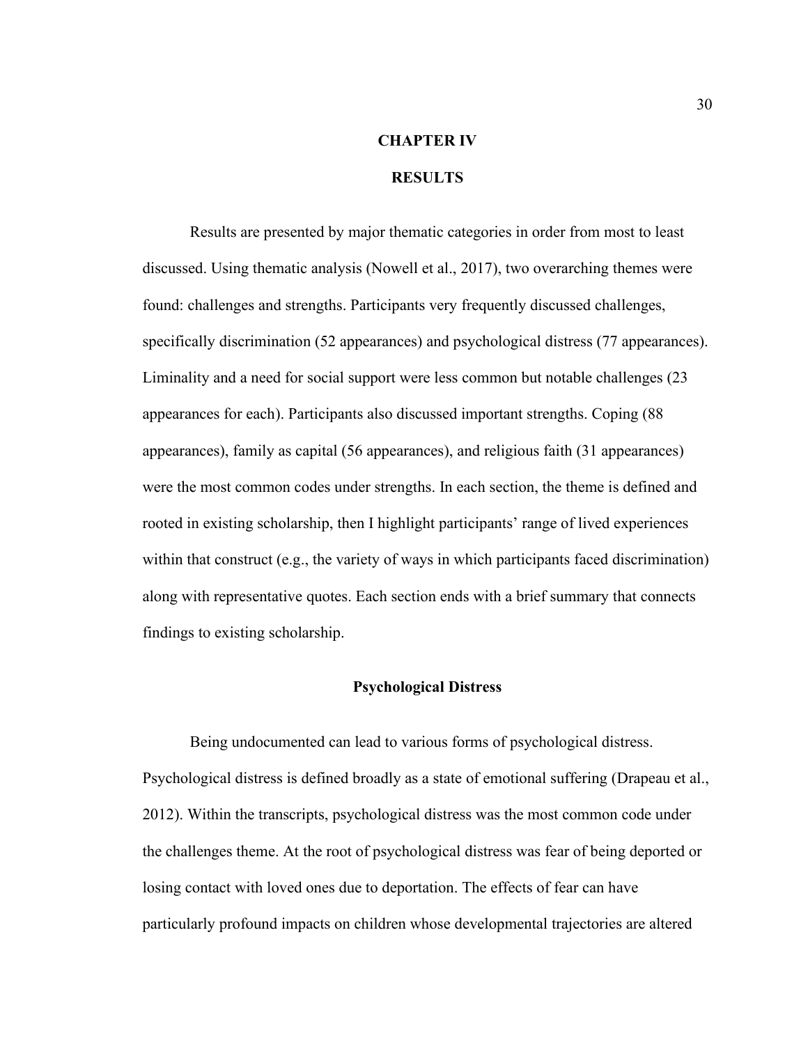# CHAPTER IV

# RESULTS

Results are presented by major thematic categories in order from most to least discussed. Using thematic analysis (Nowell et al., 2017), two overarching themes were found: challenges and strengths. Participants very frequently discussed challenges, specifically discrimination (52 appearances) and psychological distress (77 appearances). Liminality and a need for social support were less common but notable challenges (23 appearances for each). Participants also discussed important strengths. Coping (88 appearances), family as capital (56 appearances), and religious faith (31 appearances) were the most common codes under strengths. In each section, the theme is defined and rooted in existing scholarship, then I highlight participants' range of lived experiences within that construct (e.g., the variety of ways in which participants faced discrimination) along with representative quotes. Each section ends with a brief summary that connects findings to existing scholarship.

## Psychological Distress

Being undocumented can lead to various forms of psychological distress. Psychological distress is defined broadly as a state of emotional suffering (Drapeau et al., 2012). Within the transcripts, psychological distress was the most common code under the challenges theme. At the root of psychological distress was fear of being deported or losing contact with loved ones due to deportation. The effects of fear can have particularly profound impacts on children whose developmental trajectories are altered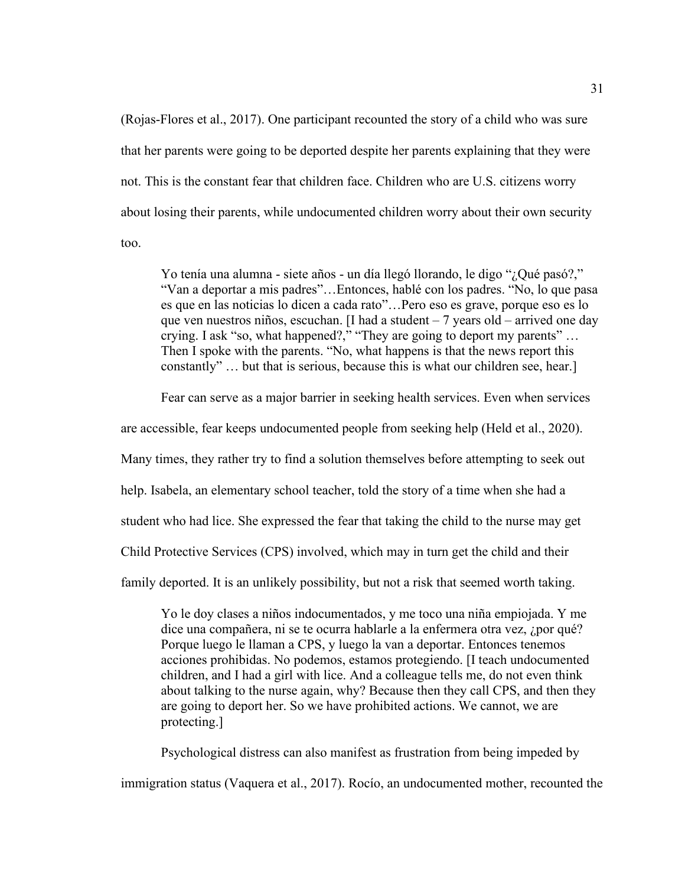(Rojas-Flores et al., 2017). One participant recounted the story of a child who was sure that her parents were going to be deported despite her parents explaining that they were not. This is the constant fear that children face. Children who are U.S. citizens worry about losing their parents, while undocumented children worry about their own security too.

> Yo tenía una alumna - siete años - un día llegó llorando, le digo "¿Qué pasó?," "Van a deportar a mis padres"…Entonces, hablé con los padres. "No, lo que pasa es que en las noticias lo dicen a cada rato"…Pero eso es grave, porque eso es lo que ven nuestros niños, escuchan. [I had a student – 7 years old – arrived one day crying. I ask "so, what happened?," "They are going to deport my parents" … Then I spoke with the parents. "No, what happens is that the news report this constantly" … but that is serious, because this is what our children see, hear.]

Fear can serve as a major barrier in seeking health services. Even when services are accessible, fear keeps undocumented people from seeking help (Held et al., 2020). Many times, they rather try to find a solution themselves before attempting to seek out help. Isabela, an elementary school teacher, told the story of a time when she had a student who had lice. She expressed the fear that taking the child to the nurse may get Child Protective Services (CPS) involved, which may in turn get the child and their family deported. It is an unlikely possibility, but not a risk that seemed worth taking.

> Yo le doy clases a niños indocumentados, y me toco una niña empiojada. Y me dice una compañera, ni se te ocurra hablarle a la enfermera otra vez, ¿por qué? Porque luego le llaman a CPS, y luego la van a deportar. Entonces tenemos acciones prohibidas. No podemos, estamos protegiendo. [I teach undocumented children, and I had a girl with lice. And a colleague tells me, do not even think about talking to the nurse again, why? Because then they call CPS, and then they are going to deport her. So we have prohibited actions. We cannot, we are protecting.]

Psychological distress can also manifest as frustration from being impeded by immigration status (Vaquera et al., 2017). Rocío, an undocumented mother, recounted the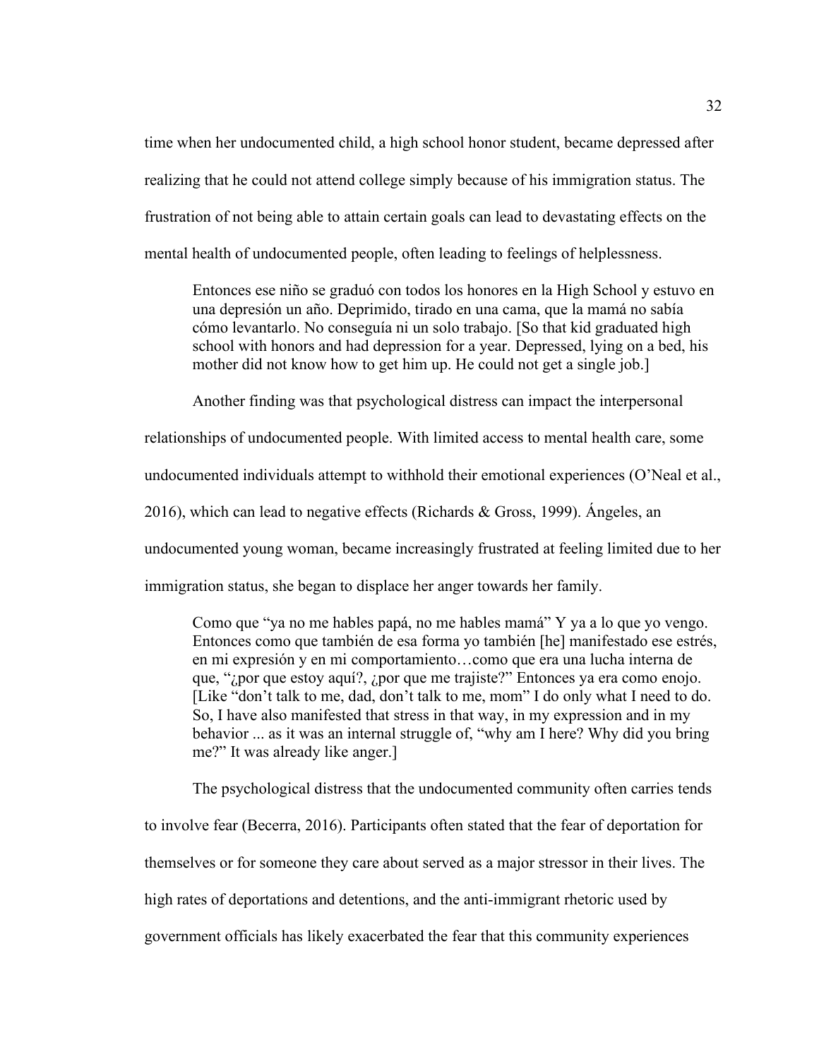time when her undocumented child, a high school honor student, became depressed after realizing that he could not attend college simply because of his immigration status. The frustration of not being able to attain certain goals can lead to devastating effects on the mental health of undocumented people, often leading to feelings of helplessness.

> Entonces ese niño se graduó con todos los honores en la High School y estuvo en una depresión un año. Deprimido, tirado en una cama, que la mamá no sabía cómo levantarlo. No conseguía ni un solo trabajo. [So that kid graduated high school with honors and had depression for a year. Depressed, lying on a bed, his mother did not know how to get him up. He could not get a single job.]

Another finding was that psychological distress can impact the interpersonal relationships of undocumented people. With limited access to mental health care, some undocumented individuals attempt to withhold their emotional experiences (O'Neal et al., 2016), which can lead to negative effects (Richards & Gross, 1999). Ángeles, an undocumented young woman, became increasingly frustrated at feeling limited due to her immigration status, she began to displace her anger towards her family.

> Como que "ya no me hables papá, no me hables mamá" Y ya a lo que yo vengo. Entonces como que también de esa forma yo también [he] manifestado ese estrés, en mi expresión y en mi comportamiento…como que era una lucha interna de que, "¿por que estoy aquí?, ¿por que me trajiste?" Entonces ya era como enojo. [Like "don't talk to me, dad, don't talk to me, mom" I do only what I need to do. So, I have also manifested that stress in that way, in my expression and in my behavior ... as it was an internal struggle of, "why am I here? Why did you bring me?" It was already like anger.]

The psychological distress that the undocumented community often carries tends to involve fear (Becerra, 2016). Participants often stated that the fear of deportation for themselves or for someone they care about served as a major stressor in their lives. The high rates of deportations and detentions, and the anti-immigrant rhetoric used by government officials has likely exacerbated the fear that this community experiences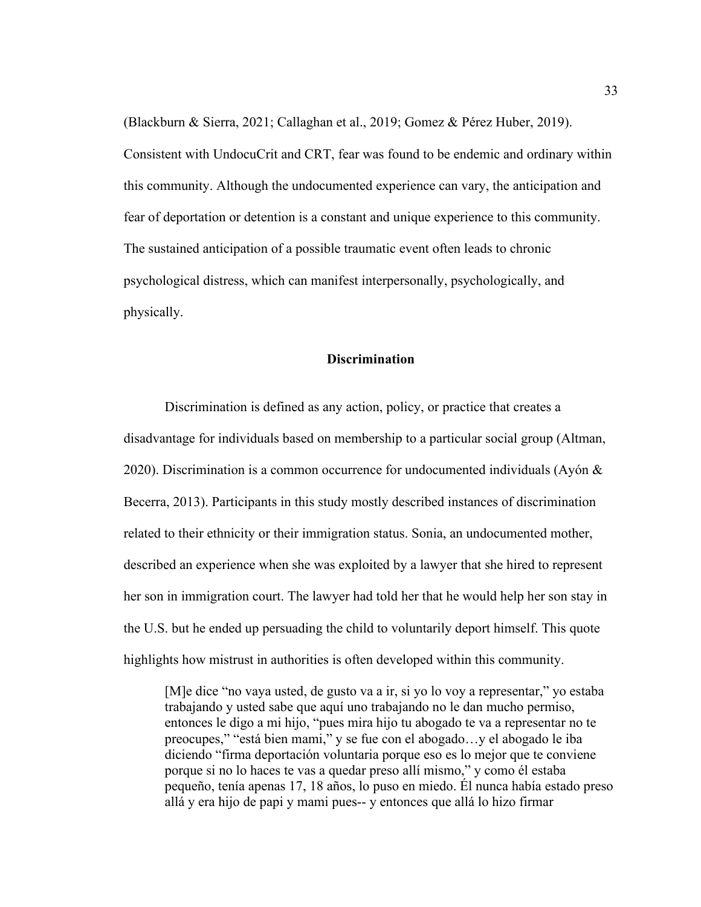(Blackburn & Sierra, 2021; Callaghan et al., 2019; Gomez & Pérez Huber, 2019). Consistent with UndocuCrit and CRT, fear was found to be endemic and ordinary within this community. Although the undocumented experience can vary, the anticipation and fear of deportation or detention is a constant and unique experience to this community. The sustained anticipation of a possible traumatic event often leads to chronic psychological distress, which can manifest interpersonally, psychologically, and physically.

## Discrimination

Discrimination is defined as any action, policy, or practice that creates a disadvantage for individuals based on membership to a particular social group (Altman, 2020). Discrimination is a common occurrence for undocumented individuals (Ayón & Becerra, 2013). Participants in this study mostly described instances of discrimination related to their ethnicity or their immigration status. Sonia, an undocumented mother, described an experience when she was exploited by a lawyer that she hired to represent her son in immigration court. The lawyer had told her that he would help her son stay in the U.S. but he ended up persuading the child to voluntarily deport himself. This quote highlights how mistrust in authorities is often developed within this community.

> [M]e dice "no vaya usted, de gusto va a ir, si yo lo voy a representar," yo estaba trabajando y usted sabe que aquí uno trabajando no le dan mucho permiso, entonces le digo a mi hijo, "pues mira hijo tu abogado te va a representar no te preocupes," "está bien mami," y se fue con el abogado…y el abogado le iba diciendo "firma deportación voluntaria porque eso es lo mejor que te conviene porque si no lo haces te vas a quedar preso allí mismo," y como él estaba pequeño, tenía apenas 17, 18 años, lo puso en miedo. Él nunca había estado preso allá y era hijo de papi y mami pues-- y entonces que allá lo hizo firmar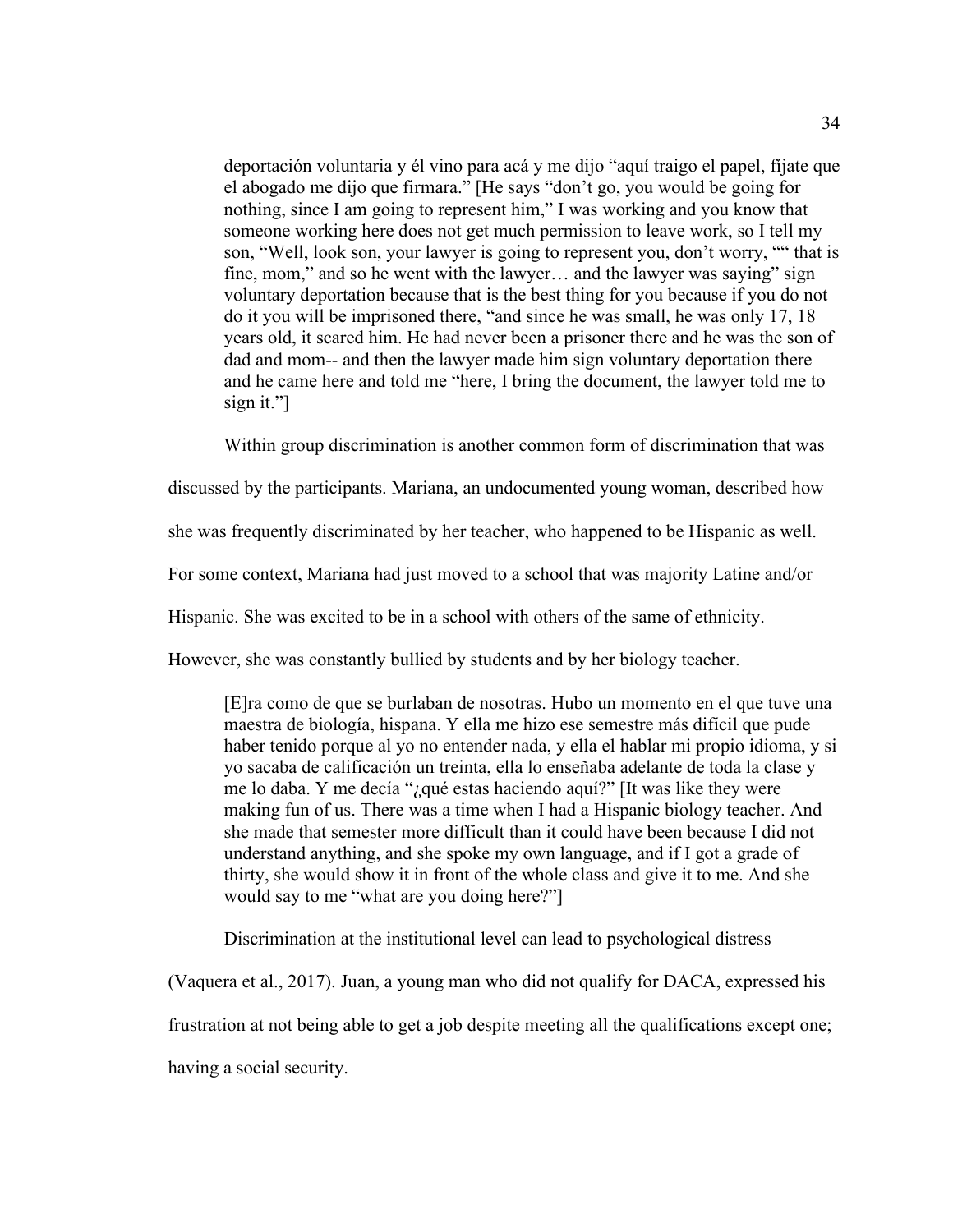> deportación voluntaria y él vino para acá y me dijo "aquí traigo el papel, fíjate que el abogado me dijo que firmara." [He says "don't go, you would be going for nothing, since I am going to represent him," I was working and you know that someone working here does not get much permission to leave work, so I tell my son, "Well, look son, your lawyer is going to represent you, don't worry, "" that is fine, mom," and so he went with the lawyer… and the lawyer was saying" sign voluntary deportation because that is the best thing for you because if you do not do it you will be imprisoned there, "and since he was small, he was only 17, 18 years old, it scared him. He had never been a prisoner there and he was the son of dad and mom-- and then the lawyer made him sign voluntary deportation there and he came here and told me "here, I bring the document, the lawyer told me to sign it."]

Within group discrimination is another common form of discrimination that was discussed by the participants. Mariana, an undocumented young woman, described how she was frequently discriminated by her teacher, who happened to be Hispanic as well. For some context, Mariana had just moved to a school that was majority Latine and/or Hispanic. She was excited to be in a school with others of the same of ethnicity. However, she was constantly bullied by students and by her biology teacher.

> [E]ra como de que se burlaban de nosotras. Hubo un momento en el que tuve una maestra de biología, hispana. Y ella me hizo ese semestre más difícil que pude haber tenido porque al yo no entender nada, y ella el hablar mi propio idioma, y si yo sacaba de calificación un treinta, ella lo enseñaba adelante de toda la clase y me lo daba. Y me decía "¿qué estas haciendo aquí?" [It was like they were making fun of us. There was a time when I had a Hispanic biology teacher. And she made that semester more difficult than it could have been because I did not understand anything, and she spoke my own language, and if I got a grade of thirty, she would show it in front of the whole class and give it to me. And she would say to me "what are you doing here?"]

Discrimination at the institutional level can lead to psychological distress (Vaquera et al., 2017). Juan, a young man who did not qualify for DACA, expressed his frustration at not being able to get a job despite meeting all the qualifications except one; having a social security.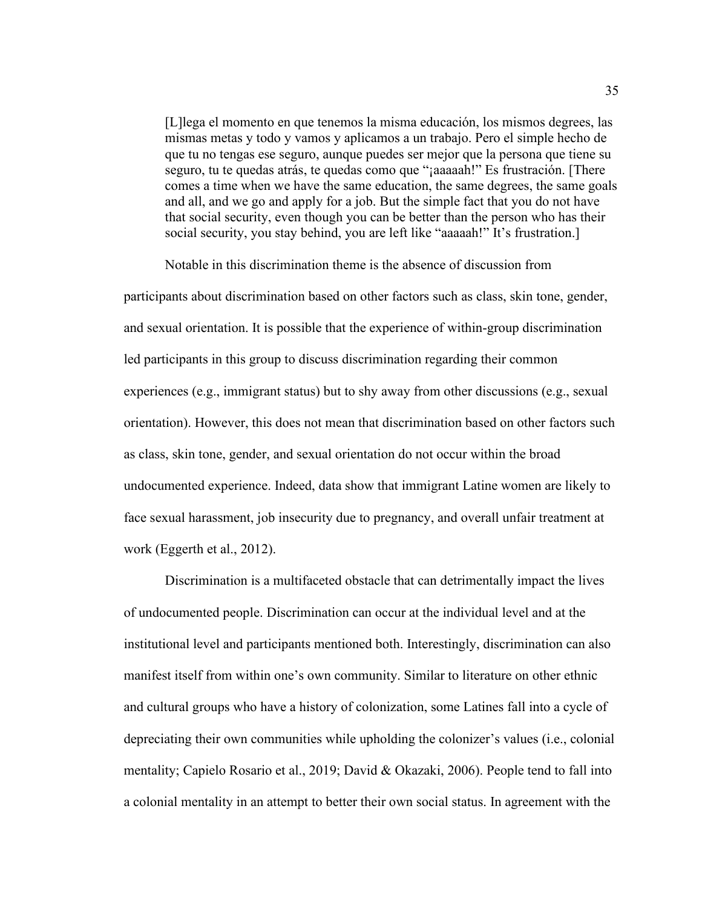> [L]lega el momento en que tenemos la misma educación, los mismos degrees, las mismas metas y todo y vamos y aplicamos a un trabajo. Pero el simple hecho de que tu no tengas ese seguro, aunque puedes ser mejor que la persona que tiene su seguro, tu te quedas atrás, te quedas como que "¡aaaaah!" Es frustración. [There comes a time when we have the same education, the same degrees, the same goals and all, and we go and apply for a job. But the simple fact that you do not have that social security, even though you can be better than the person who has their social security, you stay behind, you are left like "aaaaah!" It's frustration.]

Notable in this discrimination theme is the absence of discussion from participants about discrimination based on other factors such as class, skin tone, gender, and sexual orientation. It is possible that the experience of within-group discrimination led participants in this group to discuss discrimination regarding their common experiences (e.g., immigrant status) but to shy away from other discussions (e.g., sexual orientation). However, this does not mean that discrimination based on other factors such as class, skin tone, gender, and sexual orientation do not occur within the broad undocumented experience. Indeed, data show that immigrant Latine women are likely to face sexual harassment, job insecurity due to pregnancy, and overall unfair treatment at work (Eggerth et al., 2012).

Discrimination is a multifaceted obstacle that can detrimentally impact the lives of undocumented people. Discrimination can occur at the individual level and at the institutional level and participants mentioned both. Interestingly, discrimination can also manifest itself from within one's own community. Similar to literature on other ethnic and cultural groups who have a history of colonization, some Latines fall into a cycle of depreciating their own communities while upholding the colonizer's values (i.e., colonial mentality; Capielo Rosario et al., 2019; David & Okazaki, 2006). People tend to fall into a colonial mentality in an attempt to better their own social status. In agreement with the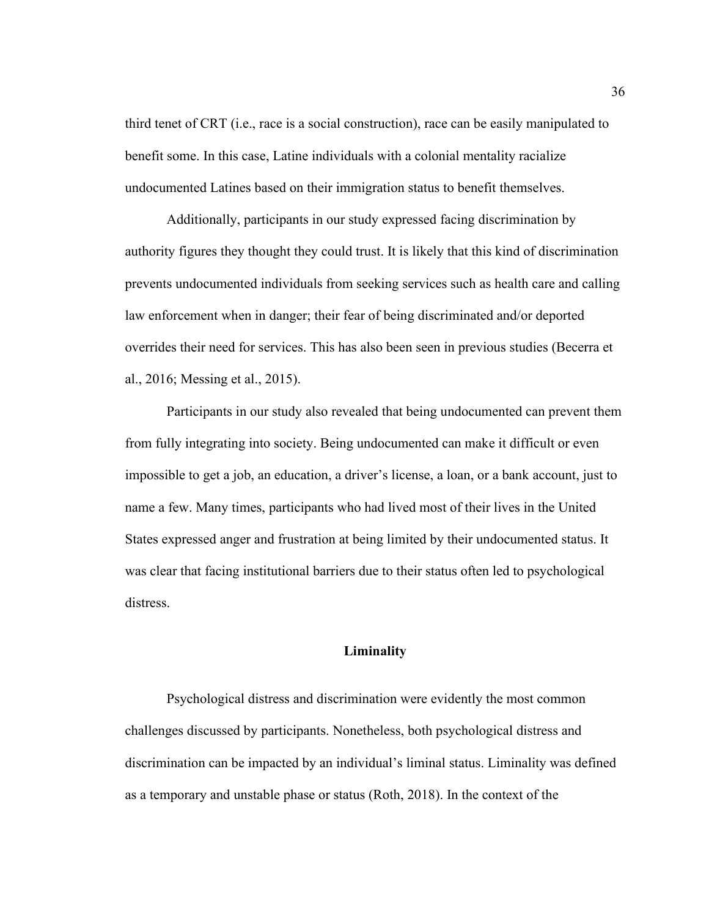third tenet of CRT (i.e., race is a social construction), race can be easily manipulated to benefit some. In this case, Latine individuals with a colonial mentality racialize undocumented Latines based on their immigration status to benefit themselves.

Additionally, participants in our study expressed facing discrimination by authority figures they thought they could trust. It is likely that this kind of discrimination prevents undocumented individuals from seeking services such as health care and calling law enforcement when in danger; their fear of being discriminated and/or deported overrides their need for services. This has also been seen in previous studies (Becerra et al., 2016; Messing et al., 2015).

Participants in our study also revealed that being undocumented can prevent them from fully integrating into society. Being undocumented can make it difficult or even impossible to get a job, an education, a driver's license, a loan, or a bank account, just to name a few. Many times, participants who had lived most of their lives in the United States expressed anger and frustration at being limited by their undocumented status. It was clear that facing institutional barriers due to their status often led to psychological distress.

## Liminality

Psychological distress and discrimination were evidently the most common challenges discussed by participants. Nonetheless, both psychological distress and discrimination can be impacted by an individual's liminal status. Liminality was defined as a temporary and unstable phase or status (Roth, 2018). In the context of the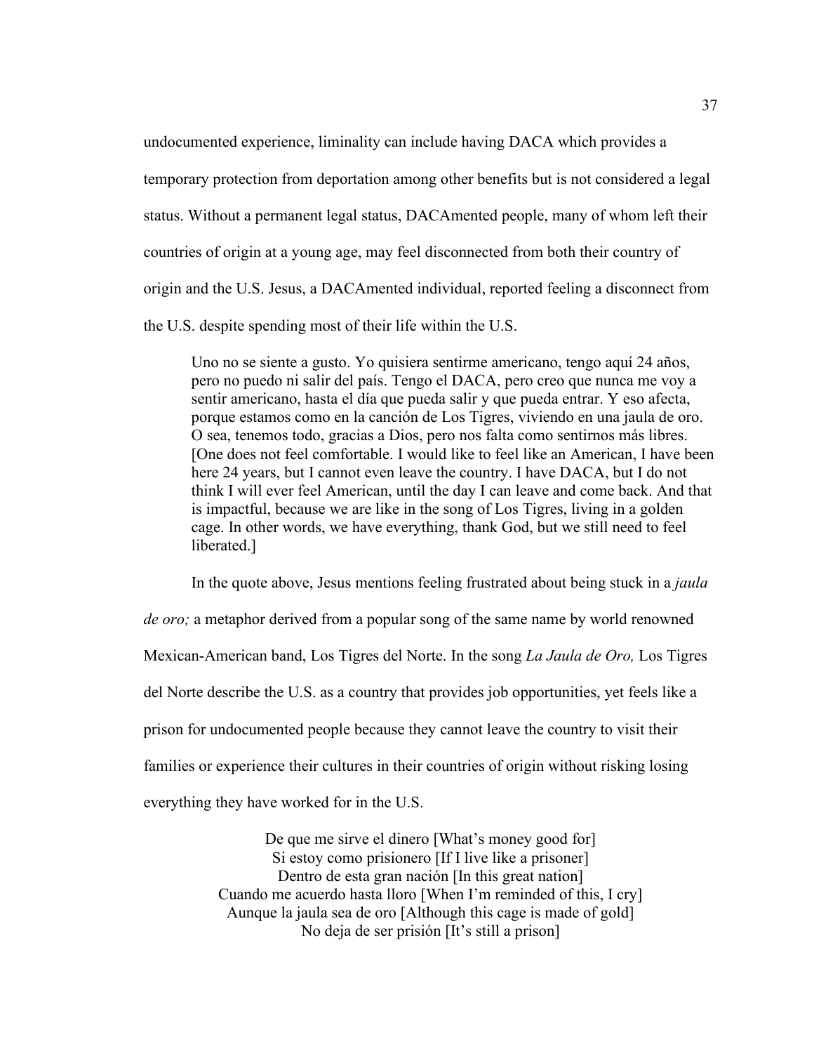undocumented experience, liminality can include having DACA which provides a temporary protection from deportation among other benefits but is not considered a legal status. Without a permanent legal status, DACAmented people, many of whom left their countries of origin at a young age, may feel disconnected from both their country of origin and the U.S. Jesus, a DACAmented individual, reported feeling a disconnect from the U.S. despite spending most of their life within the U.S.

> Uno no se siente a gusto. Yo quisiera sentirme americano, tengo aquí 24 años, pero no puedo ni salir del país. Tengo el DACA, pero creo que nunca me voy a sentir americano, hasta el día que pueda salir y que pueda entrar. Y eso afecta, porque estamos como en la canción de Los Tigres, viviendo en una jaula de oro. O sea, tenemos todo, gracias a Dios, pero nos falta como sentirnos más libres. [One does not feel comfortable. I would like to feel like an American, I have been here 24 years, but I cannot even leave the country. I have DACA, but I do not think I will ever feel American, until the day I can leave and come back. And that is impactful, because we are like in the song of Los Tigres, living in a golden cage. In other words, we have everything, thank God, but we still need to feel liberated.]

In the quote above, Jesus mentions feeling frustrated about being stuck in a *jaula de oro;* a metaphor derived from a popular song of the same name by world renowned Mexican-American band, Los Tigres del Norte. In the song *La Jaula de Oro,* Los Tigres del Norte describe the U.S. as a country that provides job opportunities, yet feels like a prison for undocumented people because they cannot leave the country to visit their families or experience their cultures in their countries of origin without risking losing everything they have worked for in the U.S.

> De que me sirve el dinero [What's money good for]
> Si estoy como prisionero [If I live like a prisoner]
> Dentro de esta gran nación [In this great nation]
> Cuando me acuerdo hasta lloro [When I'm reminded of this, I cry]
> Aunque la jaula sea de oro [Although this cage is made of gold]
> No deja de ser prisión [It's still a prison]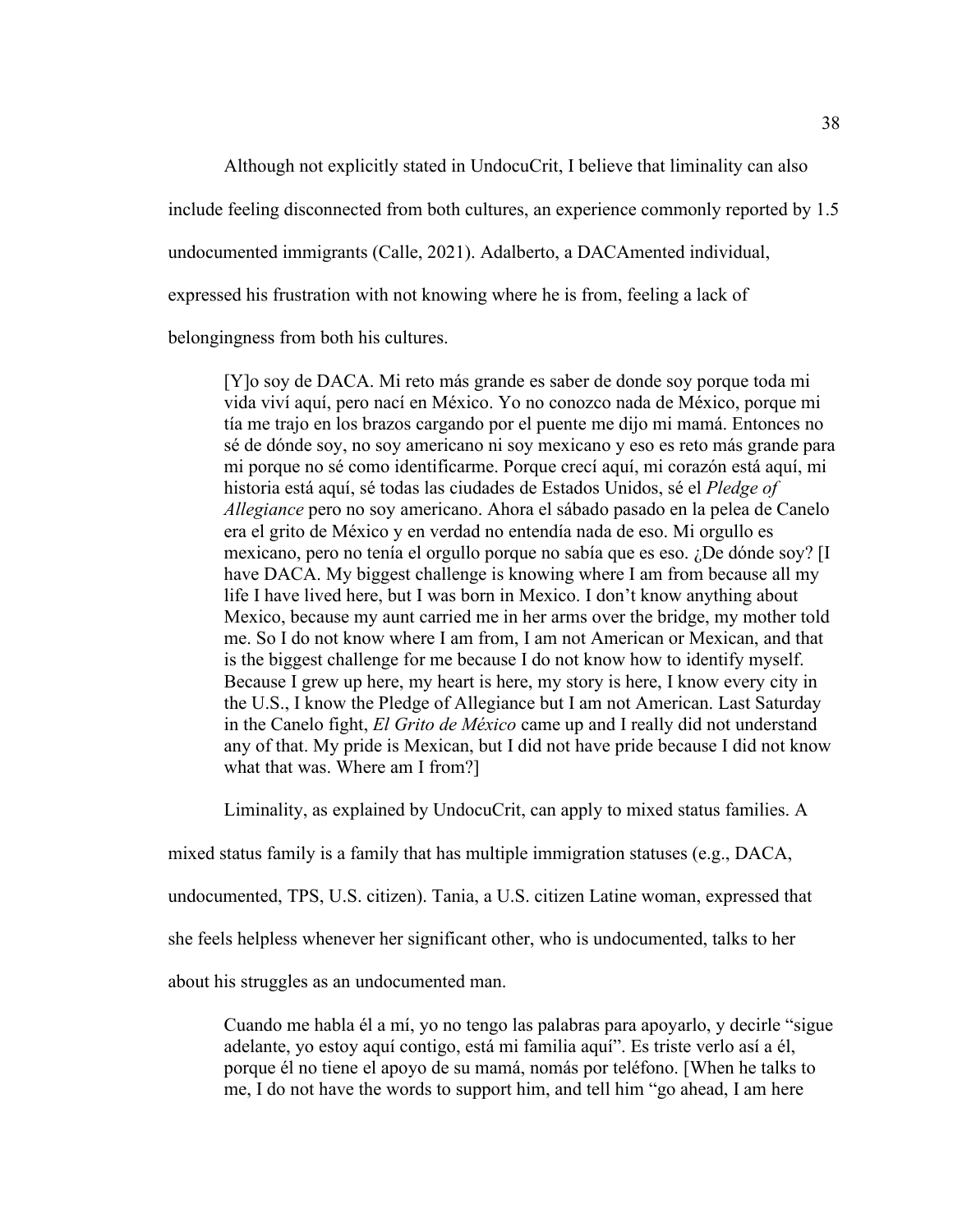Although not explicitly stated in UndocuCrit, I believe that liminality can also include feeling disconnected from both cultures, an experience commonly reported by 1.5 undocumented immigrants (Calle, 2021). Adalberto, a DACAmented individual, expressed his frustration with not knowing where he is from, feeling a lack of belongingness from both his cultures.

> [Y]o soy de DACA. Mi reto más grande es saber de donde soy porque toda mi vida viví aquí, pero nací en México. Yo no conozco nada de México, porque mi tía me trajo en los brazos cargando por el puente me dijo mi mamá. Entonces no sé de dónde soy, no soy americano ni soy mexicano y eso es reto más grande para mi porque no sé como identificarme. Porque crecí aquí, mi corazón está aquí, mi historia está aquí, sé todas las ciudades de Estados Unidos, sé el *Pledge of Allegiance* pero no soy americano. Ahora el sábado pasado en la pelea de Canelo era el grito de México y en verdad no entendía nada de eso. Mi orgullo es mexicano, pero no tenía el orgullo porque no sabía que es eso. ¿De dónde soy? [I have DACA. My biggest challenge is knowing where I am from because all my life I have lived here, but I was born in Mexico. I don't know anything about Mexico, because my aunt carried me in her arms over the bridge, my mother told me. So I do not know where I am from, I am not American or Mexican, and that is the biggest challenge for me because I do not know how to identify myself. Because I grew up here, my heart is here, my story is here, I know every city in the U.S., I know the Pledge of Allegiance but I am not American. Last Saturday in the Canelo fight, *El Grito de México* came up and I really did not understand any of that. My pride is Mexican, but I did not have pride because I did not know what that was. Where am I from?]

Liminality, as explained by UndocuCrit, can apply to mixed status families. A mixed status family is a family that has multiple immigration statuses (e.g., DACA, undocumented, TPS, U.S. citizen). Tania, a U.S. citizen Latine woman, expressed that she feels helpless whenever her significant other, who is undocumented, talks to her about his struggles as an undocumented man.

> Cuando me habla él a mí, yo no tengo las palabras para apoyarlo, y decirle "sigue adelante, yo estoy aquí contigo, está mi familia aquí". Es triste verlo así a él, porque él no tiene el apoyo de su mamá, nomás por teléfono. [When he talks to me, I do not have the words to support him, and tell him "go ahead, I am here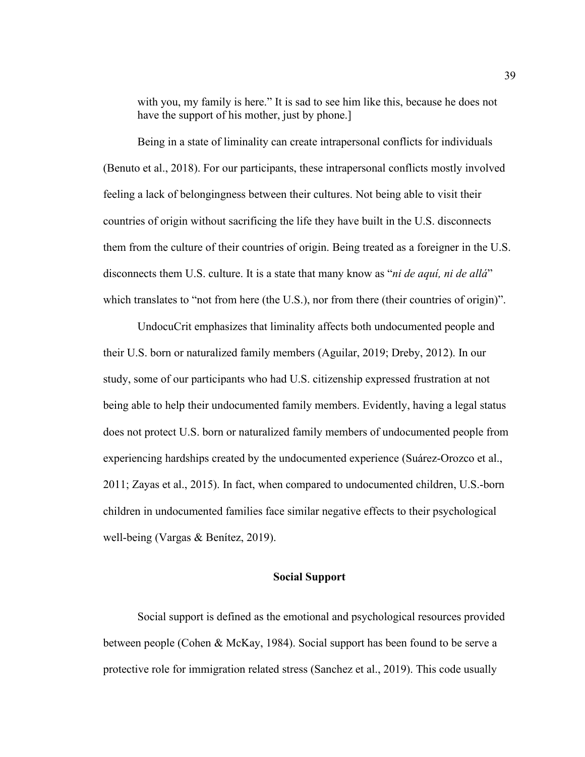> with you, my family is here." It is sad to see him like this, because he does not have the support of his mother, just by phone.]

Being in a state of liminality can create intrapersonal conflicts for individuals (Benuto et al., 2018). For our participants, these intrapersonal conflicts mostly involved feeling a lack of belongingness between their cultures. Not being able to visit their countries of origin without sacrificing the life they have built in the U.S. disconnects them from the culture of their countries of origin. Being treated as a foreigner in the U.S. disconnects them U.S. culture. It is a state that many know as "*ni de aquí, ni de allá*" which translates to "not from here (the U.S.), nor from there (their countries of origin)".

UndocuCrit emphasizes that liminality affects both undocumented people and their U.S. born or naturalized family members (Aguilar, 2019; Dreby, 2012). In our study, some of our participants who had U.S. citizenship expressed frustration at not being able to help their undocumented family members. Evidently, having a legal status does not protect U.S. born or naturalized family members of undocumented people from experiencing hardships created by the undocumented experience (Suárez-Orozco et al., 2011; Zayas et al., 2015). In fact, when compared to undocumented children, U.S.-born children in undocumented families face similar negative effects to their psychological well-being (Vargas & Benítez, 2019).

## Social Support

Social support is defined as the emotional and psychological resources provided between people (Cohen & McKay, 1984). Social support has been found to be serve a protective role for immigration related stress (Sanchez et al., 2019). This code usually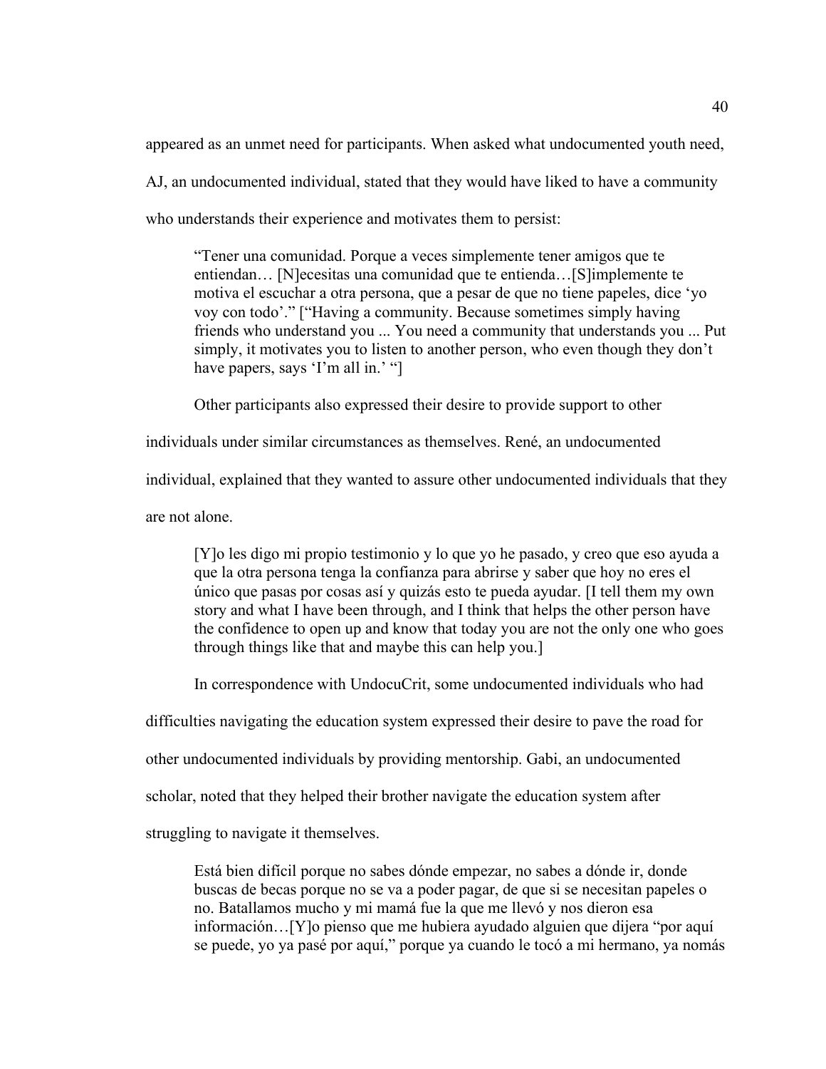appeared as an unmet need for participants. When asked what undocumented youth need, AJ, an undocumented individual, stated that they would have liked to have a community who understands their experience and motivates them to persist:

> "Tener una comunidad. Porque a veces simplemente tener amigos que te entiendan… [N]ecesitas una comunidad que te entienda…[S]implemente te motiva el escuchar a otra persona, que a pesar de que no tiene papeles, dice 'yo voy con todo'." ["Having a community. Because sometimes simply having friends who understand you ... You need a community that understands you ... Put simply, it motivates you to listen to another person, who even though they don't have papers, says 'I'm all in.' "]

Other participants also expressed their desire to provide support to other individuals under similar circumstances as themselves. René, an undocumented individual, explained that they wanted to assure other undocumented individuals that they are not alone.

> [Y]o les digo mi propio testimonio y lo que yo he pasado, y creo que eso ayuda a que la otra persona tenga la confianza para abrirse y saber que hoy no eres el único que pasas por cosas así y quizás esto te pueda ayudar. [I tell them my own story and what I have been through, and I think that helps the other person have the confidence to open up and know that today you are not the only one who goes through things like that and maybe this can help you.]

In correspondence with UndocuCrit, some undocumented individuals who had difficulties navigating the education system expressed their desire to pave the road for other undocumented individuals by providing mentorship. Gabi, an undocumented scholar, noted that they helped their brother navigate the education system after struggling to navigate it themselves.

> Está bien difícil porque no sabes dónde empezar, no sabes a dónde ir, donde buscas de becas porque no se va a poder pagar, de que si se necesitan papeles o no. Batallamos mucho y mi mamá fue la que me llevó y nos dieron esa información…[Y]o pienso que me hubiera ayudado alguien que dijera "por aquí se puede, yo ya pasé por aquí," porque ya cuando le tocó a mi hermano, ya nomás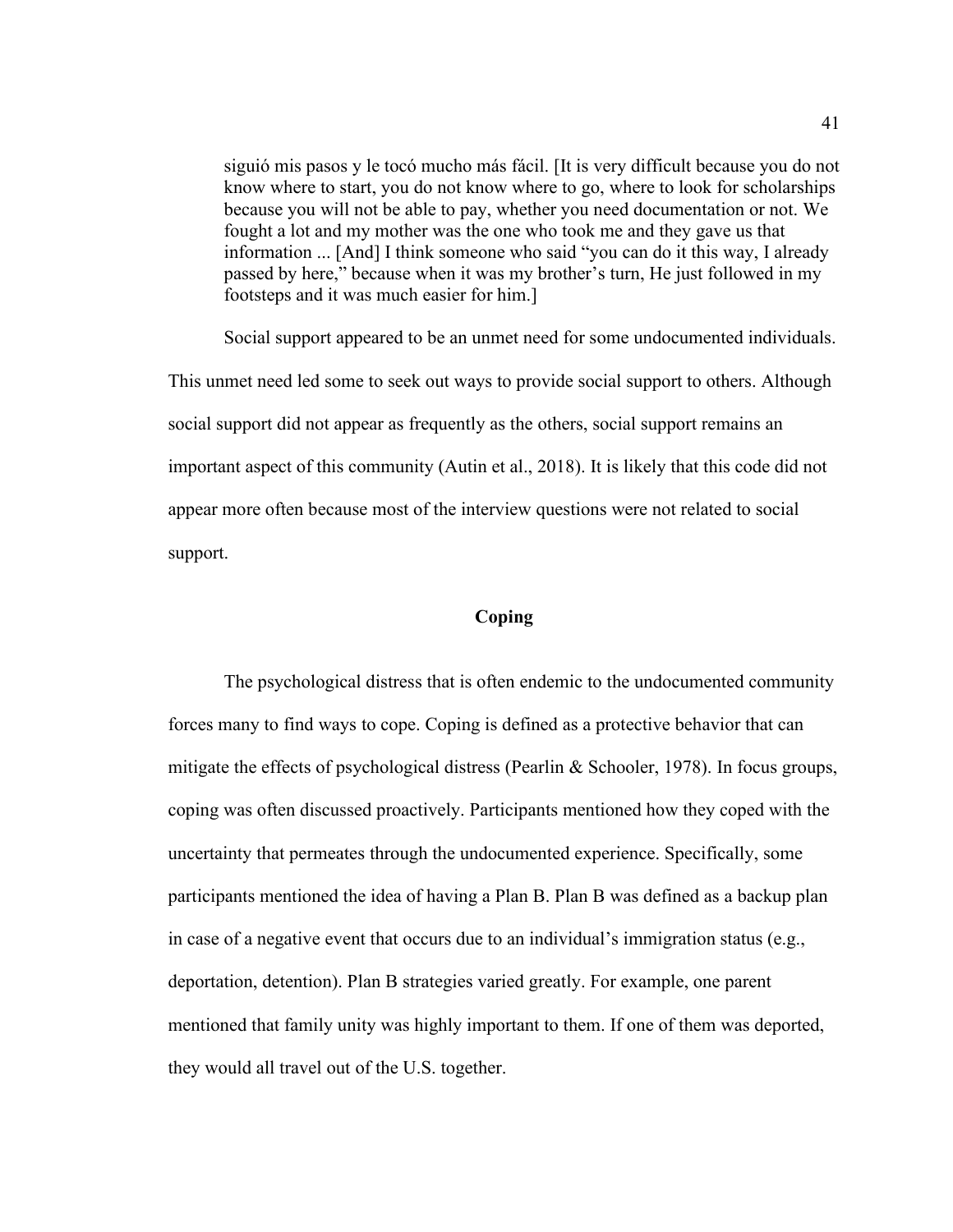> siguió mis pasos y le tocó mucho más fácil. [It is very difficult because you do not know where to start, you do not know where to go, where to look for scholarships because you will not be able to pay, whether you need documentation or not. We fought a lot and my mother was the one who took me and they gave us that information ... [And] I think someone who said "you can do it this way, I already passed by here," because when it was my brother's turn, He just followed in my footsteps and it was much easier for him.]

Social support appeared to be an unmet need for some undocumented individuals. This unmet need led some to seek out ways to provide social support to others. Although social support did not appear as frequently as the others, social support remains an important aspect of this community (Autin et al., 2018). It is likely that this code did not appear more often because most of the interview questions were not related to social support.

## Coping

The psychological distress that is often endemic to the undocumented community forces many to find ways to cope. Coping is defined as a protective behavior that can mitigate the effects of psychological distress (Pearlin & Schooler, 1978). In focus groups, coping was often discussed proactively. Participants mentioned how they coped with the uncertainty that permeates through the undocumented experience. Specifically, some participants mentioned the idea of having a Plan B. Plan B was defined as a backup plan in case of a negative event that occurs due to an individual's immigration status (e.g., deportation, detention). Plan B strategies varied greatly. For example, one parent mentioned that family unity was highly important to them. If one of them was deported, they would all travel out of the U.S. together.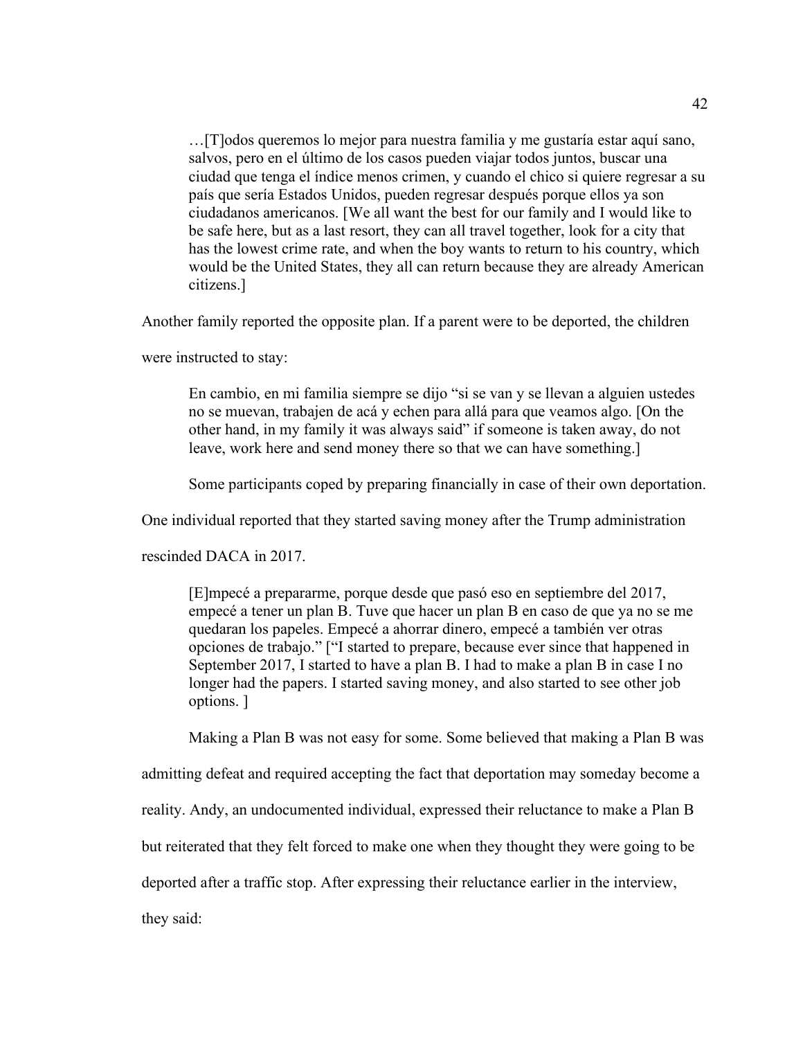> …[T]odos queremos lo mejor para nuestra familia y me gustaría estar aquí sano, salvos, pero en el último de los casos pueden viajar todos juntos, buscar una ciudad que tenga el índice menos crimen, y cuando el chico si quiere regresar a su país que sería Estados Unidos, pueden regresar después porque ellos ya son ciudadanos americanos. [We all want the best for our family and I would like to be safe here, but as a last resort, they can all travel together, look for a city that has the lowest crime rate, and when the boy wants to return to his country, which would be the United States, they all can return because they are already American citizens.]

Another family reported the opposite plan. If a parent were to be deported, the children were instructed to stay:

> En cambio, en mi familia siempre se dijo "si se van y se llevan a alguien ustedes no se muevan, trabajen de acá y echen para allá para que veamos algo. [On the other hand, in my family it was always said" if someone is taken away, do not leave, work here and send money there so that we can have something.]

Some participants coped by preparing financially in case of their own deportation. One individual reported that they started saving money after the Trump administration rescinded DACA in 2017.

> [E]mpecé a prepararme, porque desde que pasó eso en septiembre del 2017, empecé a tener un plan B. Tuve que hacer un plan B en caso de que ya no se me quedaran los papeles. Empecé a ahorrar dinero, empecé a también ver otras opciones de trabajo." ["I started to prepare, because ever since that happened in September 2017, I started to have a plan B. I had to make a plan B in case I no longer had the papers. I started saving money, and also started to see other job options. ]

Making a Plan B was not easy for some. Some believed that making a Plan B was admitting defeat and required accepting the fact that deportation may someday become a reality. Andy, an undocumented individual, expressed their reluctance to make a Plan B but reiterated that they felt forced to make one when they thought they were going to be deported after a traffic stop. After expressing their reluctance earlier in the interview, they said: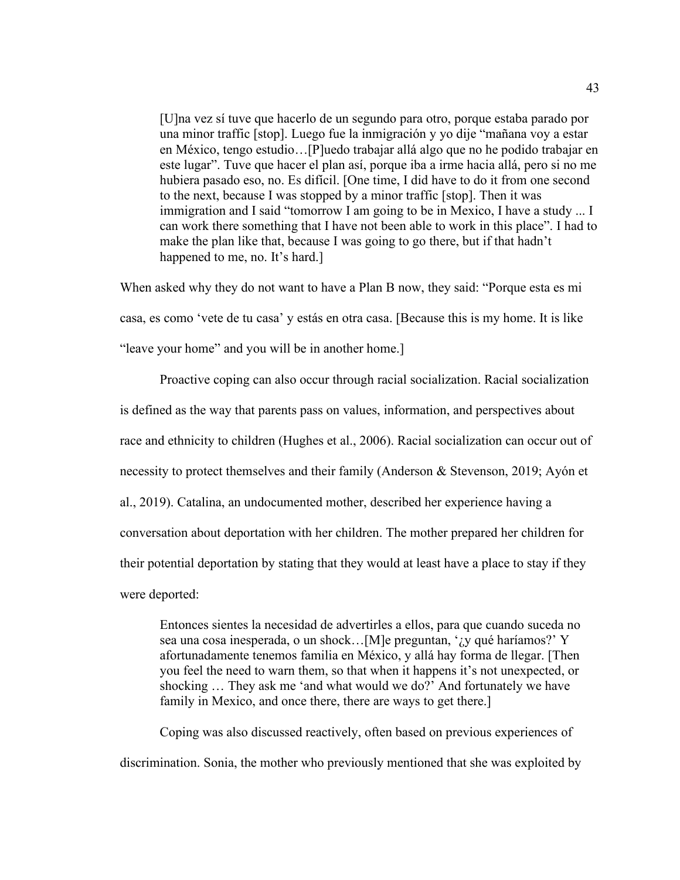> [U]na vez sí tuve que hacerlo de un segundo para otro, porque estaba parado por una minor traffic [stop]. Luego fue la inmigración y yo dije "mañana voy a estar en México, tengo estudio…[P]uedo trabajar allá algo que no he podido trabajar en este lugar". Tuve que hacer el plan así, porque iba a irme hacia allá, pero si no me hubiera pasado eso, no. Es difícil. [One time, I did have to do it from one second to the next, because I was stopped by a minor traffic [stop]. Then it was immigration and I said "tomorrow I am going to be in Mexico, I have a study ... I can work there something that I have not been able to work in this place". I had to make the plan like that, because I was going to go there, but if that hadn't happened to me, no. It's hard.]

When asked why they do not want to have a Plan B now, they said: "Porque esta es mi casa, es como 'vete de tu casa' y estás en otra casa. [Because this is my home. It is like "leave your home" and you will be in another home.]

Proactive coping can also occur through racial socialization. Racial socialization is defined as the way that parents pass on values, information, and perspectives about race and ethnicity to children (Hughes et al., 2006). Racial socialization can occur out of necessity to protect themselves and their family (Anderson & Stevenson, 2019; Ayón et al., 2019). Catalina, an undocumented mother, described her experience having a conversation about deportation with her children. The mother prepared her children for their potential deportation by stating that they would at least have a place to stay if they were deported:

> Entonces sientes la necesidad de advertirles a ellos, para que cuando suceda no sea una cosa inesperada, o un shock…[M]e preguntan, '¿y qué haríamos?' Y afortunadamente tenemos familia en México, y allá hay forma de llegar. [Then you feel the need to warn them, so that when it happens it's not unexpected, or shocking … They ask me 'and what would we do?' And fortunately we have family in Mexico, and once there, there are ways to get there.]

Coping was also discussed reactively, often based on previous experiences of discrimination. Sonia, the mother who previously mentioned that she was exploited by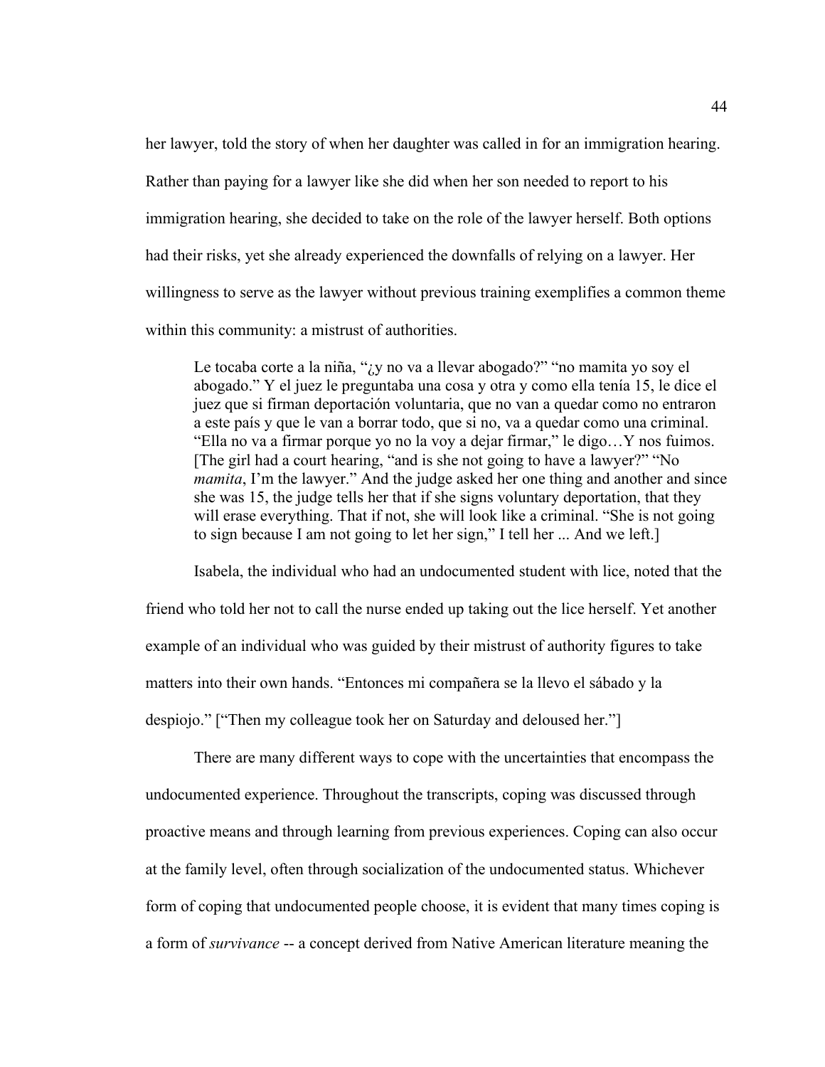her lawyer, told the story of when her daughter was called in for an immigration hearing. Rather than paying for a lawyer like she did when her son needed to report to his immigration hearing, she decided to take on the role of the lawyer herself. Both options had their risks, yet she already experienced the downfalls of relying on a lawyer. Her willingness to serve as the lawyer without previous training exemplifies a common theme within this community: a mistrust of authorities.

> Le tocaba corte a la niña, "¿y no va a llevar abogado?" "no mamita yo soy el abogado." Y el juez le preguntaba una cosa y otra y como ella tenía 15, le dice el juez que si firman deportación voluntaria, que no van a quedar como no entraron a este país y que le van a borrar todo, que si no, va a quedar como una criminal. "Ella no va a firmar porque yo no la voy a dejar firmar," le digo…Y nos fuimos. [The girl had a court hearing, "and is she not going to have a lawyer?" "No *mamita*, I'm the lawyer." And the judge asked her one thing and another and since she was 15, the judge tells her that if she signs voluntary deportation, that they will erase everything. That if not, she will look like a criminal. "She is not going to sign because I am not going to let her sign," I tell her ... And we left.]

Isabela, the individual who had an undocumented student with lice, noted that the friend who told her not to call the nurse ended up taking out the lice herself. Yet another example of an individual who was guided by their mistrust of authority figures to take matters into their own hands. "Entonces mi compañera se la llevo el sábado y la despiojo." ["Then my colleague took her on Saturday and deloused her."]

There are many different ways to cope with the uncertainties that encompass the undocumented experience. Throughout the transcripts, coping was discussed through proactive means and through learning from previous experiences. Coping can also occur at the family level, often through socialization of the undocumented status. Whichever form of coping that undocumented people choose, it is evident that many times coping is a form of *survivance* -- a concept derived from Native American literature meaning the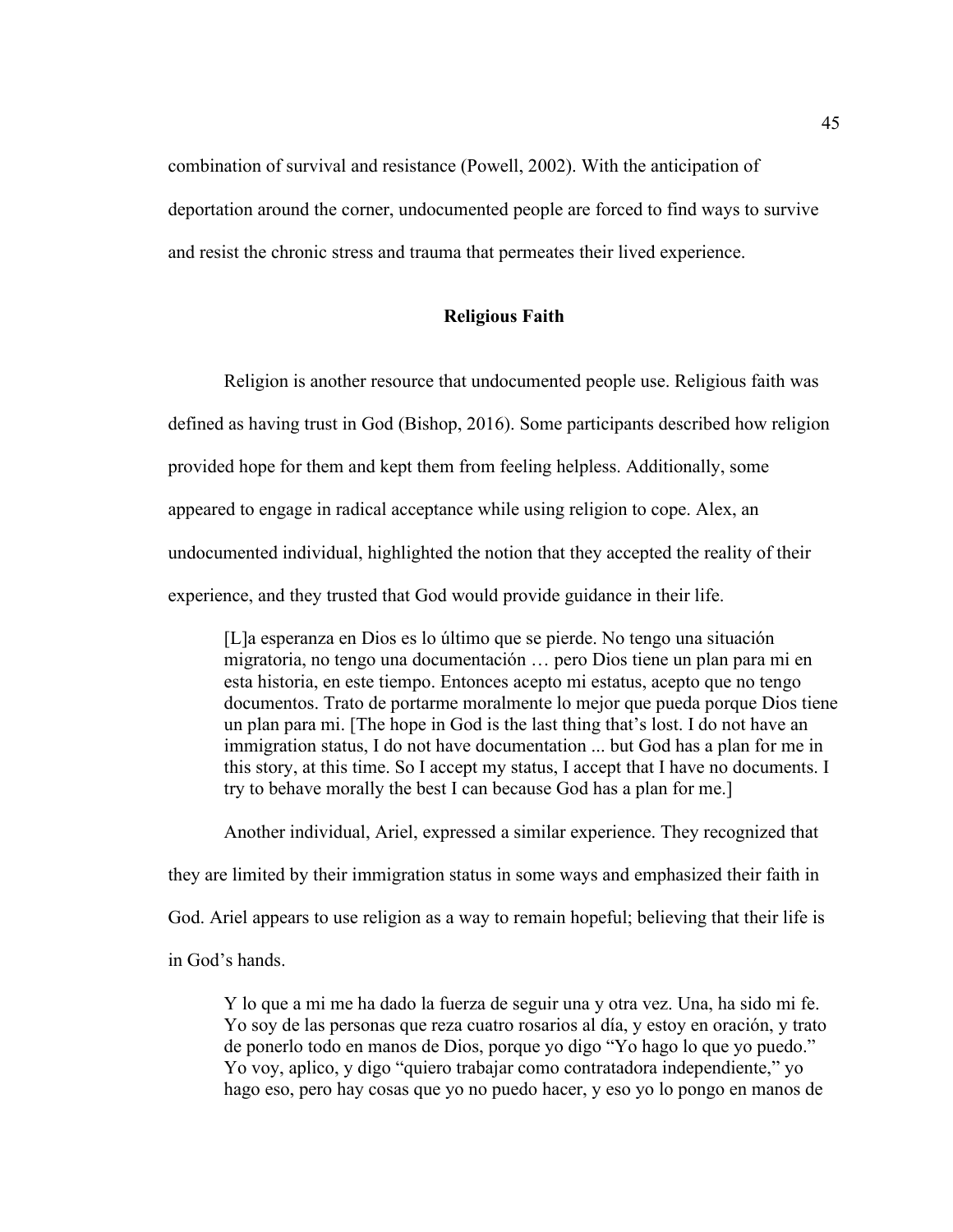combination of survival and resistance (Powell, 2002). With the anticipation of deportation around the corner, undocumented people are forced to find ways to survive and resist the chronic stress and trauma that permeates their lived experience.

## Religious Faith

Religion is another resource that undocumented people use. Religious faith was defined as having trust in God (Bishop, 2016). Some participants described how religion provided hope for them and kept them from feeling helpless. Additionally, some appeared to engage in radical acceptance while using religion to cope. Alex, an undocumented individual, highlighted the notion that they accepted the reality of their experience, and they trusted that God would provide guidance in their life.

> [L]a esperanza en Dios es lo último que se pierde. No tengo una situación migratoria, no tengo una documentación … pero Dios tiene un plan para mi en esta historia, en este tiempo. Entonces acepto mi estatus, acepto que no tengo documentos. Trato de portarme moralmente lo mejor que pueda porque Dios tiene un plan para mi. [The hope in God is the last thing that's lost. I do not have an immigration status, I do not have documentation ... but God has a plan for me in this story, at this time. So I accept my status, I accept that I have no documents. I try to behave morally the best I can because God has a plan for me.]

Another individual, Ariel, expressed a similar experience. They recognized that they are limited by their immigration status in some ways and emphasized their faith in God. Ariel appears to use religion as a way to remain hopeful; believing that their life is in God's hands.

> Y lo que a mi me ha dado la fuerza de seguir una y otra vez. Una, ha sido mi fe. Yo soy de las personas que reza cuatro rosarios al día, y estoy en oración, y trato de ponerlo todo en manos de Dios, porque yo digo "Yo hago lo que yo puedo." Yo voy, aplico, y digo "quiero trabajar como contratadora independiente," yo hago eso, pero hay cosas que yo no puedo hacer, y eso yo lo pongo en manos de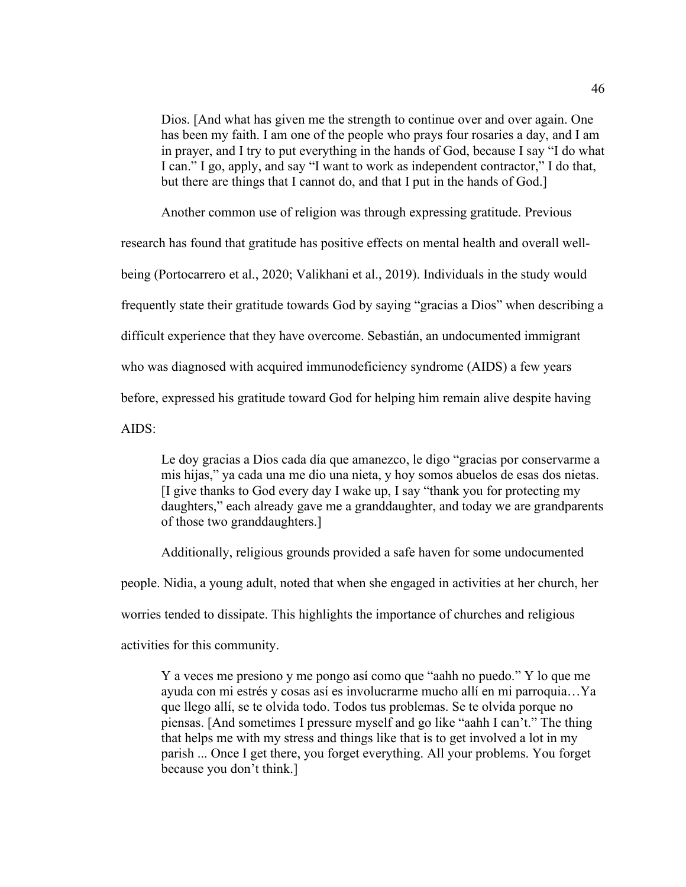> Dios. [And what has given me the strength to continue over and over again. One has been my faith. I am one of the people who prays four rosaries a day, and I am in prayer, and I try to put everything in the hands of God, because I say "I do what I can." I go, apply, and say "I want to work as independent contractor," I do that, but there are things that I cannot do, and that I put in the hands of God.]

Another common use of religion was through expressing gratitude. Previous research has found that gratitude has positive effects on mental health and overall well-being (Portocarrero et al., 2020; Valikhani et al., 2019). Individuals in the study would frequently state their gratitude towards God by saying "gracias a Dios" when describing a difficult experience that they have overcome. Sebastián, an undocumented immigrant who was diagnosed with acquired immunodeficiency syndrome (AIDS) a few years before, expressed his gratitude toward God for helping him remain alive despite having AIDS:

> Le doy gracias a Dios cada día que amanezco, le digo "gracias por conservarme a mis hijas," ya cada una me dio una nieta, y hoy somos abuelos de esas dos nietas. [I give thanks to God every day I wake up, I say "thank you for protecting my daughters," each already gave me a granddaughter, and today we are grandparents of those two granddaughters.]

Additionally, religious grounds provided a safe haven for some undocumented people. Nidia, a young adult, noted that when she engaged in activities at her church, her worries tended to dissipate. This highlights the importance of churches and religious activities for this community.

> Y a veces me presiono y me pongo así como que "aahh no puedo." Y lo que me ayuda con mi estrés y cosas así es involucrarme mucho allí en mi parroquia…Ya que llego allí, se te olvida todo. Todos tus problemas. Se te olvida porque no piensas. [And sometimes I pressure myself and go like "aahh I can't." The thing that helps me with my stress and things like that is to get involved a lot in my parish ... Once I get there, you forget everything. All your problems. You forget because you don't think.]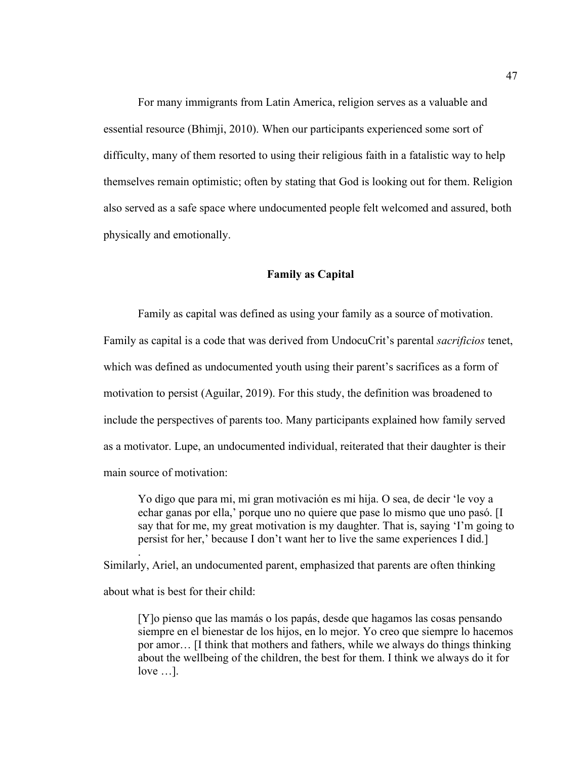For many immigrants from Latin America, religion serves as a valuable and essential resource (Bhimji, 2010). When our participants experienced some sort of difficulty, many of them resorted to using their religious faith in a fatalistic way to help themselves remain optimistic; often by stating that God is looking out for them. Religion also served as a safe space where undocumented people felt welcomed and assured, both physically and emotionally.

## Family as Capital

Family as capital was defined as using your family as a source of motivation. Family as capital is a code that was derived from UndocuCrit's parental *sacrificios* tenet, which was defined as undocumented youth using their parent's sacrifices as a form of motivation to persist (Aguilar, 2019). For this study, the definition was broadened to include the perspectives of parents too. Many participants explained how family served as a motivator. Lupe, an undocumented individual, reiterated that their daughter is their main source of motivation:

> Yo digo que para mi, mi gran motivación es mi hija. O sea, de decir 'le voy a echar ganas por ella,' porque uno no quiere que pase lo mismo que uno pasó. [I say that for me, my great motivation is my daughter. That is, saying 'I'm going to persist for her,' because I don't want her to live the same experiences I did.]

Similarly, Ariel, an undocumented parent, emphasized that parents are often thinking about what is best for their child:

> [Y]o pienso que las mamás o los papás, desde que hagamos las cosas pensando siempre en el bienestar de los hijos, en lo mejor. Yo creo que siempre lo hacemos por amor… [I think that mothers and fathers, while we always do things thinking about the wellbeing of the children, the best for them. I think we always do it for love …].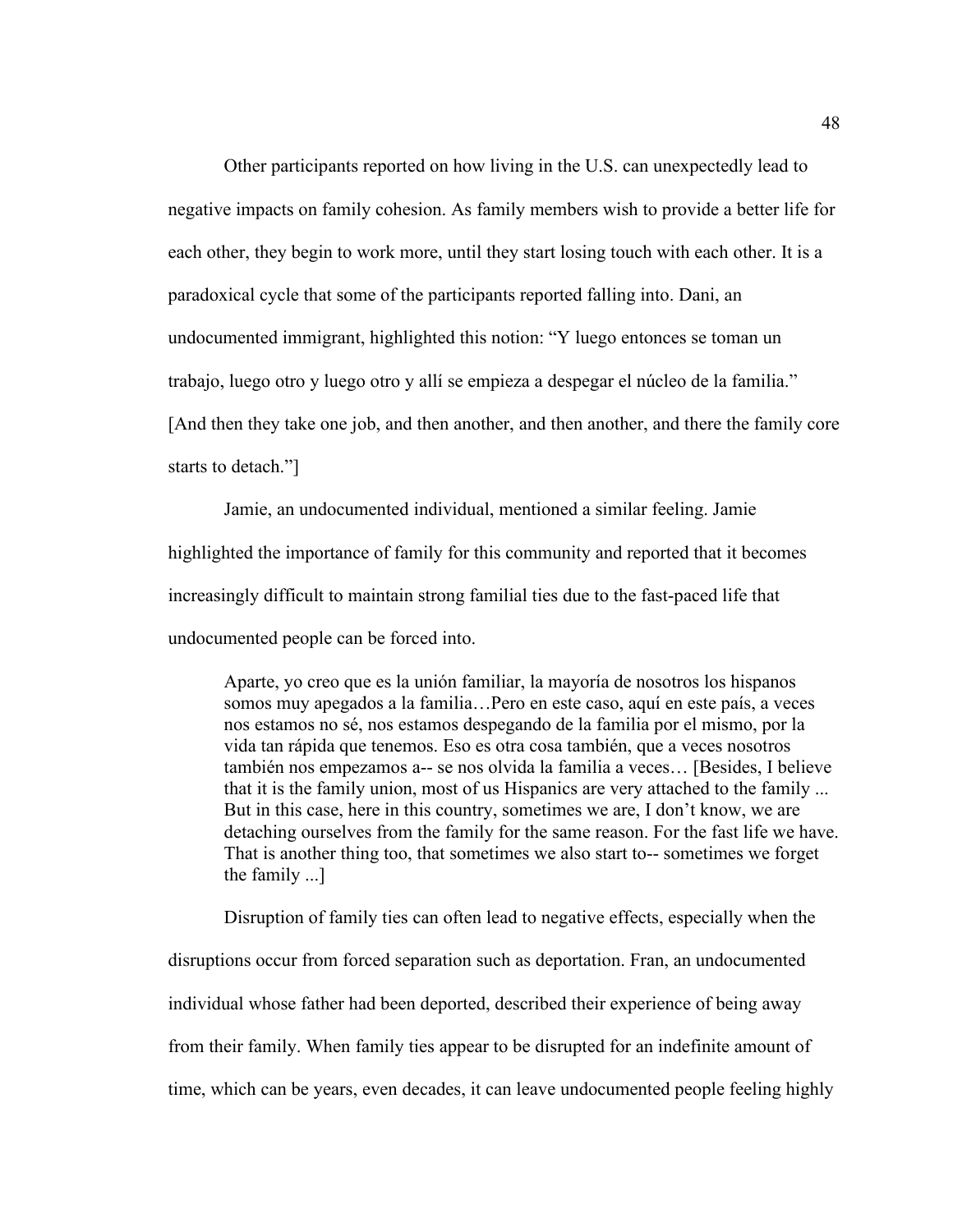Other participants reported on how living in the U.S. can unexpectedly lead to negative impacts on family cohesion. As family members wish to provide a better life for each other, they begin to work more, until they start losing touch with each other. It is a paradoxical cycle that some of the participants reported falling into. Dani, an undocumented immigrant, highlighted this notion: “Y luego entonces se toman un trabajo, luego otro y luego otro y allí se empieza a despegar el núcleo de la familia.” [And then they take one job, and then another, and then another, and there the family core starts to detach.”]

Jamie, an undocumented individual, mentioned a similar feeling. Jamie highlighted the importance of family for this community and reported that it becomes increasingly difficult to maintain strong familial ties due to the fast-paced life that undocumented people can be forced into.

> Aparte, yo creo que es la unión familiar, la mayoría de nosotros los hispanos somos muy apegados a la familia…Pero en este caso, aquí en este país, a veces nos estamos no sé, nos estamos despegando de la familia por el mismo, por la vida tan rápida que tenemos. Eso es otra cosa también, que a veces nosotros también nos empezamos a-- se nos olvida la familia a veces… [Besides, I believe that it is the family union, most of us Hispanics are very attached to the family ... But in this case, here in this country, sometimes we are, I don’t know, we are detaching ourselves from the family for the same reason. For the fast life we have. That is another thing too, that sometimes we also start to-- sometimes we forget the family ...]

Disruption of family ties can often lead to negative effects, especially when the disruptions occur from forced separation such as deportation. Fran, an undocumented individual whose father had been deported, described their experience of being away from their family. When family ties appear to be disrupted for an indefinite amount of time, which can be years, even decades, it can leave undocumented people feeling highly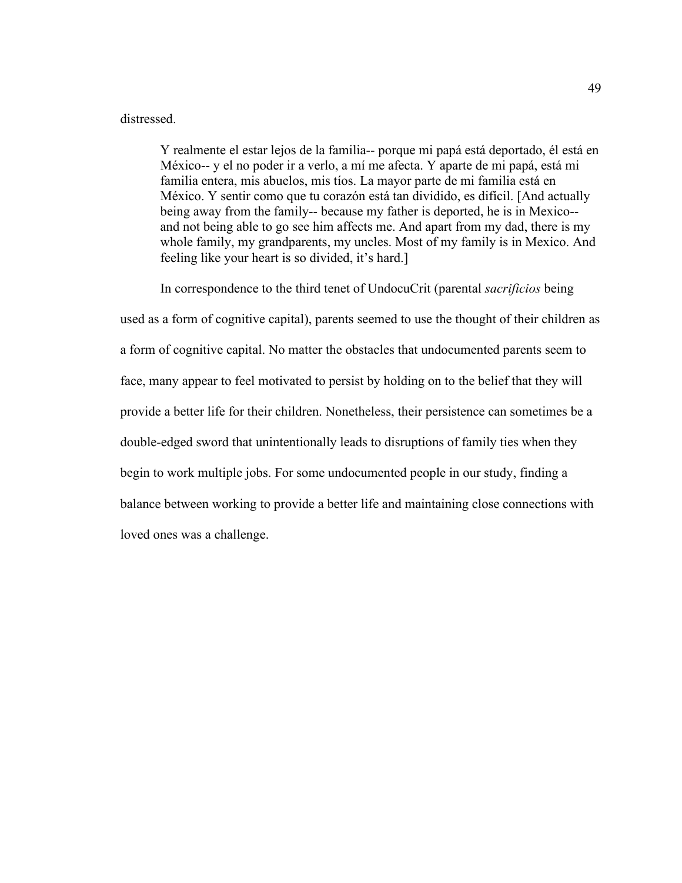distressed.

> Y realmente el estar lejos de la familia-- porque mi papá está deportado, él está en México-- y el no poder ir a verlo, a mí me afecta. Y aparte de mi papá, está mi familia entera, mis abuelos, mis tíos. La mayor parte de mi familia está en México. Y sentir como que tu corazón está tan dividido, es difícil. [And actually being away from the family-- because my father is deported, he is in Mexico-- and not being able to go see him affects me. And apart from my dad, there is my whole family, my grandparents, my uncles. Most of my family is in Mexico. And feeling like your heart is so divided, it's hard.]

In correspondence to the third tenet of UndocuCrit (parental *sacrificios* being used as a form of cognitive capital), parents seemed to use the thought of their children as a form of cognitive capital. No matter the obstacles that undocumented parents seem to face, many appear to feel motivated to persist by holding on to the belief that they will provide a better life for their children. Nonetheless, their persistence can sometimes be a double-edged sword that unintentionally leads to disruptions of family ties when they begin to work multiple jobs. For some undocumented people in our study, finding a balance between working to provide a better life and maintaining close connections with loved ones was a challenge.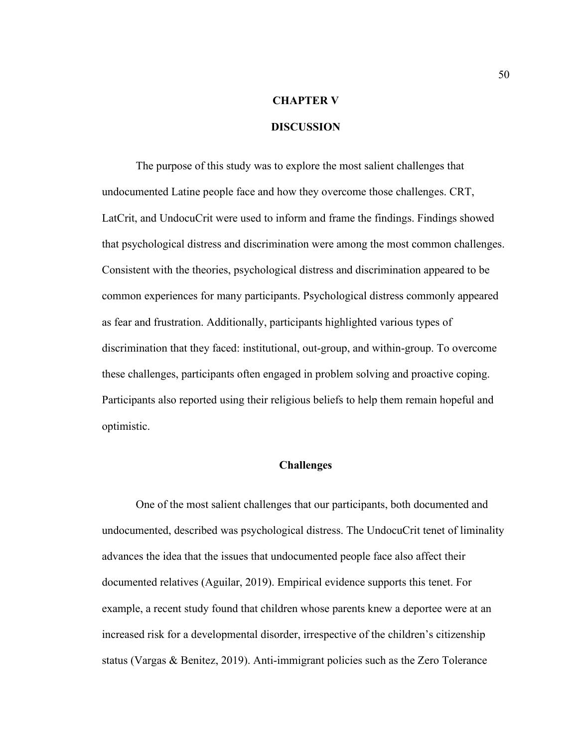# CHAPTER V

# DISCUSSION

The purpose of this study was to explore the most salient challenges that undocumented Latine people face and how they overcome those challenges. CRT, LatCrit, and UndocuCrit were used to inform and frame the findings. Findings showed that psychological distress and discrimination were among the most common challenges. Consistent with the theories, psychological distress and discrimination appeared to be common experiences for many participants. Psychological distress commonly appeared as fear and frustration. Additionally, participants highlighted various types of discrimination that they faced: institutional, out-group, and within-group. To overcome these challenges, participants often engaged in problem solving and proactive coping. Participants also reported using their religious beliefs to help them remain hopeful and optimistic.

## Challenges

One of the most salient challenges that our participants, both documented and undocumented, described was psychological distress. The UndocuCrit tenet of liminality advances the idea that the issues that undocumented people face also affect their documented relatives (Aguilar, 2019). Empirical evidence supports this tenet. For example, a recent study found that children whose parents knew a deportee were at an increased risk for a developmental disorder, irrespective of the children's citizenship status (Vargas & Benitez, 2019). Anti-immigrant policies such as the Zero Tolerance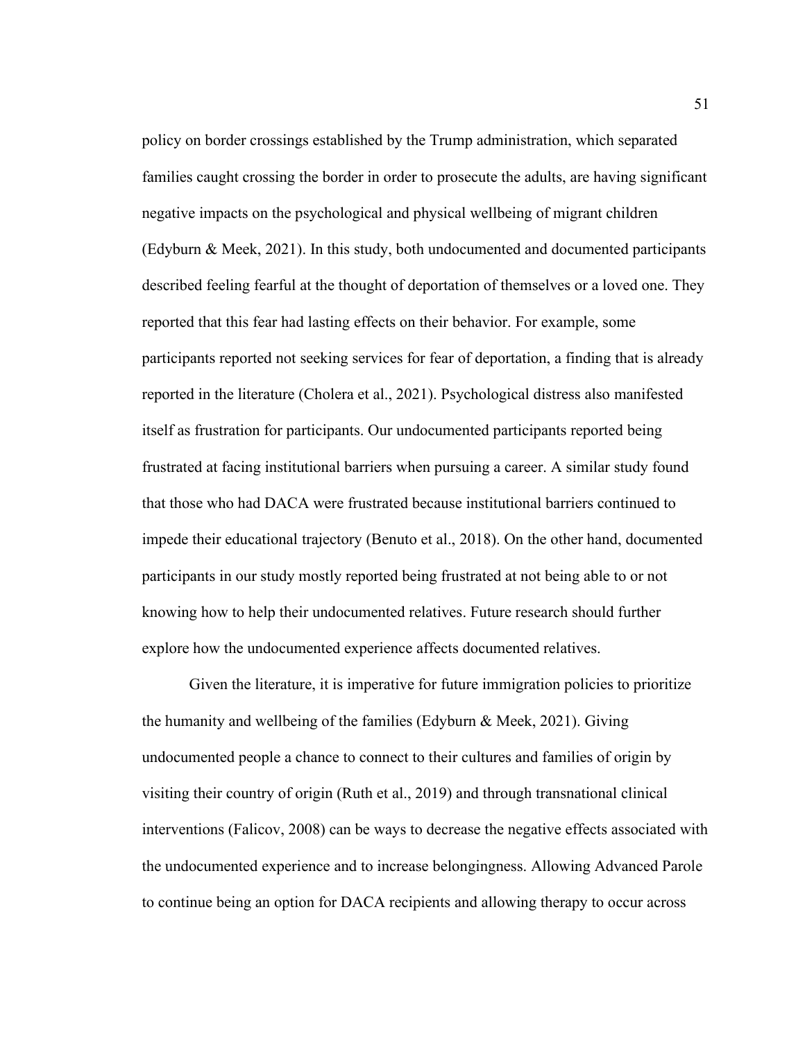policy on border crossings established by the Trump administration, which separated families caught crossing the border in order to prosecute the adults, are having significant negative impacts on the psychological and physical wellbeing of migrant children (Edyburn & Meek, 2021). In this study, both undocumented and documented participants described feeling fearful at the thought of deportation of themselves or a loved one. They reported that this fear had lasting effects on their behavior. For example, some participants reported not seeking services for fear of deportation, a finding that is already reported in the literature (Cholera et al., 2021). Psychological distress also manifested itself as frustration for participants. Our undocumented participants reported being frustrated at facing institutional barriers when pursuing a career. A similar study found that those who had DACA were frustrated because institutional barriers continued to impede their educational trajectory (Benuto et al., 2018). On the other hand, documented participants in our study mostly reported being frustrated at not being able to or not knowing how to help their undocumented relatives. Future research should further explore how the undocumented experience affects documented relatives.

Given the literature, it is imperative for future immigration policies to prioritize the humanity and wellbeing of the families (Edyburn & Meek, 2021). Giving undocumented people a chance to connect to their cultures and families of origin by visiting their country of origin (Ruth et al., 2019) and through transnational clinical interventions (Falicov, 2008) can be ways to decrease the negative effects associated with the undocumented experience and to increase belongingness. Allowing Advanced Parole to continue being an option for DACA recipients and allowing therapy to occur across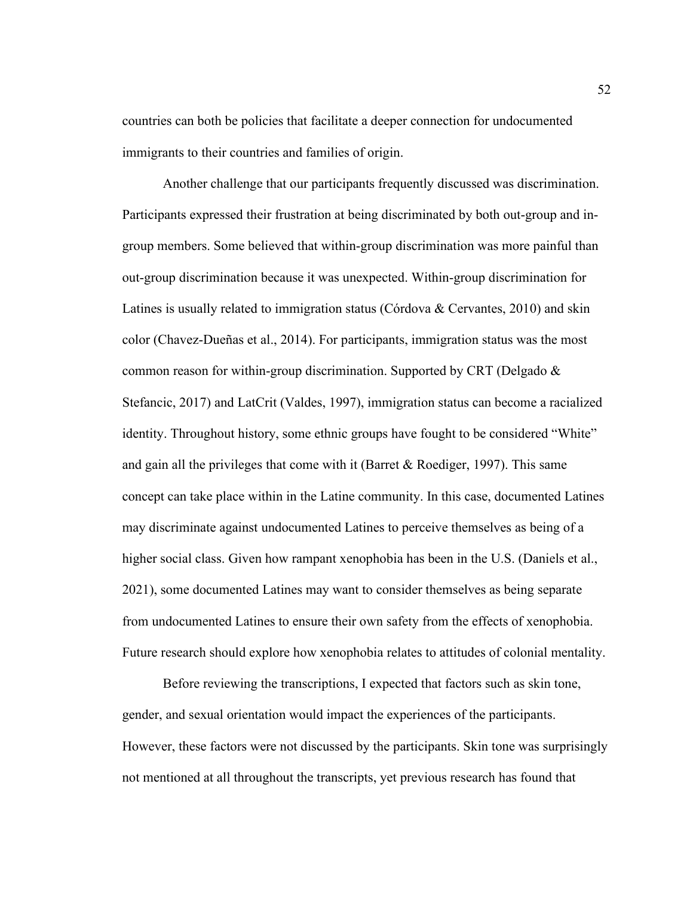countries can both be policies that facilitate a deeper connection for undocumented immigrants to their countries and families of origin.

Another challenge that our participants frequently discussed was discrimination. Participants expressed their frustration at being discriminated by both out-group and in-group members. Some believed that within-group discrimination was more painful than out-group discrimination because it was unexpected. Within-group discrimination for Latines is usually related to immigration status (Córdova & Cervantes, 2010) and skin color (Chavez-Dueñas et al., 2014). For participants, immigration status was the most common reason for within-group discrimination. Supported by CRT (Delgado & Stefancic, 2017) and LatCrit (Valdes, 1997), immigration status can become a racialized identity. Throughout history, some ethnic groups have fought to be considered "White" and gain all the privileges that come with it (Barret & Roediger, 1997). This same concept can take place within in the Latine community. In this case, documented Latines may discriminate against undocumented Latines to perceive themselves as being of a higher social class. Given how rampant xenophobia has been in the U.S. (Daniels et al., 2021), some documented Latines may want to consider themselves as being separate from undocumented Latines to ensure their own safety from the effects of xenophobia. Future research should explore how xenophobia relates to attitudes of colonial mentality.

Before reviewing the transcriptions, I expected that factors such as skin tone, gender, and sexual orientation would impact the experiences of the participants. However, these factors were not discussed by the participants. Skin tone was surprisingly not mentioned at all throughout the transcripts, yet previous research has found that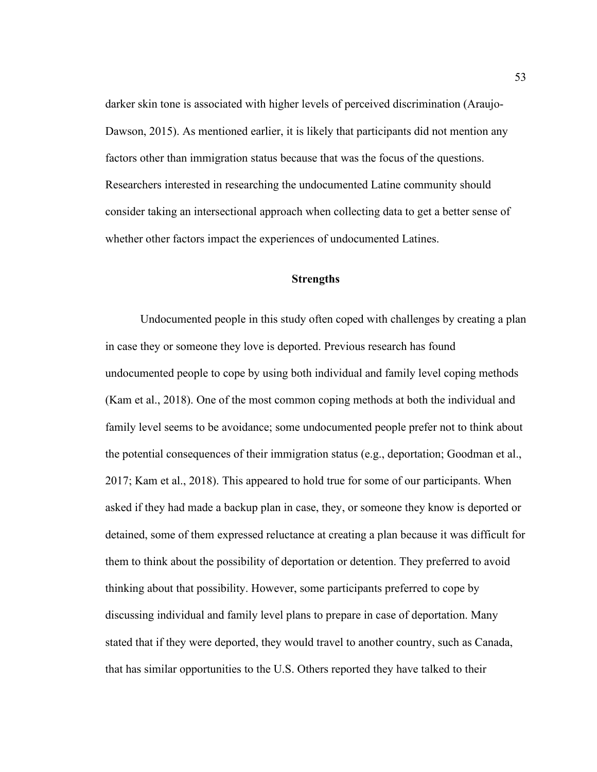darker skin tone is associated with higher levels of perceived discrimination (Araujo-Dawson, 2015). As mentioned earlier, it is likely that participants did not mention any factors other than immigration status because that was the focus of the questions. Researchers interested in researching the undocumented Latine community should consider taking an intersectional approach when collecting data to get a better sense of whether other factors impact the experiences of undocumented Latines.

## Strengths

Undocumented people in this study often coped with challenges by creating a plan in case they or someone they love is deported. Previous research has found undocumented people to cope by using both individual and family level coping methods (Kam et al., 2018). One of the most common coping methods at both the individual and family level seems to be avoidance; some undocumented people prefer not to think about the potential consequences of their immigration status (e.g., deportation; Goodman et al., 2017; Kam et al., 2018). This appeared to hold true for some of our participants. When asked if they had made a backup plan in case, they, or someone they know is deported or detained, some of them expressed reluctance at creating a plan because it was difficult for them to think about the possibility of deportation or detention. They preferred to avoid thinking about that possibility. However, some participants preferred to cope by discussing individual and family level plans to prepare in case of deportation. Many stated that if they were deported, they would travel to another country, such as Canada, that has similar opportunities to the U.S. Others reported they have talked to their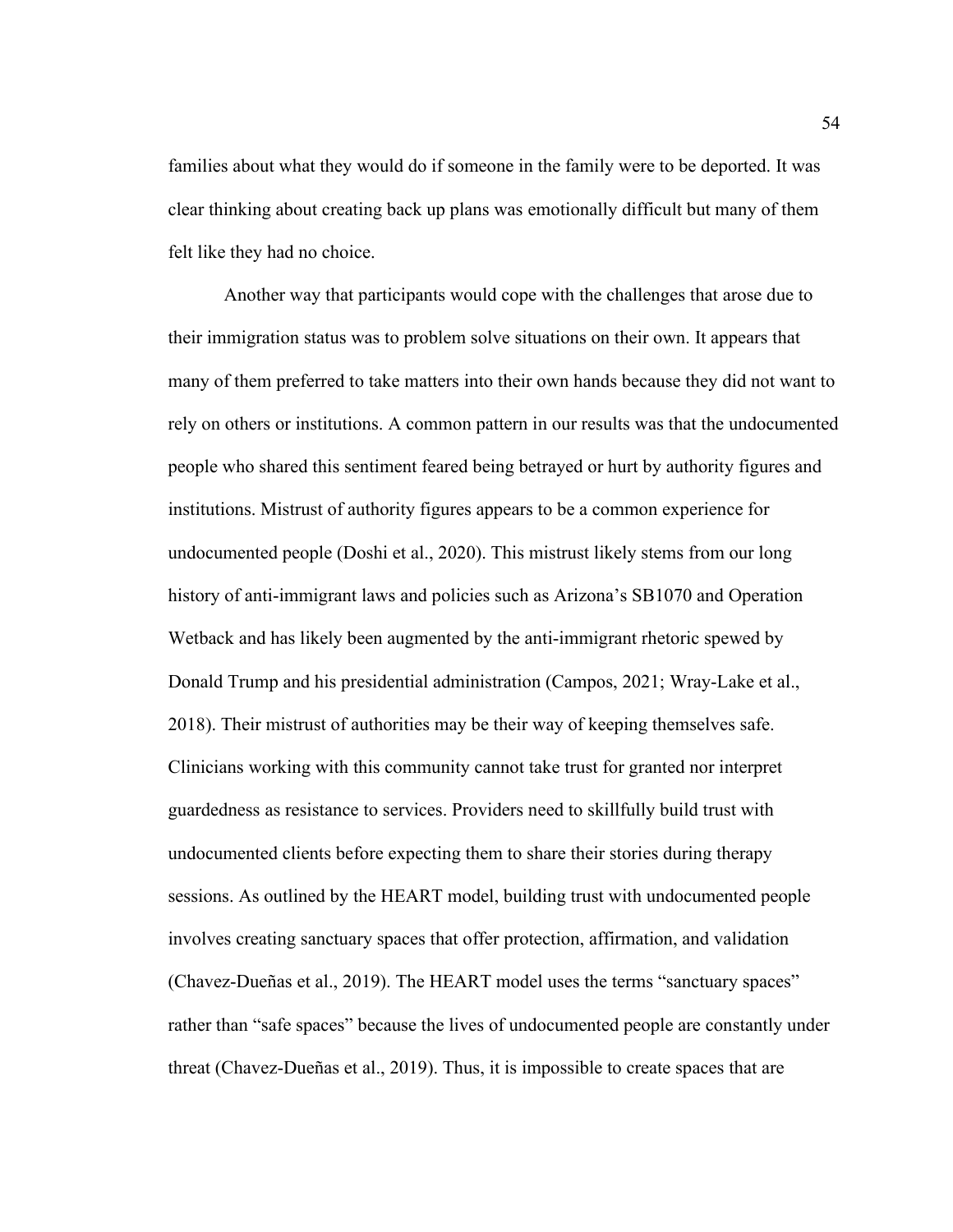families about what they would do if someone in the family were to be deported. It was clear thinking about creating back up plans was emotionally difficult but many of them felt like they had no choice.

Another way that participants would cope with the challenges that arose due to their immigration status was to problem solve situations on their own. It appears that many of them preferred to take matters into their own hands because they did not want to rely on others or institutions. A common pattern in our results was that the undocumented people who shared this sentiment feared being betrayed or hurt by authority figures and institutions. Mistrust of authority figures appears to be a common experience for undocumented people (Doshi et al., 2020). This mistrust likely stems from our long history of anti-immigrant laws and policies such as Arizona's SB1070 and Operation Wetback and has likely been augmented by the anti-immigrant rhetoric spewed by Donald Trump and his presidential administration (Campos, 2021; Wray-Lake et al., 2018). Their mistrust of authorities may be their way of keeping themselves safe. Clinicians working with this community cannot take trust for granted nor interpret guardedness as resistance to services. Providers need to skillfully build trust with undocumented clients before expecting them to share their stories during therapy sessions. As outlined by the HEART model, building trust with undocumented people involves creating sanctuary spaces that offer protection, affirmation, and validation (Chavez-Dueñas et al., 2019). The HEART model uses the terms "sanctuary spaces" rather than "safe spaces" because the lives of undocumented people are constantly under threat (Chavez-Dueñas et al., 2019). Thus, it is impossible to create spaces that are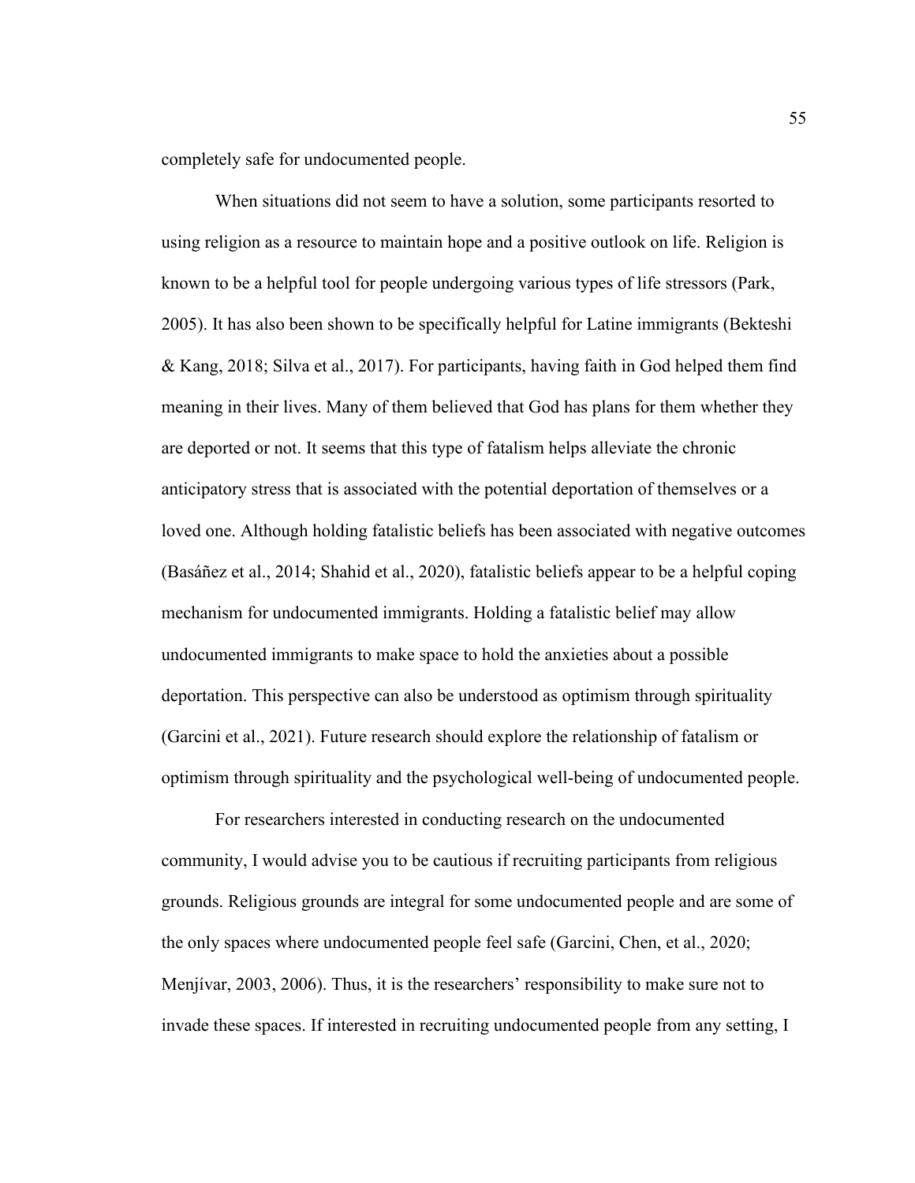completely safe for undocumented people.

When situations did not seem to have a solution, some participants resorted to using religion as a resource to maintain hope and a positive outlook on life. Religion is known to be a helpful tool for people undergoing various types of life stressors (Park, 2005). It has also been shown to be specifically helpful for Latine immigrants (Bekteshi & Kang, 2018; Silva et al., 2017). For participants, having faith in God helped them find meaning in their lives. Many of them believed that God has plans for them whether they are deported or not. It seems that this type of fatalism helps alleviate the chronic anticipatory stress that is associated with the potential deportation of themselves or a loved one. Although holding fatalistic beliefs has been associated with negative outcomes (Basáñez et al., 2014; Shahid et al., 2020), fatalistic beliefs appear to be a helpful coping mechanism for undocumented immigrants. Holding a fatalistic belief may allow undocumented immigrants to make space to hold the anxieties about a possible deportation. This perspective can also be understood as optimism through spirituality (Garcini et al., 2021). Future research should explore the relationship of fatalism or optimism through spirituality and the psychological well-being of undocumented people.

For researchers interested in conducting research on the undocumented community, I would advise you to be cautious if recruiting participants from religious grounds. Religious grounds are integral for some undocumented people and are some of the only spaces where undocumented people feel safe (Garcini, Chen, et al., 2020; Menjívar, 2003, 2006). Thus, it is the researchers' responsibility to make sure not to invade these spaces. If interested in recruiting undocumented people from any setting, I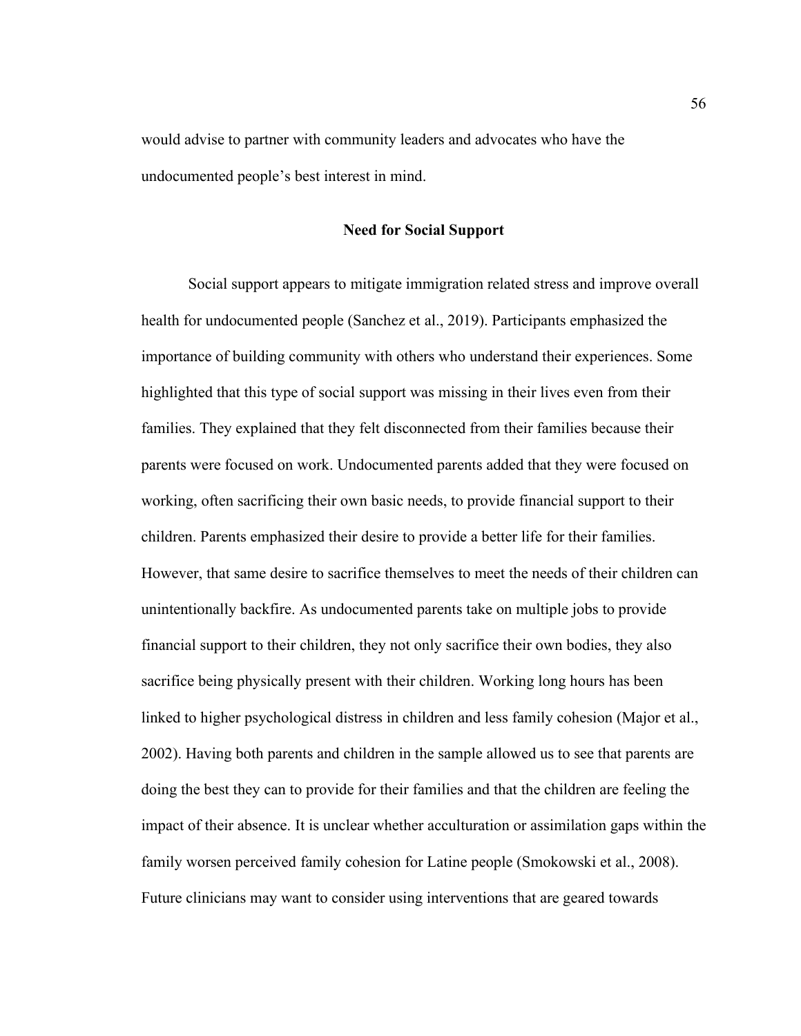would advise to partner with community leaders and advocates who have the undocumented people's best interest in mind.

## Need for Social Support

Social support appears to mitigate immigration related stress and improve overall health for undocumented people (Sanchez et al., 2019). Participants emphasized the importance of building community with others who understand their experiences. Some highlighted that this type of social support was missing in their lives even from their families. They explained that they felt disconnected from their families because their parents were focused on work. Undocumented parents added that they were focused on working, often sacrificing their own basic needs, to provide financial support to their children. Parents emphasized their desire to provide a better life for their families. However, that same desire to sacrifice themselves to meet the needs of their children can unintentionally backfire. As undocumented parents take on multiple jobs to provide financial support to their children, they not only sacrifice their own bodies, they also sacrifice being physically present with their children. Working long hours has been linked to higher psychological distress in children and less family cohesion (Major et al., 2002). Having both parents and children in the sample allowed us to see that parents are doing the best they can to provide for their families and that the children are feeling the impact of their absence. It is unclear whether acculturation or assimilation gaps within the family worsen perceived family cohesion for Latine people (Smokowski et al., 2008). Future clinicians may want to consider using interventions that are geared towards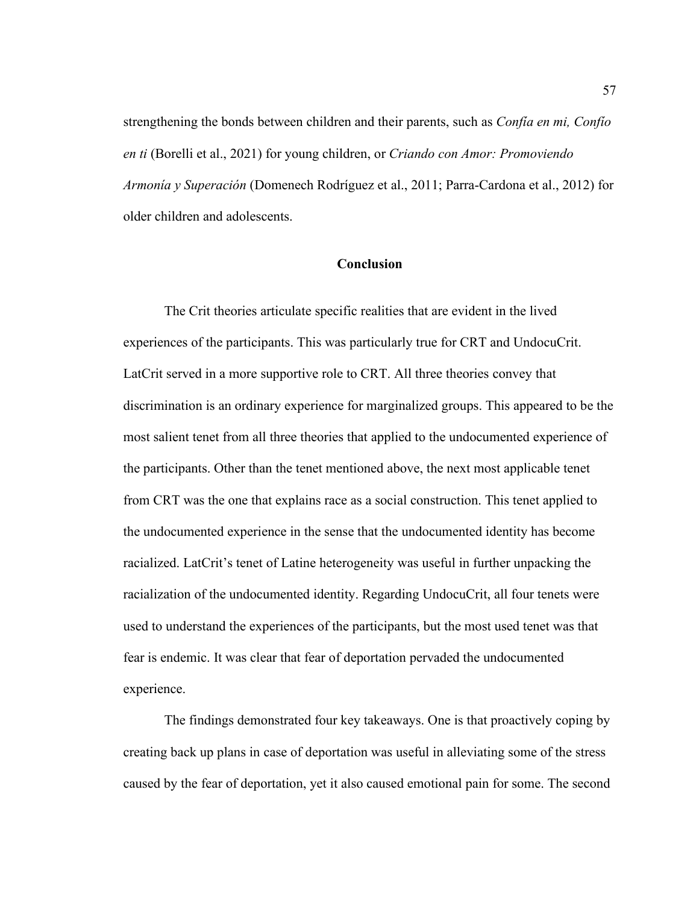strengthening the bonds between children and their parents, such as *Confía en mi, Confío en ti* (Borelli et al., 2021) for young children, or *Criando con Amor: Promoviendo Armonía y Superación* (Domenech Rodríguez et al., 2011; Parra-Cardona et al., 2012) for older children and adolescents.

## Conclusion

The Crit theories articulate specific realities that are evident in the lived experiences of the participants. This was particularly true for CRT and UndocuCrit. LatCrit served in a more supportive role to CRT. All three theories convey that discrimination is an ordinary experience for marginalized groups. This appeared to be the most salient tenet from all three theories that applied to the undocumented experience of the participants. Other than the tenet mentioned above, the next most applicable tenet from CRT was the one that explains race as a social construction. This tenet applied to the undocumented experience in the sense that the undocumented identity has become racialized. LatCrit's tenet of Latine heterogeneity was useful in further unpacking the racialization of the undocumented identity. Regarding UndocuCrit, all four tenets were used to understand the experiences of the participants, but the most used tenet was that fear is endemic. It was clear that fear of deportation pervaded the undocumented experience.

The findings demonstrated four key takeaways. One is that proactively coping by creating back up plans in case of deportation was useful in alleviating some of the stress caused by the fear of deportation, yet it also caused emotional pain for some. The second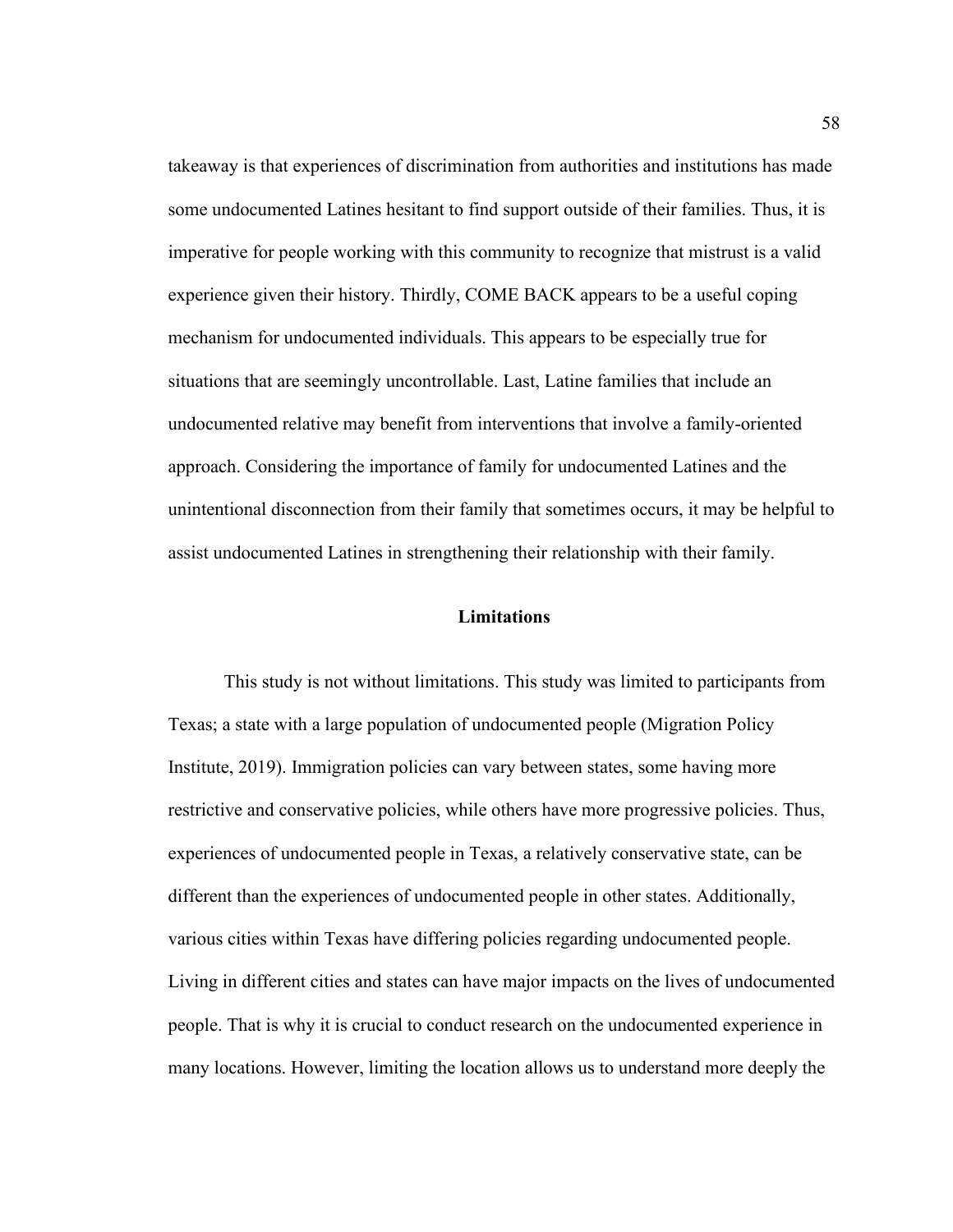takeaway is that experiences of discrimination from authorities and institutions has made some undocumented Latines hesitant to find support outside of their families. Thus, it is imperative for people working with this community to recognize that mistrust is a valid experience given their history. Thirdly, COME BACK appears to be a useful coping mechanism for undocumented individuals. This appears to be especially true for situations that are seemingly uncontrollable. Last, Latine families that include an undocumented relative may benefit from interventions that involve a family-oriented approach. Considering the importance of family for undocumented Latines and the unintentional disconnection from their family that sometimes occurs, it may be helpful to assist undocumented Latines in strengthening their relationship with their family.

## Limitations

This study is not without limitations. This study was limited to participants from Texas; a state with a large population of undocumented people (Migration Policy Institute, 2019). Immigration policies can vary between states, some having more restrictive and conservative policies, while others have more progressive policies. Thus, experiences of undocumented people in Texas, a relatively conservative state, can be different than the experiences of undocumented people in other states. Additionally, various cities within Texas have differing policies regarding undocumented people. Living in different cities and states can have major impacts on the lives of undocumented people. That is why it is crucial to conduct research on the undocumented experience in many locations. However, limiting the location allows us to understand more deeply the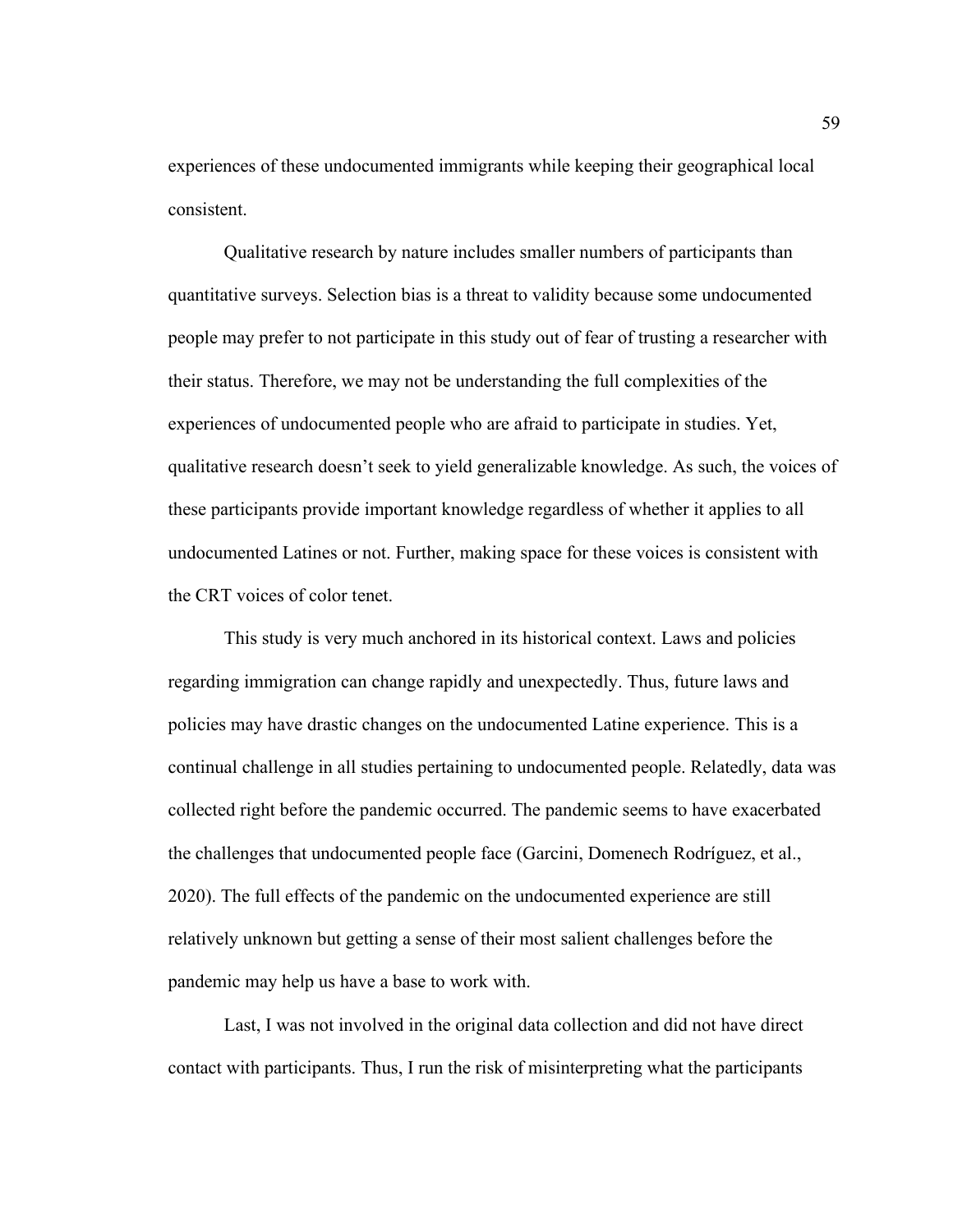experiences of these undocumented immigrants while keeping their geographical local consistent.

Qualitative research by nature includes smaller numbers of participants than quantitative surveys. Selection bias is a threat to validity because some undocumented people may prefer to not participate in this study out of fear of trusting a researcher with their status. Therefore, we may not be understanding the full complexities of the experiences of undocumented people who are afraid to participate in studies. Yet, qualitative research doesn't seek to yield generalizable knowledge. As such, the voices of these participants provide important knowledge regardless of whether it applies to all undocumented Latines or not. Further, making space for these voices is consistent with the CRT voices of color tenet.

This study is very much anchored in its historical context. Laws and policies regarding immigration can change rapidly and unexpectedly. Thus, future laws and policies may have drastic changes on the undocumented Latine experience. This is a continual challenge in all studies pertaining to undocumented people. Relatedly, data was collected right before the pandemic occurred. The pandemic seems to have exacerbated the challenges that undocumented people face (Garcini, Domenech Rodríguez, et al., 2020). The full effects of the pandemic on the undocumented experience are still relatively unknown but getting a sense of their most salient challenges before the pandemic may help us have a base to work with.

Last, I was not involved in the original data collection and did not have direct contact with participants. Thus, I run the risk of misinterpreting what the participants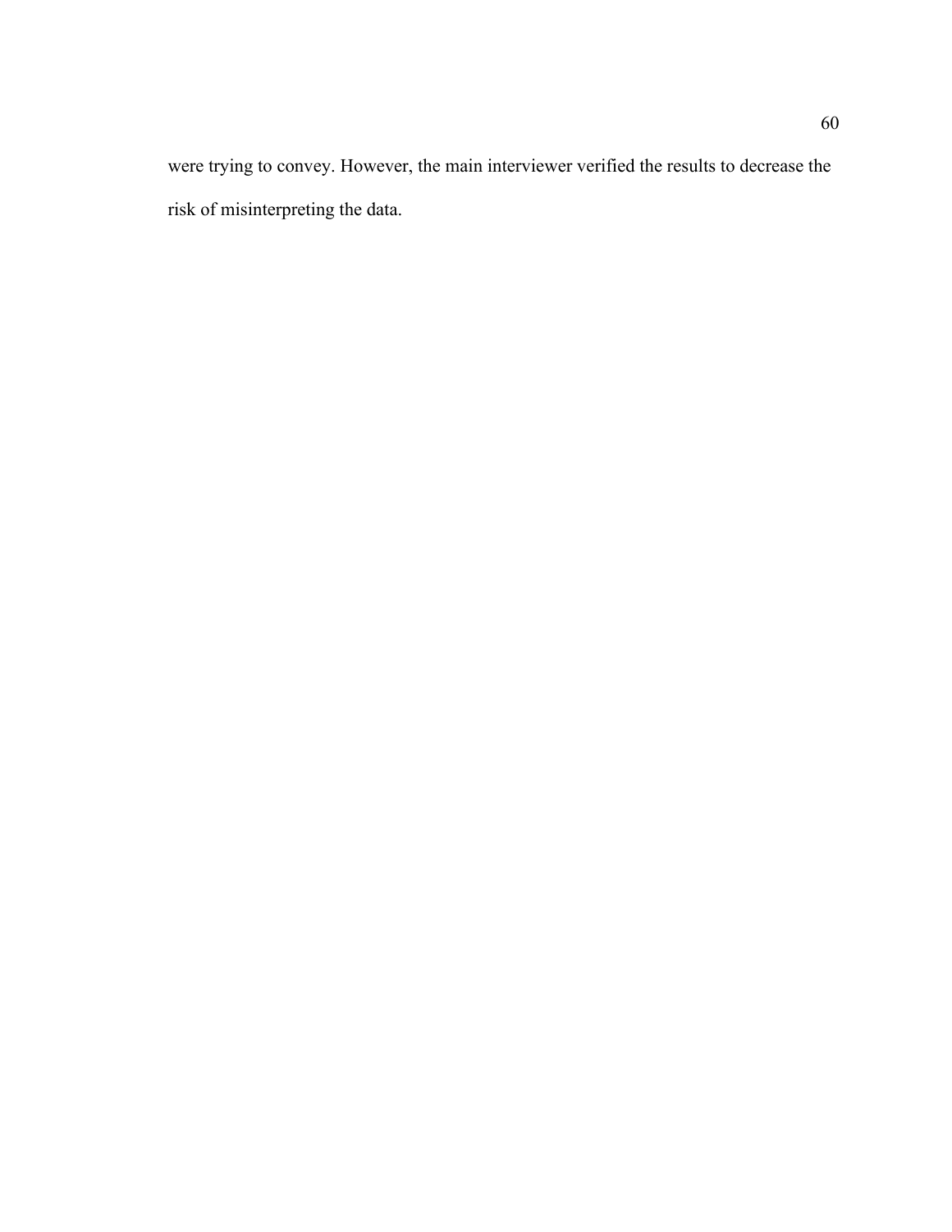were trying to convey. However, the main interviewer verified the results to decrease the risk of misinterpreting the data.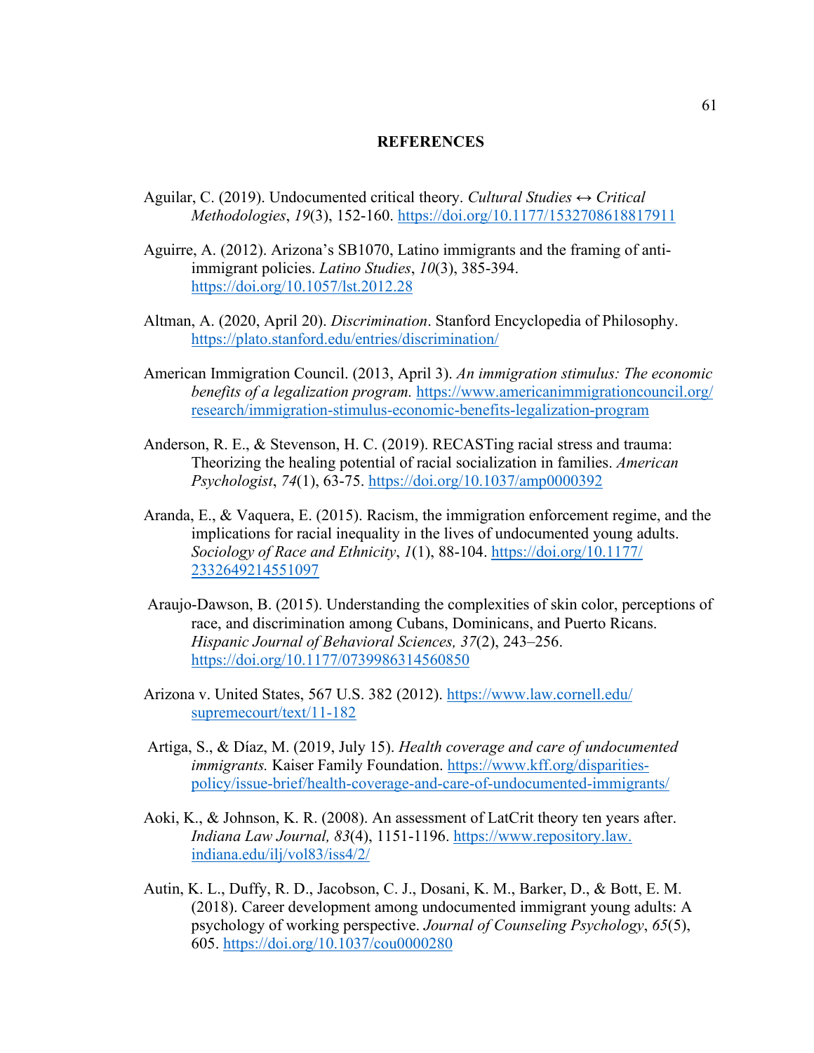# REFERENCES

Aguilar, C. (2019). Undocumented critical theory. *Cultural Studies ↔ Critical Methodologies*, *19*(3), 152-160. https://doi.org/10.1177/1532708618817911

Aguirre, A. (2012). Arizona's SB1070, Latino immigrants and the framing of anti-immigrant policies. *Latino Studies*, *10*(3), 385-394. https://doi.org/10.1057/lst.2012.28

Altman, A. (2020, April 20). *Discrimination*. Stanford Encyclopedia of Philosophy. https://plato.stanford.edu/entries/discrimination/

American Immigration Council. (2013, April 3). *An immigration stimulus: The economic benefits of a legalization program.* https://www.americanimmigrationcouncil.org/research/immigration-stimulus-economic-benefits-legalization-program

Anderson, R. E., & Stevenson, H. C. (2019). RECASTing racial stress and trauma: Theorizing the healing potential of racial socialization in families. *American Psychologist*, *74*(1), 63-75. https://doi.org/10.1037/amp0000392

Aranda, E., & Vaquera, E. (2015). Racism, the immigration enforcement regime, and the implications for racial inequality in the lives of undocumented young adults. *Sociology of Race and Ethnicity*, *1*(1), 88-104. https://doi.org/10.1177/2332649214551097

Araujo-Dawson, B. (2015). Understanding the complexities of skin color, perceptions of race, and discrimination among Cubans, Dominicans, and Puerto Ricans. *Hispanic Journal of Behavioral Sciences, 37*(2), 243–256. https://doi.org/10.1177/0739986314560850

Arizona v. United States, 567 U.S. 382 (2012). https://www.law.cornell.edu/supremecourt/text/11-182

Artiga, S., & Díaz, M. (2019, July 15). *Health coverage and care of undocumented immigrants.* Kaiser Family Foundation. https://www.kff.org/disparities-policy/issue-brief/health-coverage-and-care-of-undocumented-immigrants/

Aoki, K., & Johnson, K. R. (2008). An assessment of LatCrit theory ten years after. *Indiana Law Journal, 83*(4), 1151-1196. https://www.repository.law.indiana.edu/ilj/vol83/iss4/2/

Autin, K. L., Duffy, R. D., Jacobson, C. J., Dosani, K. M., Barker, D., & Bott, E. M. (2018). Career development among undocumented immigrant young adults: A psychology of working perspective. *Journal of Counseling Psychology*, *65*(5), 605. https://doi.org/10.1037/cou0000280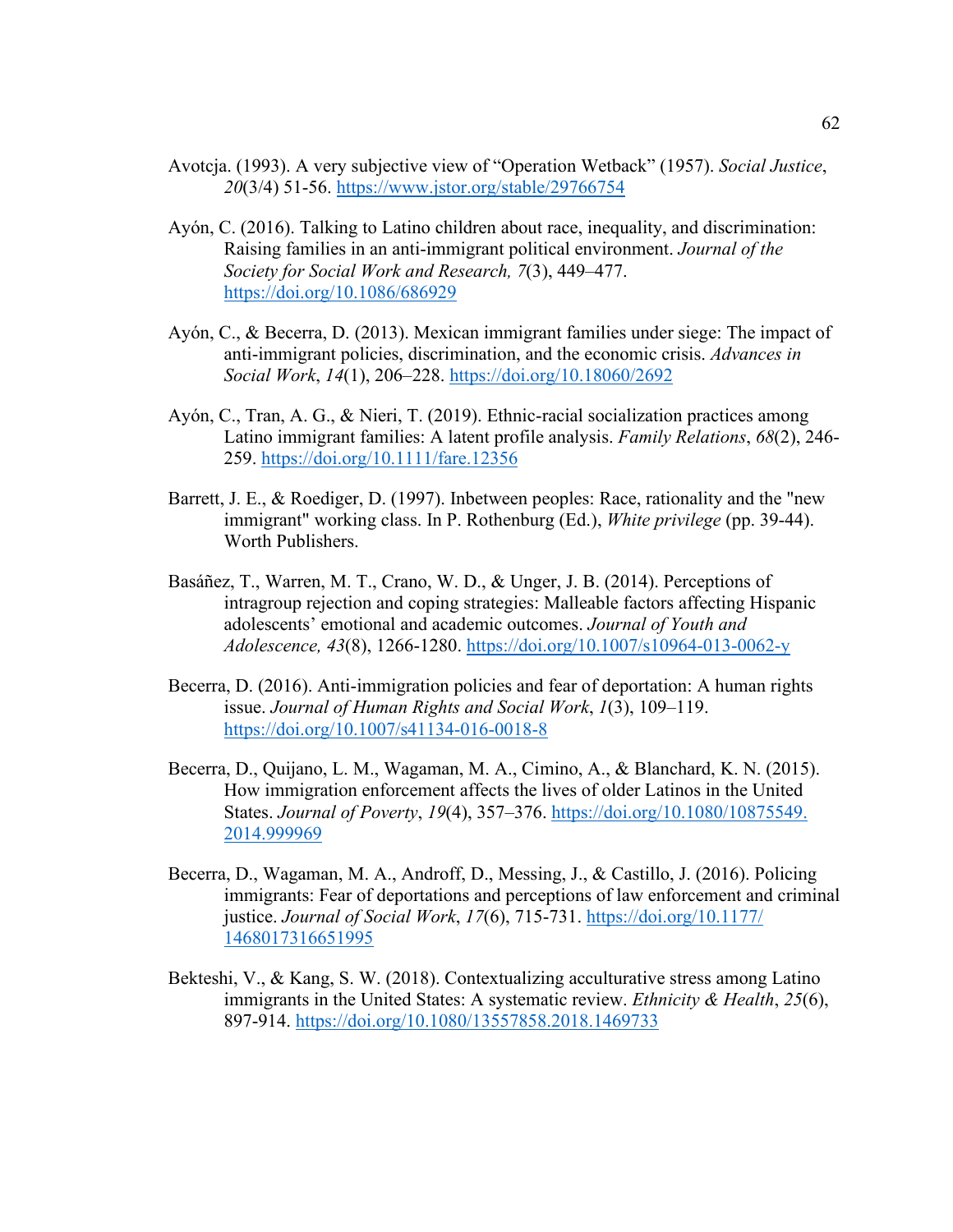Avotcja. (1993). A very subjective view of "Operation Wetback" (1957). *Social Justice*, *20*(3/4) 51-56. https://www.jstor.org/stable/29766754

Ayón, C. (2016). Talking to Latino children about race, inequality, and discrimination: Raising families in an anti-immigrant political environment. *Journal of the Society for Social Work and Research, 7*(3), 449–477. https://doi.org/10.1086/686929

Ayón, C., & Becerra, D. (2013). Mexican immigrant families under siege: The impact of anti-immigrant policies, discrimination, and the economic crisis. *Advances in Social Work*, *14*(1), 206–228. https://doi.org/10.18060/2692

Ayón, C., Tran, A. G., & Nieri, T. (2019). Ethnic-racial socialization practices among Latino immigrant families: A latent profile analysis. *Family Relations*, *68*(2), 246-259. https://doi.org/10.1111/fare.12356

Barrett, J. E., & Roediger, D. (1997). Inbetween peoples: Race, rationality and the "new immigrant" working class. In P. Rothenburg (Ed.), *White privilege* (pp. 39-44). Worth Publishers.

Basáñez, T., Warren, M. T., Crano, W. D., & Unger, J. B. (2014). Perceptions of intragroup rejection and coping strategies: Malleable factors affecting Hispanic adolescents' emotional and academic outcomes. *Journal of Youth and Adolescence, 43*(8), 1266-1280. https://doi.org/10.1007/s10964-013-0062-y

Becerra, D. (2016). Anti-immigration policies and fear of deportation: A human rights issue. *Journal of Human Rights and Social Work*, *1*(3), 109–119. https://doi.org/10.1007/s41134-016-0018-8

Becerra, D., Quijano, L. M., Wagaman, M. A., Cimino, A., & Blanchard, K. N. (2015). How immigration enforcement affects the lives of older Latinos in the United States. *Journal of Poverty*, *19*(4), 357–376. https://doi.org/10.1080/10875549.2014.999969

Becerra, D., Wagaman, M. A., Androff, D., Messing, J., & Castillo, J. (2016). Policing immigrants: Fear of deportations and perceptions of law enforcement and criminal justice. *Journal of Social Work*, *17*(6), 715-731. https://doi.org/10.1177/1468017316651995

Bekteshi, V., & Kang, S. W. (2018). Contextualizing acculturative stress among Latino immigrants in the United States: A systematic review. *Ethnicity & Health*, *25*(6), 897-914. https://doi.org/10.1080/13557858.2018.1469733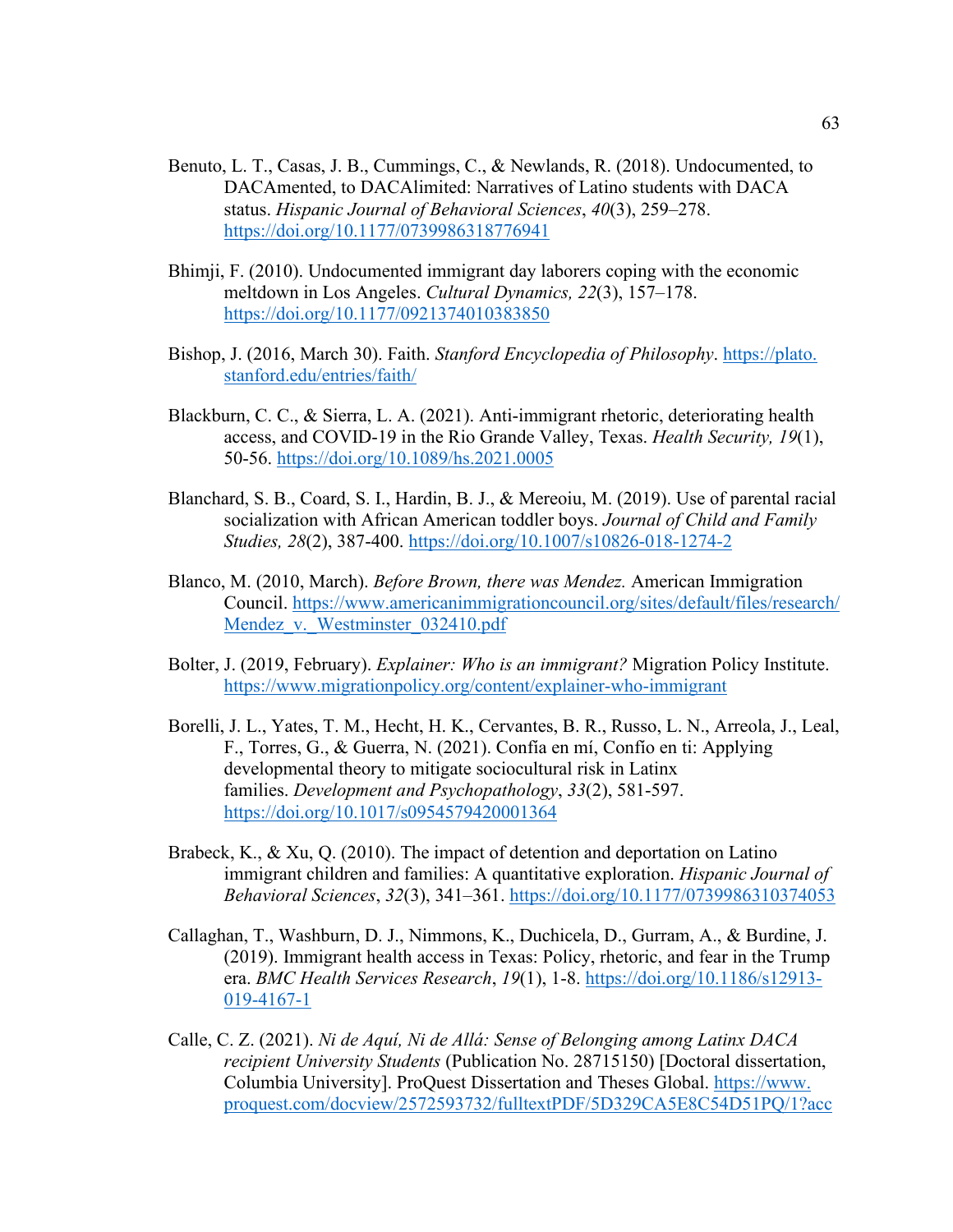Benuto, L. T., Casas, J. B., Cummings, C., & Newlands, R. (2018). Undocumented, to DACAmented, to DACAlimited: Narratives of Latino students with DACA status. *Hispanic Journal of Behavioral Sciences*, *40*(3), 259–278. https://doi.org/10.1177/0739986318776941

Bhimji, F. (2010). Undocumented immigrant day laborers coping with the economic meltdown in Los Angeles. *Cultural Dynamics, 22*(3), 157–178. https://doi.org/10.1177/0921374010383850

Bishop, J. (2016, March 30). Faith. *Stanford Encyclopedia of Philosophy*. https://plato.stanford.edu/entries/faith/

Blackburn, C. C., & Sierra, L. A. (2021). Anti-immigrant rhetoric, deteriorating health access, and COVID-19 in the Rio Grande Valley, Texas. *Health Security, 19*(1), 50-56. https://doi.org/10.1089/hs.2021.0005

Blanchard, S. B., Coard, S. I., Hardin, B. J., & Mereoiu, M. (2019). Use of parental racial socialization with African American toddler boys. *Journal of Child and Family Studies, 28*(2), 387-400. https://doi.org/10.1007/s10826-018-1274-2

Blanco, M. (2010, March). *Before Brown, there was Mendez.* American Immigration Council. https://www.americanimmigrationcouncil.org/sites/default/files/research/Mendez_v._Westminster_032410.pdf

Bolter, J. (2019, February). *Explainer: Who is an immigrant?* Migration Policy Institute. https://www.migrationpolicy.org/content/explainer-who-immigrant

Borelli, J. L., Yates, T. M., Hecht, H. K., Cervantes, B. R., Russo, L. N., Arreola, J., Leal, F., Torres, G., & Guerra, N. (2021). Confía en mí, Confío en ti: Applying developmental theory to mitigate sociocultural risk in Latinx families. *Development and Psychopathology*, *33*(2), 581-597. https://doi.org/10.1017/s0954579420001364

Brabeck, K., & Xu, Q. (2010). The impact of detention and deportation on Latino immigrant children and families: A quantitative exploration. *Hispanic Journal of Behavioral Sciences*, *32*(3), 341–361. https://doi.org/10.1177/0739986310374053

Callaghan, T., Washburn, D. J., Nimmons, K., Duchicela, D., Gurram, A., & Burdine, J. (2019). Immigrant health access in Texas: Policy, rhetoric, and fear in the Trump era. *BMC Health Services Research*, *19*(1), 1-8. https://doi.org/10.1186/s12913-019-4167-1

Calle, C. Z. (2021). *Ni de Aquí, Ni de Allá: Sense of Belonging among Latinx DACA recipient University Students* (Publication No. 28715150) [Doctoral dissertation, Columbia University]. ProQuest Dissertation and Theses Global. https://www.proquest.com/docview/2572593732/fulltextPDF/5D329CA5E8C54D51PQ/1?acc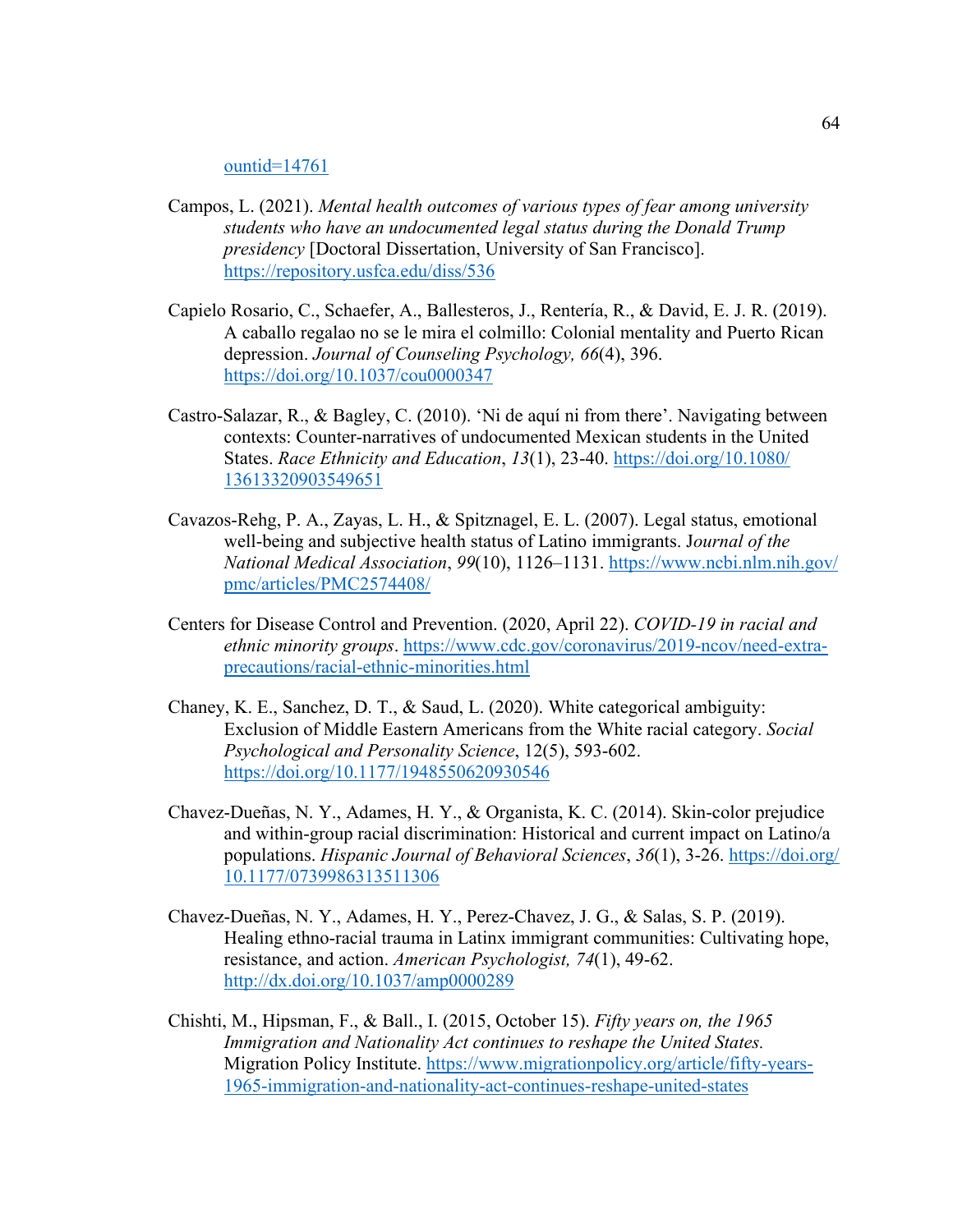ountid=14761

Campos, L. (2021). *Mental health outcomes of various types of fear among university students who have an undocumented legal status during the Donald Trump presidency* [Doctoral Dissertation, University of San Francisco]. https://repository.usfca.edu/diss/536

Capielo Rosario, C., Schaefer, A., Ballesteros, J., Rentería, R., & David, E. J. R. (2019). A caballo regalao no se le mira el colmillo: Colonial mentality and Puerto Rican depression. *Journal of Counseling Psychology, 66*(4), 396. https://doi.org/10.1037/cou0000347

Castro-Salazar, R., & Bagley, C. (2010). 'Ni de aquí ni from there'. Navigating between contexts: Counter-narratives of undocumented Mexican students in the United States. *Race Ethnicity and Education*, *13*(1), 23-40. https://doi.org/10.1080/13613320903549651

Cavazos-Rehg, P. A., Zayas, L. H., & Spitznagel, E. L. (2007). Legal status, emotional well-being and subjective health status of Latino immigrants. J*ournal of the National Medical Association*, *99*(10), 1126–1131. https://www.ncbi.nlm.nih.gov/pmc/articles/PMC2574408/

Centers for Disease Control and Prevention. (2020, April 22). *COVID-19 in racial and ethnic minority groups*. https://www.cdc.gov/coronavirus/2019-ncov/need-extra-precautions/racial-ethnic-minorities.html

Chaney, K. E., Sanchez, D. T., & Saud, L. (2020). White categorical ambiguity: Exclusion of Middle Eastern Americans from the White racial category. *Social Psychological and Personality Science*, 12(5), 593-602. https://doi.org/10.1177/1948550620930546

Chavez-Dueñas, N. Y., Adames, H. Y., & Organista, K. C. (2014). Skin-color prejudice and within-group racial discrimination: Historical and current impact on Latino/a populations. *Hispanic Journal of Behavioral Sciences*, *36*(1), 3-26. https://doi.org/10.1177/0739986313511306

Chavez-Dueñas, N. Y., Adames, H. Y., Perez-Chavez, J. G., & Salas, S. P. (2019). Healing ethno-racial trauma in Latinx immigrant communities: Cultivating hope, resistance, and action. *American Psychologist, 74*(1), 49-62. http://dx.doi.org/10.1037/amp0000289

Chishti, M., Hipsman, F., & Ball., I. (2015, October 15). *Fifty years on, the 1965 Immigration and Nationality Act continues to reshape the United States.* Migration Policy Institute. https://www.migrationpolicy.org/article/fifty-years-1965-immigration-and-nationality-act-continues-reshape-united-states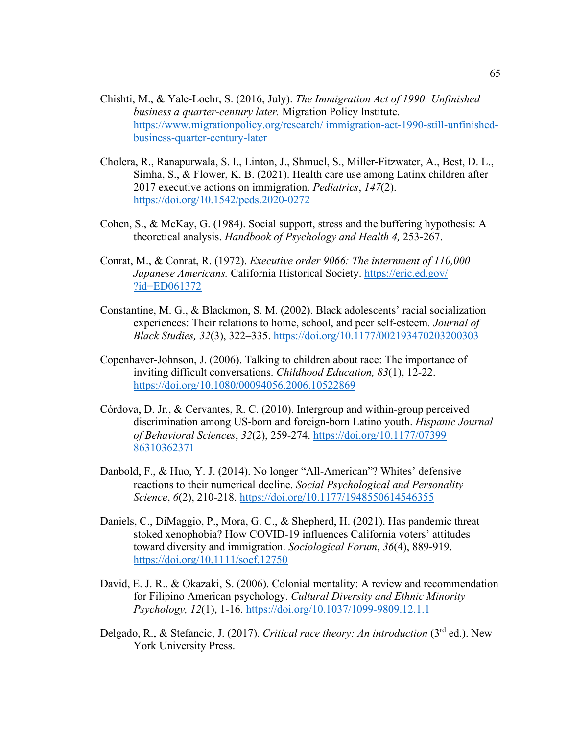Chishti, M., & Yale-Loehr, S. (2016, July). *The Immigration Act of 1990: Unfinished business a quarter-century later.* Migration Policy Institute. https://www.migrationpolicy.org/research/ immigration-act-1990-still-unfinished-business-quarter-century-later

Cholera, R., Ranapurwala, S. I., Linton, J., Shmuel, S., Miller-Fitzwater, A., Best, D. L., Simha, S., & Flower, K. B. (2021). Health care use among Latinx children after 2017 executive actions on immigration. *Pediatrics*, *147*(2). https://doi.org/10.1542/peds.2020-0272

Cohen, S., & McKay, G. (1984). Social support, stress and the buffering hypothesis: A theoretical analysis. *Handbook of Psychology and Health 4,* 253-267.

Conrat, M., & Conrat, R. (1972). *Executive order 9066: The internment of 110,000 Japanese Americans.* California Historical Society. https://eric.ed.gov/ ?id=ED061372

Constantine, M. G., & Blackmon, S. M. (2002). Black adolescents' racial socialization experiences: Their relations to home, school, and peer self-esteem*. Journal of Black Studies, 32*(3), 322–335. https://doi.org/10.1177/002193470203200303

Copenhaver-Johnson, J. (2006). Talking to children about race: The importance of inviting difficult conversations. *Childhood Education, 83*(1), 12-22. https://doi.org/10.1080/00094056.2006.10522869

Córdova, D. Jr., & Cervantes, R. C. (2010). Intergroup and within-group perceived discrimination among US-born and foreign-born Latino youth. *Hispanic Journal of Behavioral Sciences*, *32*(2), 259-274. https://doi.org/10.1177/07399 86310362371

Danbold, F., & Huo, Y. J. (2014). No longer "All-American"? Whites' defensive reactions to their numerical decline. *Social Psychological and Personality Science*, *6*(2), 210-218. https://doi.org/10.1177/1948550614546355

Daniels, C., DiMaggio, P., Mora, G. C., & Shepherd, H. (2021). Has pandemic threat stoked xenophobia? How COVID-19 influences California voters' attitudes toward diversity and immigration. *Sociological Forum*, *36*(4), 889-919. https://doi.org/10.1111/socf.12750

David, E. J. R., & Okazaki, S. (2006). Colonial mentality: A review and recommendation for Filipino American psychology. *Cultural Diversity and Ethnic Minority Psychology, 12*(1), 1-16. https://doi.org/10.1037/1099-9809.12.1.1

Delgado, R., & Stefancic, J. (2017). *Critical race theory: An introduction* (3rd ed.). New York University Press.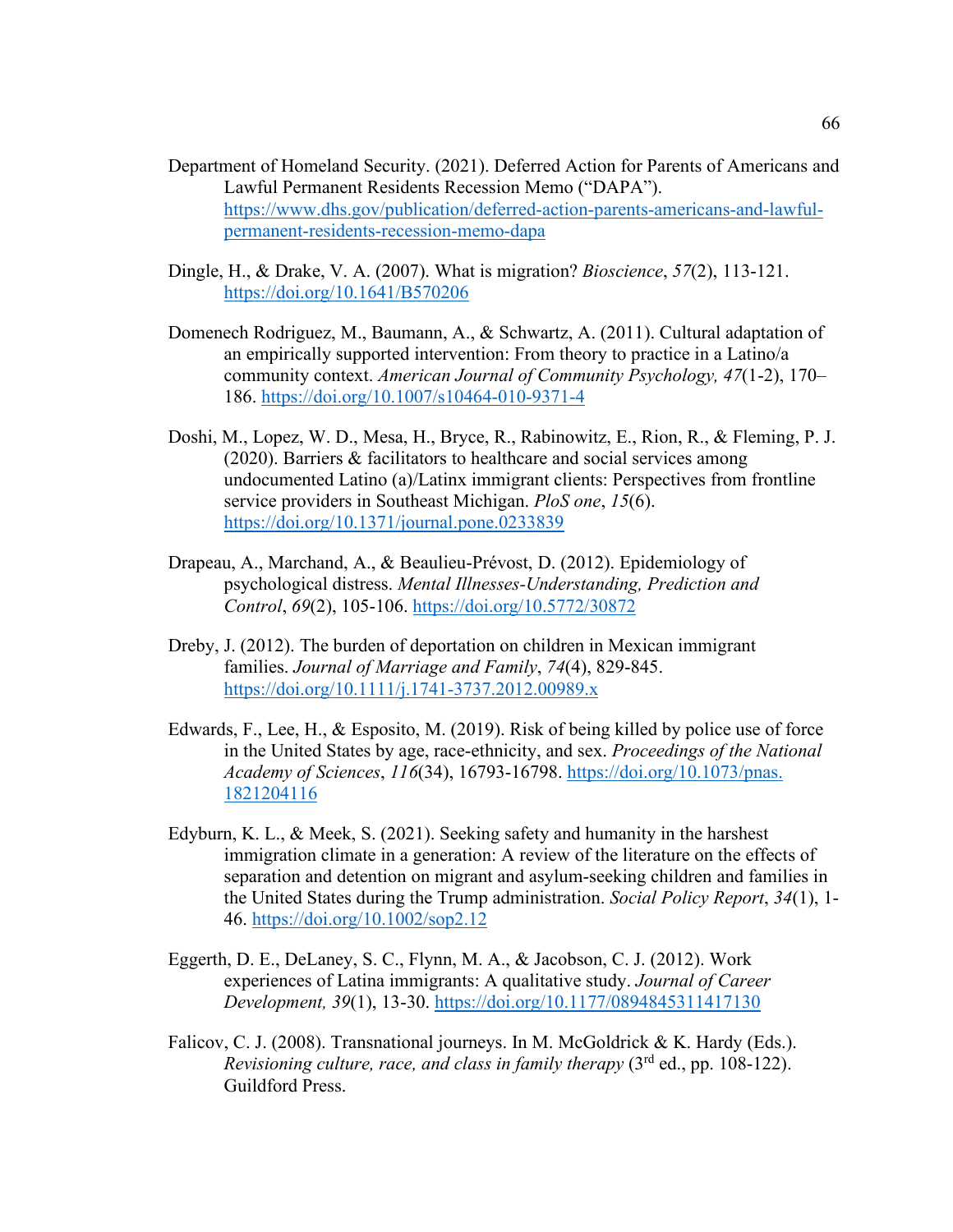Department of Homeland Security. (2021). Deferred Action for Parents of Americans and Lawful Permanent Residents Recession Memo ("DAPA"). https://www.dhs.gov/publication/deferred-action-parents-americans-and-lawful-permanent-residents-recession-memo-dapa

Dingle, H., & Drake, V. A. (2007). What is migration? *Bioscience*, *57*(2), 113-121. https://doi.org/10.1641/B570206

Domenech Rodriguez, M., Baumann, A., & Schwartz, A. (2011). Cultural adaptation of an empirically supported intervention: From theory to practice in a Latino/a community context. *American Journal of Community Psychology, 47*(1-2), 170–186. https://doi.org/10.1007/s10464-010-9371-4

Doshi, M., Lopez, W. D., Mesa, H., Bryce, R., Rabinowitz, E., Rion, R., & Fleming, P. J. (2020). Barriers & facilitators to healthcare and social services among undocumented Latino (a)/Latinx immigrant clients: Perspectives from frontline service providers in Southeast Michigan. *PloS one*, *15*(6). https://doi.org/10.1371/journal.pone.0233839

Drapeau, A., Marchand, A., & Beaulieu-Prévost, D. (2012). Epidemiology of psychological distress. *Mental Illnesses-Understanding, Prediction and Control*, *69*(2), 105-106. https://doi.org/10.5772/30872

Dreby, J. (2012). The burden of deportation on children in Mexican immigrant families. *Journal of Marriage and Family*, *74*(4), 829-845. https://doi.org/10.1111/j.1741-3737.2012.00989.x

Edwards, F., Lee, H., & Esposito, M. (2019). Risk of being killed by police use of force in the United States by age, race-ethnicity, and sex. *Proceedings of the National Academy of Sciences*, *116*(34), 16793-16798. https://doi.org/10.1073/pnas.1821204116

Edyburn, K. L., & Meek, S. (2021). Seeking safety and humanity in the harshest immigration climate in a generation: A review of the literature on the effects of separation and detention on migrant and asylum-seeking children and families in the United States during the Trump administration. *Social Policy Report*, *34*(1), 1-46. https://doi.org/10.1002/sop2.12

Eggerth, D. E., DeLaney, S. C., Flynn, M. A., & Jacobson, C. J. (2012). Work experiences of Latina immigrants: A qualitative study. *Journal of Career Development, 39*(1), 13-30. https://doi.org/10.1177/0894845311417130

Falicov, C. J. (2008). Transnational journeys. In M. McGoldrick & K. Hardy (Eds.). *Revisioning culture, race, and class in family therapy* (3rd ed., pp. 108-122). Guildford Press.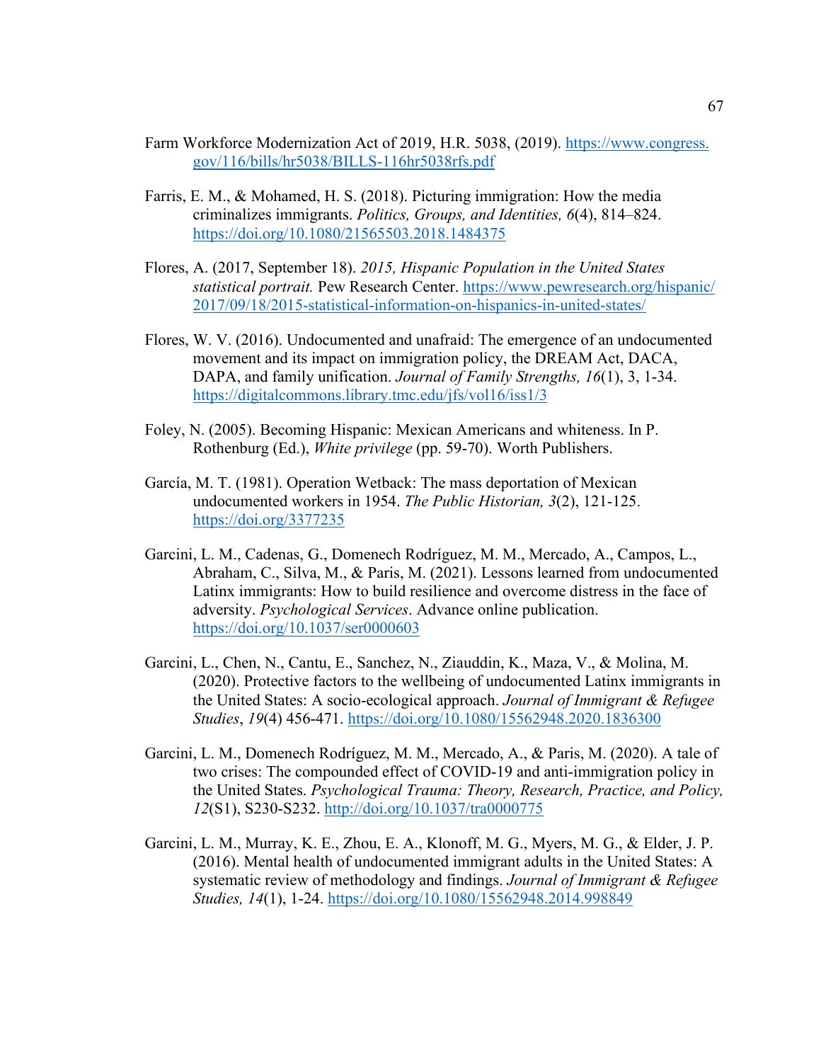Farm Workforce Modernization Act of 2019, H.R. 5038, (2019). https://www.congress.gov/116/bills/hr5038/BILLS-116hr5038rfs.pdf

Farris, E. M., & Mohamed, H. S. (2018). Picturing immigration: How the media criminalizes immigrants. *Politics, Groups, and Identities, 6*(4), 814–824. https://doi.org/10.1080/21565503.2018.1484375

Flores, A. (2017, September 18). *2015, Hispanic Population in the United States statistical portrait.* Pew Research Center. https://www.pewresearch.org/hispanic/2017/09/18/2015-statistical-information-on-hispanics-in-united-states/

Flores, W. V. (2016). Undocumented and unafraid: The emergence of an undocumented movement and its impact on immigration policy, the DREAM Act, DACA, DAPA, and family unification. *Journal of Family Strengths, 16*(1), 3, 1-34. https://digitalcommons.library.tmc.edu/jfs/vol16/iss1/3

Foley, N. (2005). Becoming Hispanic: Mexican Americans and whiteness. In P. Rothenburg (Ed.), *White privilege* (pp. 59-70). Worth Publishers.

García, M. T. (1981). Operation Wetback: The mass deportation of Mexican undocumented workers in 1954. *The Public Historian, 3*(2), 121-125. https://doi.org/3377235

Garcini, L. M., Cadenas, G., Domenech Rodríguez, M. M., Mercado, A., Campos, L., Abraham, C., Silva, M., & Paris, M. (2021). Lessons learned from undocumented Latinx immigrants: How to build resilience and overcome distress in the face of adversity. *Psychological Services*. Advance online publication. https://doi.org/10.1037/ser0000603

Garcini, L., Chen, N., Cantu, E., Sanchez, N., Ziauddin, K., Maza, V., & Molina, M. (2020). Protective factors to the wellbeing of undocumented Latinx immigrants in the United States: A socio-ecological approach. *Journal of Immigrant & Refugee Studies*, *19*(4) 456-471. https://doi.org/10.1080/15562948.2020.1836300

Garcini, L. M., Domenech Rodríguez, M. M., Mercado, A., & Paris, M. (2020). A tale of two crises: The compounded effect of COVID-19 and anti-immigration policy in the United States. *Psychological Trauma: Theory, Research, Practice, and Policy, 12*(S1), S230-S232. http://doi.org/10.1037/tra0000775

Garcini, L. M., Murray, K. E., Zhou, E. A., Klonoff, M. G., Myers, M. G., & Elder, J. P. (2016). Mental health of undocumented immigrant adults in the United States: A systematic review of methodology and findings. *Journal of Immigrant & Refugee Studies, 14*(1), 1-24. https://doi.org/10.1080/15562948.2014.998849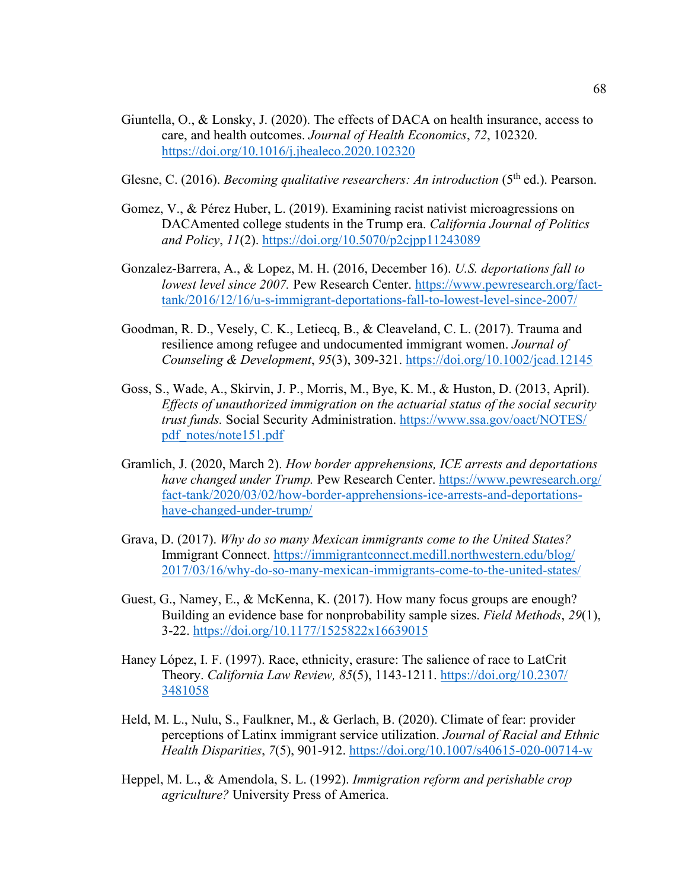Giuntella, O., & Lonsky, J. (2020). The effects of DACA on health insurance, access to care, and health outcomes. *Journal of Health Economics*, *72*, 102320. https://doi.org/10.1016/j.jhealeco.2020.102320

Glesne, C. (2016). *Becoming qualitative researchers: An introduction* (5th ed.). Pearson.

Gomez, V., & Pérez Huber, L. (2019). Examining racist nativist microagressions on DACAmented college students in the Trump era. *California Journal of Politics and Policy*, *11*(2). https://doi.org/10.5070/p2cjpp11243089

Gonzalez-Barrera, A., & Lopez, M. H. (2016, December 16). *U.S. deportations fall to lowest level since 2007.* Pew Research Center. https://www.pewresearch.org/fact-tank/2016/12/16/u-s-immigrant-deportations-fall-to-lowest-level-since-2007/

Goodman, R. D., Vesely, C. K., Letiecq, B., & Cleaveland, C. L. (2017). Trauma and resilience among refugee and undocumented immigrant women. *Journal of Counseling & Development*, *95*(3), 309-321. https://doi.org/10.1002/jcad.12145

Goss, S., Wade, A., Skirvin, J. P., Morris, M., Bye, K. M., & Huston, D. (2013, April). *Effects of unauthorized immigration on the actuarial status of the social security trust funds.* Social Security Administration. https://www.ssa.gov/oact/NOTES/pdf_notes/note151.pdf

Gramlich, J. (2020, March 2). *How border apprehensions, ICE arrests and deportations have changed under Trump.* Pew Research Center. https://www.pewresearch.org/fact-tank/2020/03/02/how-border-apprehensions-ice-arrests-and-deportations-have-changed-under-trump/

Grava, D. (2017). *Why do so many Mexican immigrants come to the United States?* Immigrant Connect. https://immigrantconnect.medill.northwestern.edu/blog/2017/03/16/why-do-so-many-mexican-immigrants-come-to-the-united-states/

Guest, G., Namey, E., & McKenna, K. (2017). How many focus groups are enough? Building an evidence base for nonprobability sample sizes. *Field Methods*, *29*(1), 3-22. https://doi.org/10.1177/1525822x16639015

Haney López, I. F. (1997). Race, ethnicity, erasure: The salience of race to LatCrit Theory. *California Law Review, 85*(5), 1143-1211. https://doi.org/10.2307/3481058

Held, M. L., Nulu, S., Faulkner, M., & Gerlach, B. (2020). Climate of fear: provider perceptions of Latinx immigrant service utilization. *Journal of Racial and Ethnic Health Disparities*, *7*(5), 901-912. https://doi.org/10.1007/s40615-020-00714-w

Heppel, M. L., & Amendola, S. L. (1992). *Immigration reform and perishable crop agriculture?* University Press of America.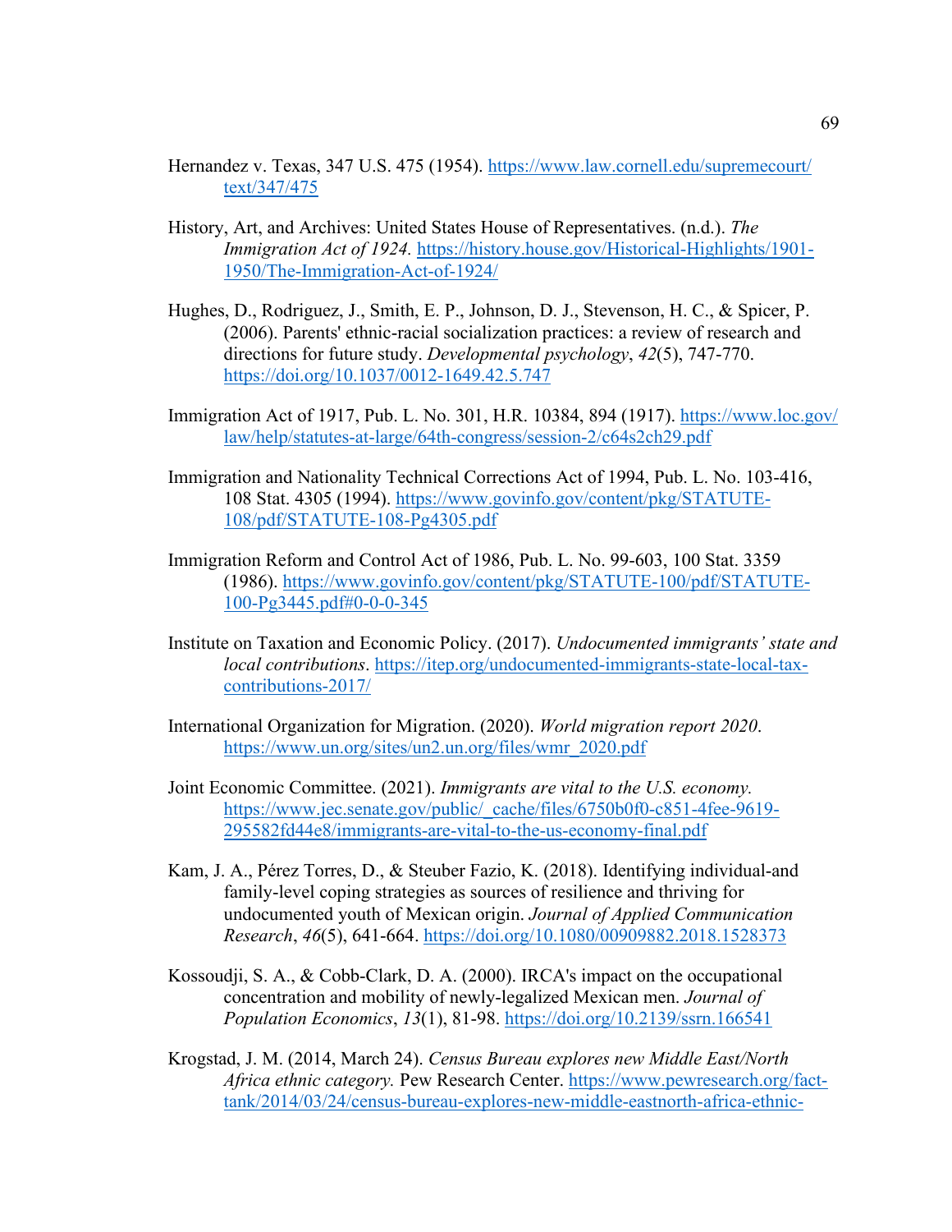Hernandez v. Texas, 347 U.S. 475 (1954). https://www.law.cornell.edu/supremecourt/text/347/475

History, Art, and Archives: United States House of Representatives. (n.d.). *The Immigration Act of 1924.* https://history.house.gov/Historical-Highlights/1901-1950/The-Immigration-Act-of-1924/

Hughes, D., Rodriguez, J., Smith, E. P., Johnson, D. J., Stevenson, H. C., & Spicer, P. (2006). Parents' ethnic-racial socialization practices: a review of research and directions for future study. *Developmental psychology*, *42*(5), 747-770. https://doi.org/10.1037/0012-1649.42.5.747

Immigration Act of 1917, Pub. L. No. 301, H.R. 10384, 894 (1917). https://www.loc.gov/law/help/statutes-at-large/64th-congress/session-2/c64s2ch29.pdf

Immigration and Nationality Technical Corrections Act of 1994, Pub. L. No. 103-416, 108 Stat. 4305 (1994). https://www.govinfo.gov/content/pkg/STATUTE-108/pdf/STATUTE-108-Pg4305.pdf

Immigration Reform and Control Act of 1986, Pub. L. No. 99-603, 100 Stat. 3359 (1986). https://www.govinfo.gov/content/pkg/STATUTE-100/pdf/STATUTE-100-Pg3445.pdf#0-0-0-345

Institute on Taxation and Economic Policy. (2017). *Undocumented immigrants' state and local contributions*. https://itep.org/undocumented-immigrants-state-local-tax-contributions-2017/

International Organization for Migration. (2020). *World migration report 2020*. https://www.un.org/sites/un2.un.org/files/wmr_2020.pdf

Joint Economic Committee. (2021). *Immigrants are vital to the U.S. economy.* https://www.jec.senate.gov/public/_cache/files/6750b0f0-c851-4fee-9619-295582fd44e8/immigrants-are-vital-to-the-us-economy-final.pdf

Kam, J. A., Pérez Torres, D., & Steuber Fazio, K. (2018). Identifying individual-and family-level coping strategies as sources of resilience and thriving for undocumented youth of Mexican origin. *Journal of Applied Communication Research*, *46*(5), 641-664. https://doi.org/10.1080/00909882.2018.1528373

Kossoudji, S. A., & Cobb-Clark, D. A. (2000). IRCA's impact on the occupational concentration and mobility of newly-legalized Mexican men. *Journal of Population Economics*, *13*(1), 81-98. https://doi.org/10.2139/ssrn.166541

Krogstad, J. M. (2014, March 24). *Census Bureau explores new Middle East/North Africa ethnic category.* Pew Research Center. https://www.pewresearch.org/fact-tank/2014/03/24/census-bureau-explores-new-middle-eastnorth-africa-ethnic-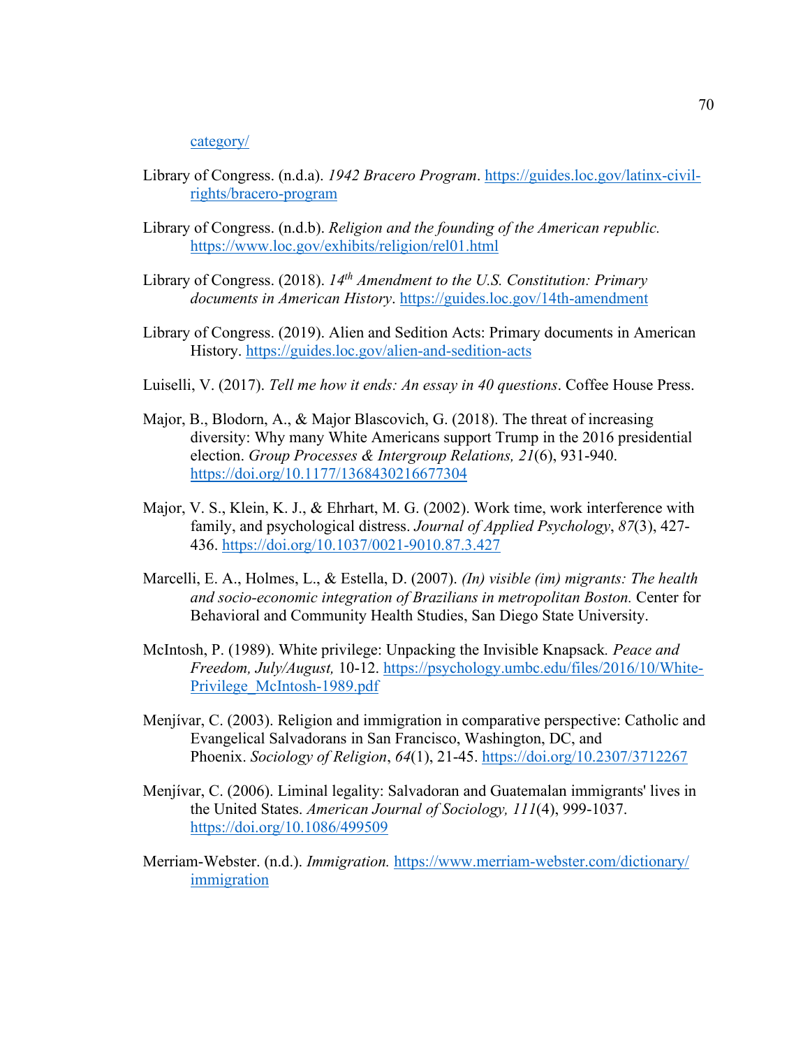category/

Library of Congress. (n.d.a). *1942 Bracero Program*. https://guides.loc.gov/latinx-civil-rights/bracero-program

Library of Congress. (n.d.b). *Religion and the founding of the American republic.* https://www.loc.gov/exhibits/religion/rel01.html

Library of Congress. (2018). *14th Amendment to the U.S. Constitution: Primary documents in American History*. https://guides.loc.gov/14th-amendment

Library of Congress. (2019). Alien and Sedition Acts: Primary documents in American History. https://guides.loc.gov/alien-and-sedition-acts

Luiselli, V. (2017). *Tell me how it ends: An essay in 40 questions*. Coffee House Press.

Major, B., Blodorn, A., & Major Blascovich, G. (2018). The threat of increasing diversity: Why many White Americans support Trump in the 2016 presidential election. *Group Processes & Intergroup Relations, 21*(6), 931-940. https://doi.org/10.1177/1368430216677304

Major, V. S., Klein, K. J., & Ehrhart, M. G. (2002). Work time, work interference with family, and psychological distress. *Journal of Applied Psychology*, *87*(3), 427-436. https://doi.org/10.1037/0021-9010.87.3.427

Marcelli, E. A., Holmes, L., & Estella, D. (2007). *(In) visible (im) migrants: The health and socio-economic integration of Brazilians in metropolitan Boston.* Center for Behavioral and Community Health Studies, San Diego State University.

McIntosh, P. (1989). White privilege: Unpacking the Invisible Knapsack. *Peace and Freedom, July/August,* 10-12. https://psychology.umbc.edu/files/2016/10/White-Privilege_McIntosh-1989.pdf

Menjívar, C. (2003). Religion and immigration in comparative perspective: Catholic and Evangelical Salvadorans in San Francisco, Washington, DC, and Phoenix. *Sociology of Religion*, *64*(1), 21-45. https://doi.org/10.2307/3712267

Menjívar, C. (2006). Liminal legality: Salvadoran and Guatemalan immigrants' lives in the United States. *American Journal of Sociology, 111*(4), 999-1037. https://doi.org/10.1086/499509

Merriam-Webster. (n.d.). *Immigration.* https://www.merriam-webster.com/dictionary/immigration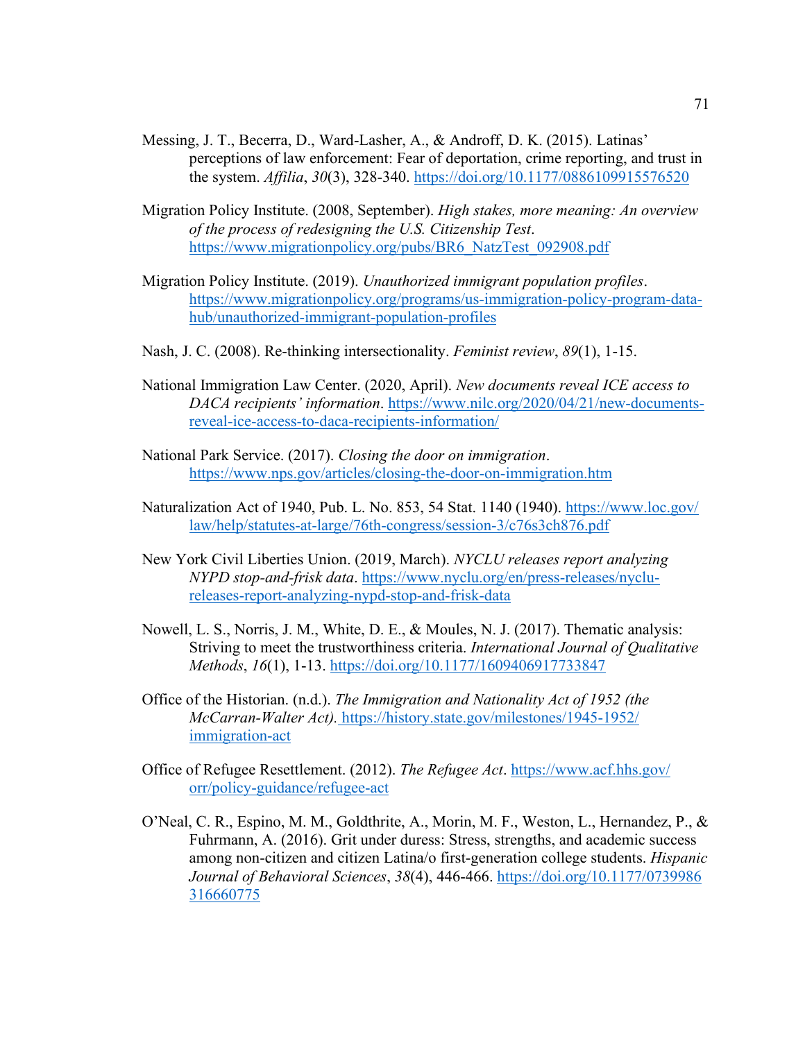Messing, J. T., Becerra, D., Ward-Lasher, A., & Androff, D. K. (2015). Latinas' perceptions of law enforcement: Fear of deportation, crime reporting, and trust in the system. *Affilia*, *30*(3), 328-340. https://doi.org/10.1177/0886109915576520

Migration Policy Institute. (2008, September). *High stakes, more meaning: An overview of the process of redesigning the U.S. Citizenship Test*. https://www.migrationpolicy.org/pubs/BR6_NatzTest_092908.pdf

Migration Policy Institute. (2019). *Unauthorized immigrant population profiles*. https://www.migrationpolicy.org/programs/us-immigration-policy-program-data-hub/unauthorized-immigrant-population-profiles

Nash, J. C. (2008). Re-thinking intersectionality. *Feminist review*, *89*(1), 1-15.

National Immigration Law Center. (2020, April). *New documents reveal ICE access to DACA recipients' information*. https://www.nilc.org/2020/04/21/new-documents-reveal-ice-access-to-daca-recipients-information/

National Park Service. (2017). *Closing the door on immigration*. https://www.nps.gov/articles/closing-the-door-on-immigration.htm

Naturalization Act of 1940, Pub. L. No. 853, 54 Stat. 1140 (1940). https://www.loc.gov/law/help/statutes-at-large/76th-congress/session-3/c76s3ch876.pdf

New York Civil Liberties Union. (2019, March). *NYCLU releases report analyzing NYPD stop-and-frisk data*. https://www.nyclu.org/en/press-releases/nyclu-releases-report-analyzing-nypd-stop-and-frisk-data

Nowell, L. S., Norris, J. M., White, D. E., & Moules, N. J. (2017). Thematic analysis: Striving to meet the trustworthiness criteria. *International Journal of Qualitative Methods*, *16*(1), 1-13. https://doi.org/10.1177/1609406917733847

Office of the Historian. (n.d.). *The Immigration and Nationality Act of 1952 (the McCarran-Walter Act).* https://history.state.gov/milestones/1945-1952/immigration-act

Office of Refugee Resettlement. (2012). *The Refugee Act*. https://www.acf.hhs.gov/orr/policy-guidance/refugee-act

O'Neal, C. R., Espino, M. M., Goldthrite, A., Morin, M. F., Weston, L., Hernandez, P., & Fuhrmann, A. (2016). Grit under duress: Stress, strengths, and academic success among non-citizen and citizen Latina/o first-generation college students. *Hispanic Journal of Behavioral Sciences*, *38*(4), 446-466. https://doi.org/10.1177/0739986316660775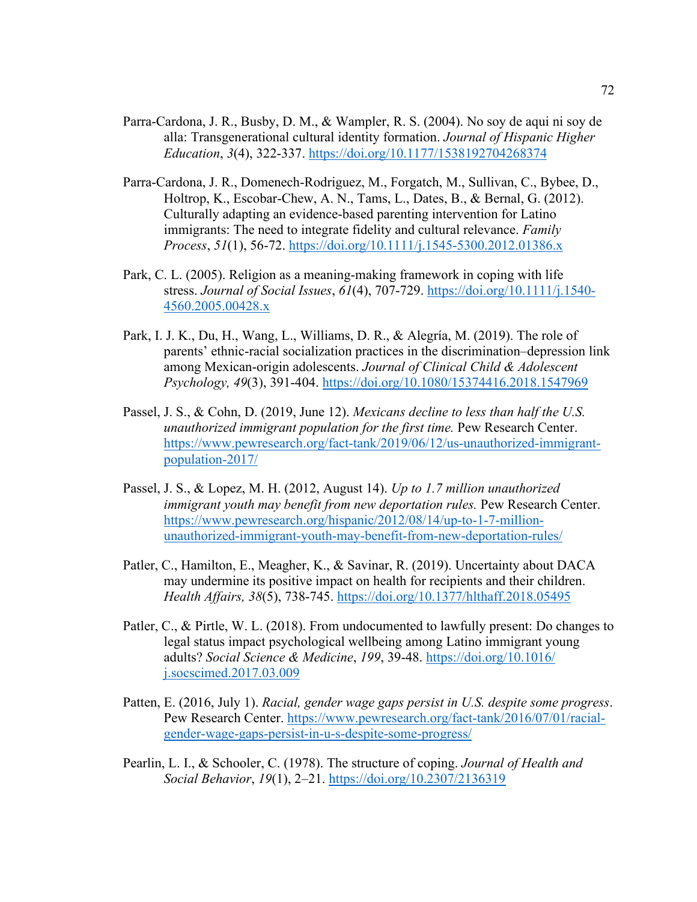Parra-Cardona, J. R., Busby, D. M., & Wampler, R. S. (2004). No soy de aqui ni soy de alla: Transgenerational cultural identity formation. *Journal of Hispanic Higher Education*, *3*(4), 322-337. https://doi.org/10.1177/1538192704268374

Parra-Cardona, J. R., Domenech-Rodriguez, M., Forgatch, M., Sullivan, C., Bybee, D., Holtrop, K., Escobar-Chew, A. N., Tams, L., Dates, B., & Bernal, G. (2012). Culturally adapting an evidence-based parenting intervention for Latino immigrants: The need to integrate fidelity and cultural relevance. *Family Process*, *51*(1), 56-72. https://doi.org/10.1111/j.1545-5300.2012.01386.x

Park, C. L. (2005). Religion as a meaning-making framework in coping with life stress. *Journal of Social Issues*, *61*(4), 707-729. https://doi.org/10.1111/j.1540-4560.2005.00428.x

Park, I. J. K., Du, H., Wang, L., Williams, D. R., & Alegría, M. (2019). The role of parents' ethnic-racial socialization practices in the discrimination–depression link among Mexican-origin adolescents. *Journal of Clinical Child & Adolescent Psychology, 49*(3), 391-404. https://doi.org/10.1080/15374416.2018.1547969

Passel, J. S., & Cohn, D. (2019, June 12). *Mexicans decline to less than half the U.S. unauthorized immigrant population for the first time.* Pew Research Center. https://www.pewresearch.org/fact-tank/2019/06/12/us-unauthorized-immigrant-population-2017/

Passel, J. S., & Lopez, M. H. (2012, August 14). *Up to 1.7 million unauthorized immigrant youth may benefit from new deportation rules.* Pew Research Center. https://www.pewresearch.org/hispanic/2012/08/14/up-to-1-7-million-unauthorized-immigrant-youth-may-benefit-from-new-deportation-rules/

Patler, C., Hamilton, E., Meagher, K., & Savinar, R. (2019). Uncertainty about DACA may undermine its positive impact on health for recipients and their children. *Health Affairs, 38*(5), 738-745. https://doi.org/10.1377/hlthaff.2018.05495

Patler, C., & Pirtle, W. L. (2018). From undocumented to lawfully present: Do changes to legal status impact psychological wellbeing among Latino immigrant young adults? *Social Science & Medicine*, *199*, 39-48. https://doi.org/10.1016/j.socscimed.2017.03.009

Patten, E. (2016, July 1). *Racial, gender wage gaps persist in U.S. despite some progress*. Pew Research Center. https://www.pewresearch.org/fact-tank/2016/07/01/racial-gender-wage-gaps-persist-in-u-s-despite-some-progress/

Pearlin, L. I., & Schooler, C. (1978). The structure of coping. *Journal of Health and Social Behavior*, *19*(1), 2–21. https://doi.org/10.2307/2136319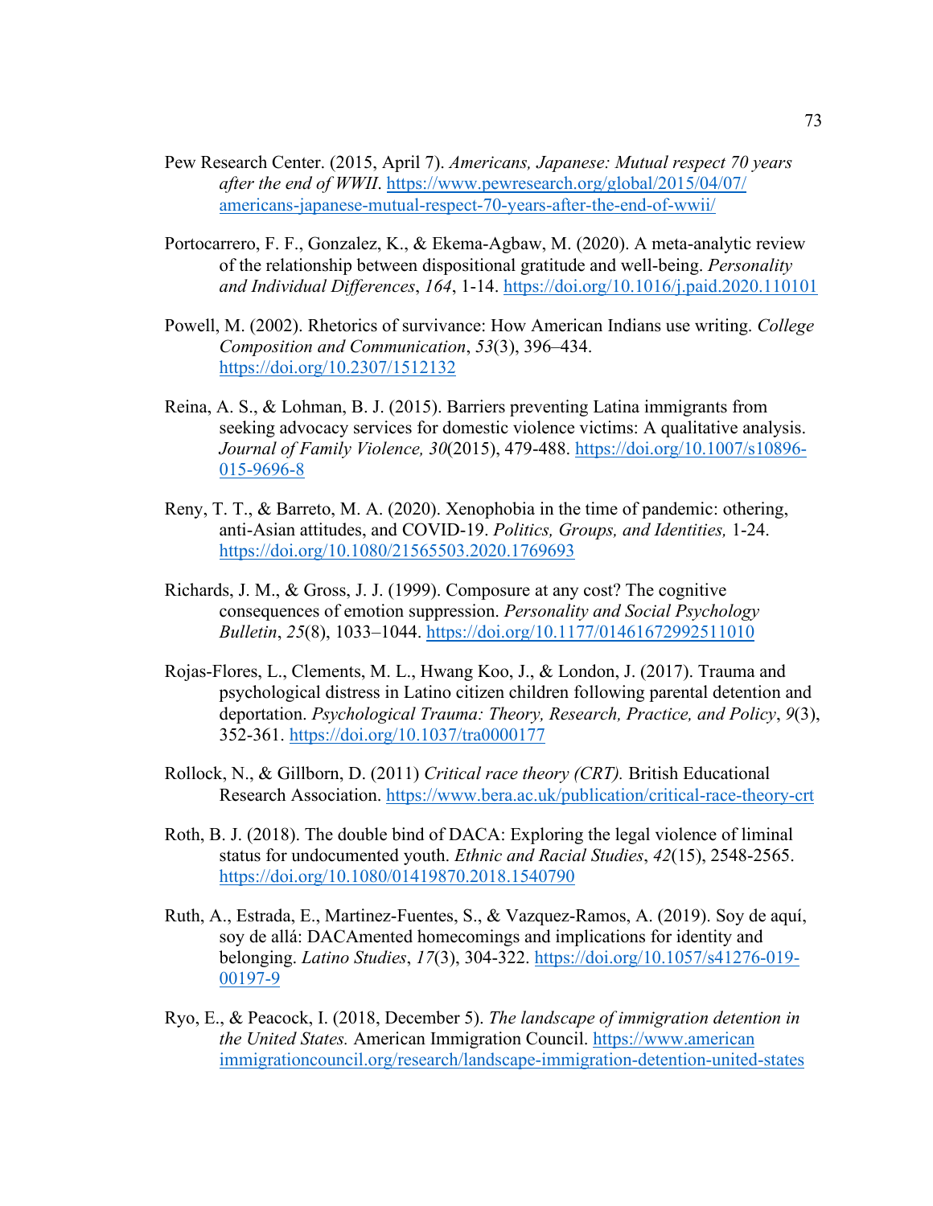Pew Research Center. (2015, April 7). *Americans, Japanese: Mutual respect 70 years after the end of WWII*. https://www.pewresearch.org/global/2015/04/07/americans-japanese-mutual-respect-70-years-after-the-end-of-wwii/

Portocarrero, F. F., Gonzalez, K., & Ekema-Agbaw, M. (2020). A meta-analytic review of the relationship between dispositional gratitude and well-being. *Personality and Individual Differences*, *164*, 1-14. https://doi.org/10.1016/j.paid.2020.110101

Powell, M. (2002). Rhetorics of survivance: How American Indians use writing. *College Composition and Communication*, *53*(3), 396–434. https://doi.org/10.2307/1512132

Reina, A. S., & Lohman, B. J. (2015). Barriers preventing Latina immigrants from seeking advocacy services for domestic violence victims: A qualitative analysis. *Journal of Family Violence, 30*(2015), 479-488. https://doi.org/10.1007/s10896-015-9696-8

Reny, T. T., & Barreto, M. A. (2020). Xenophobia in the time of pandemic: othering, anti-Asian attitudes, and COVID-19. *Politics, Groups, and Identities,* 1-24. https://doi.org/10.1080/21565503.2020.1769693

Richards, J. M., & Gross, J. J. (1999). Composure at any cost? The cognitive consequences of emotion suppression. *Personality and Social Psychology Bulletin*, *25*(8), 1033–1044. https://doi.org/10.1177/01461672992511010

Rojas-Flores, L., Clements, M. L., Hwang Koo, J., & London, J. (2017). Trauma and psychological distress in Latino citizen children following parental detention and deportation. *Psychological Trauma: Theory, Research, Practice, and Policy*, *9*(3), 352-361. https://doi.org/10.1037/tra0000177

Rollock, N., & Gillborn, D. (2011) *Critical race theory (CRT).* British Educational Research Association. https://www.bera.ac.uk/publication/critical-race-theory-crt

Roth, B. J. (2018). The double bind of DACA: Exploring the legal violence of liminal status for undocumented youth. *Ethnic and Racial Studies*, *42*(15), 2548-2565. https://doi.org/10.1080/01419870.2018.1540790

Ruth, A., Estrada, E., Martinez-Fuentes, S., & Vazquez-Ramos, A. (2019). Soy de aquí, soy de allá: DACAmented homecomings and implications for identity and belonging. *Latino Studies*, *17*(3), 304-322. https://doi.org/10.1057/s41276-019-00197-9

Ryo, E., & Peacock, I. (2018, December 5). *The landscape of immigration detention in the United States.* American Immigration Council. https://www.americanimmigrationcouncil.org/research/landscape-immigration-detention-united-states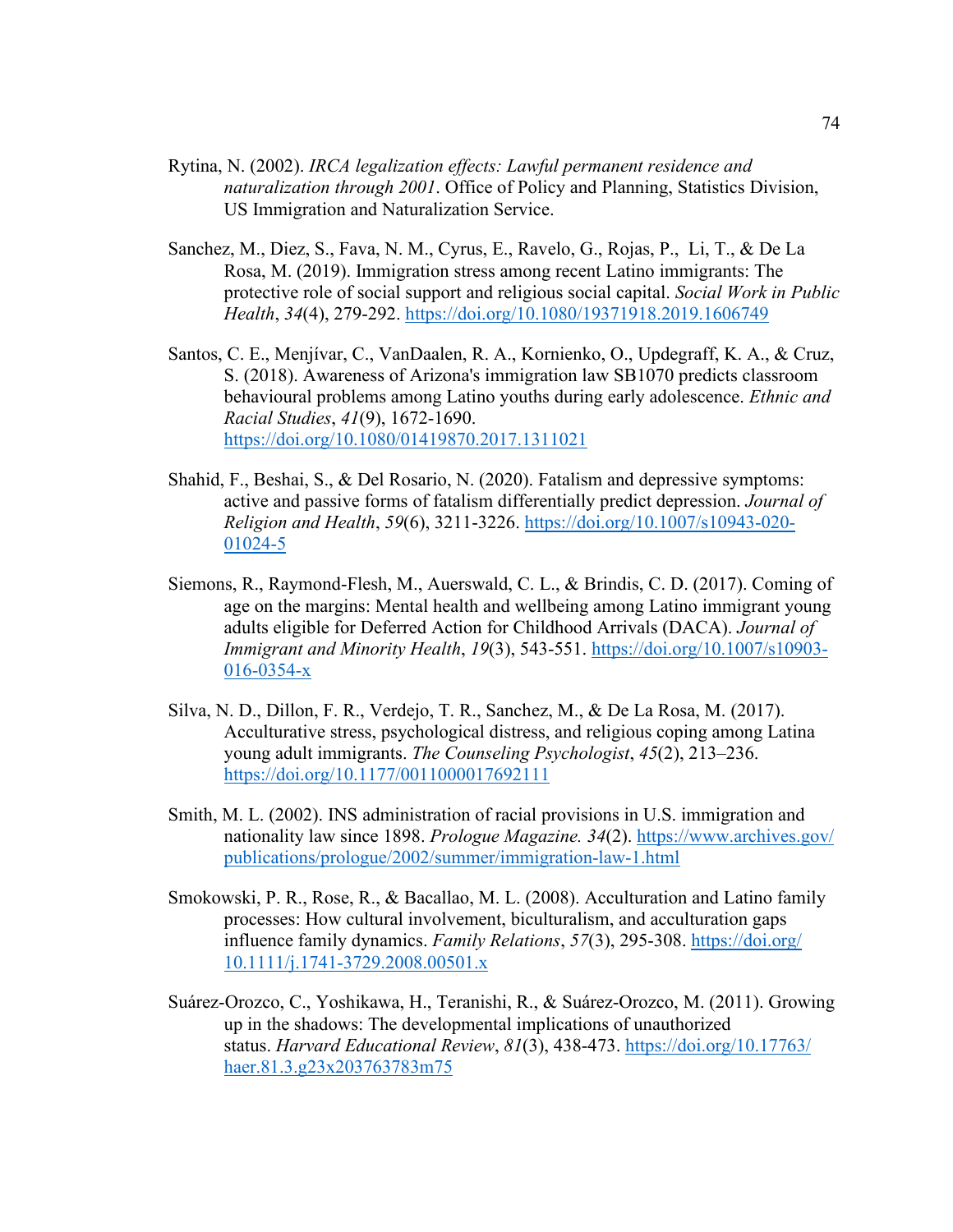Rytina, N. (2002). *IRCA legalization effects: Lawful permanent residence and naturalization through 2001*. Office of Policy and Planning, Statistics Division, US Immigration and Naturalization Service.

Sanchez, M., Diez, S., Fava, N. M., Cyrus, E., Ravelo, G., Rojas, P., Li, T., & De La Rosa, M. (2019). Immigration stress among recent Latino immigrants: The protective role of social support and religious social capital. *Social Work in Public Health*, *34*(4), 279-292. https://doi.org/10.1080/19371918.2019.1606749

Santos, C. E., Menjívar, C., VanDaalen, R. A., Kornienko, O., Updegraff, K. A., & Cruz, S. (2018). Awareness of Arizona's immigration law SB1070 predicts classroom behavioural problems among Latino youths during early adolescence. *Ethnic and Racial Studies*, *41*(9), 1672-1690. https://doi.org/10.1080/01419870.2017.1311021

Shahid, F., Beshai, S., & Del Rosario, N. (2020). Fatalism and depressive symptoms: active and passive forms of fatalism differentially predict depression. *Journal of Religion and Health*, *59*(6), 3211-3226. https://doi.org/10.1007/s10943-020-01024-5

Siemons, R., Raymond-Flesh, M., Auerswald, C. L., & Brindis, C. D. (2017). Coming of age on the margins: Mental health and wellbeing among Latino immigrant young adults eligible for Deferred Action for Childhood Arrivals (DACA). *Journal of Immigrant and Minority Health*, *19*(3), 543-551. https://doi.org/10.1007/s10903-016-0354-x

Silva, N. D., Dillon, F. R., Verdejo, T. R., Sanchez, M., & De La Rosa, M. (2017). Acculturative stress, psychological distress, and religious coping among Latina young adult immigrants. *The Counseling Psychologist*, *45*(2), 213–236. https://doi.org/10.1177/0011000017692111

Smith, M. L. (2002). INS administration of racial provisions in U.S. immigration and nationality law since 1898. *Prologue Magazine. 34*(2). https://www.archives.gov/publications/prologue/2002/summer/immigration-law-1.html

Smokowski, P. R., Rose, R., & Bacallao, M. L. (2008). Acculturation and Latino family processes: How cultural involvement, biculturalism, and acculturation gaps influence family dynamics. *Family Relations*, *57*(3), 295-308. https://doi.org/10.1111/j.1741-3729.2008.00501.x

Suárez-Orozco, C., Yoshikawa, H., Teranishi, R., & Suárez-Orozco, M. (2011). Growing up in the shadows: The developmental implications of unauthorized status. *Harvard Educational Review*, *81*(3), 438-473. https://doi.org/10.17763/haer.81.3.g23x203763783m75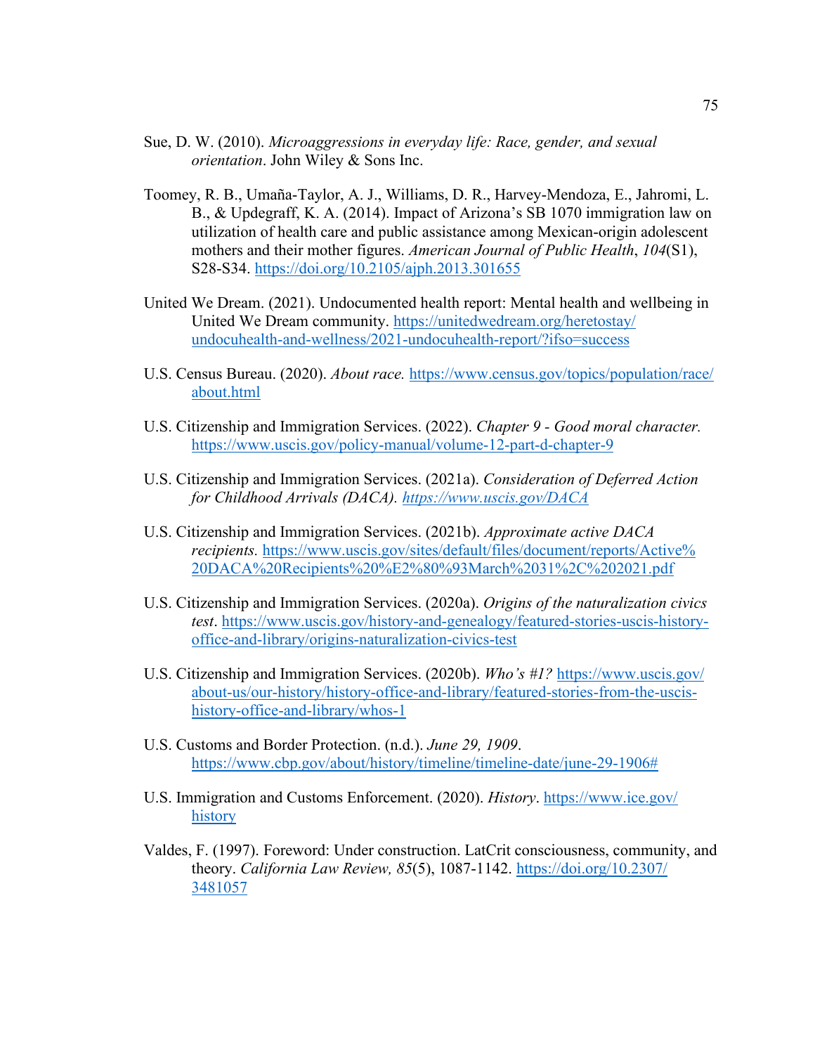Sue, D. W. (2010). *Microaggressions in everyday life: Race, gender, and sexual orientation*. John Wiley & Sons Inc.

Toomey, R. B., Umaña-Taylor, A. J., Williams, D. R., Harvey-Mendoza, E., Jahromi, L. B., & Updegraff, K. A. (2014). Impact of Arizona's SB 1070 immigration law on utilization of health care and public assistance among Mexican-origin adolescent mothers and their mother figures. *American Journal of Public Health*, *104*(S1), S28-S34. https://doi.org/10.2105/ajph.2013.301655

United We Dream. (2021). Undocumented health report: Mental health and wellbeing in United We Dream community. https://unitedwedream.org/heretostay/undocuhealth-and-wellness/2021-undocuhealth-report/?ifso=success

U.S. Census Bureau. (2020). *About race.* https://www.census.gov/topics/population/race/about.html

U.S. Citizenship and Immigration Services. (2022). *Chapter 9 - Good moral character.* https://www.uscis.gov/policy-manual/volume-12-part-d-chapter-9

U.S. Citizenship and Immigration Services. (2021a). *Consideration of Deferred Action for Childhood Arrivals (DACA). https://www.uscis.gov/DACA*

U.S. Citizenship and Immigration Services. (2021b). *Approximate active DACA recipients.* https://www.uscis.gov/sites/default/files/document/reports/Active%20DACA%20Recipients%20%E2%80%93March%2031%2C%202021.pdf

U.S. Citizenship and Immigration Services. (2020a). *Origins of the naturalization civics test*. https://www.uscis.gov/history-and-genealogy/featured-stories-uscis-history-office-and-library/origins-naturalization-civics-test

U.S. Citizenship and Immigration Services. (2020b). *Who's #1?* https://www.uscis.gov/about-us/our-history/history-office-and-library/featured-stories-from-the-uscis-history-office-and-library/whos-1

U.S. Customs and Border Protection. (n.d.). *June 29, 1909*. https://www.cbp.gov/about/history/timeline/timeline-date/june-29-1906#

U.S. Immigration and Customs Enforcement. (2020). *History*. https://www.ice.gov/history

Valdes, F. (1997). Foreword: Under construction. LatCrit consciousness, community, and theory. *California Law Review, 85*(5), 1087-1142. https://doi.org/10.2307/3481057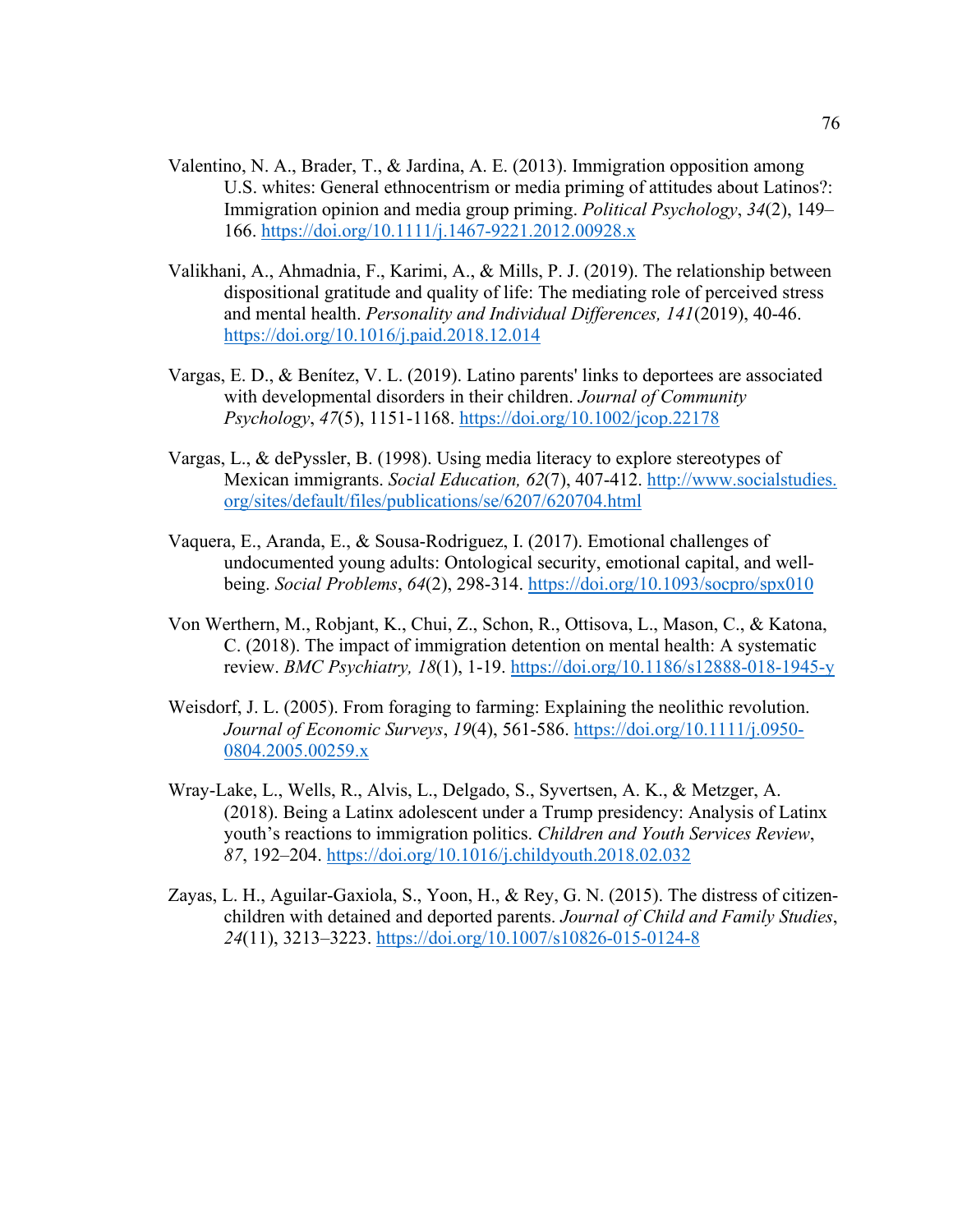Valentino, N. A., Brader, T., & Jardina, A. E. (2013). Immigration opposition among U.S. whites: General ethnocentrism or media priming of attitudes about Latinos?: Immigration opinion and media group priming. *Political Psychology*, *34*(2), 149–166. https://doi.org/10.1111/j.1467-9221.2012.00928.x

Valikhani, A., Ahmadnia, F., Karimi, A., & Mills, P. J. (2019). The relationship between dispositional gratitude and quality of life: The mediating role of perceived stress and mental health. *Personality and Individual Differences, 141*(2019), 40-46. https://doi.org/10.1016/j.paid.2018.12.014

Vargas, E. D., & Benítez, V. L. (2019). Latino parents' links to deportees are associated with developmental disorders in their children. *Journal of Community Psychology*, *47*(5), 1151-1168. https://doi.org/10.1002/jcop.22178

Vargas, L., & dePyssler, B. (1998). Using media literacy to explore stereotypes of Mexican immigrants. *Social Education, 62*(7), 407-412. http://www.socialstudies.org/sites/default/files/publications/se/6207/620704.html

Vaquera, E., Aranda, E., & Sousa-Rodriguez, I. (2017). Emotional challenges of undocumented young adults: Ontological security, emotional capital, and well-being. *Social Problems*, *64*(2), 298-314. https://doi.org/10.1093/socpro/spx010

Von Werthern, M., Robjant, K., Chui, Z., Schon, R., Ottisova, L., Mason, C., & Katona, C. (2018). The impact of immigration detention on mental health: A systematic review. *BMC Psychiatry, 18*(1), 1-19. https://doi.org/10.1186/s12888-018-1945-y

Weisdorf, J. L. (2005). From foraging to farming: Explaining the neolithic revolution. *Journal of Economic Surveys*, *19*(4), 561-586. https://doi.org/10.1111/j.0950-0804.2005.00259.x

Wray-Lake, L., Wells, R., Alvis, L., Delgado, S., Syvertsen, A. K., & Metzger, A. (2018). Being a Latinx adolescent under a Trump presidency: Analysis of Latinx youth's reactions to immigration politics. *Children and Youth Services Review*, *87*, 192–204. https://doi.org/10.1016/j.childyouth.2018.02.032

Zayas, L. H., Aguilar-Gaxiola, S., Yoon, H., & Rey, G. N. (2015). The distress of citizen-children with detained and deported parents. *Journal of Child and Family Studies*, *24*(11), 3213–3223. https://doi.org/10.1007/s10826-015-0124-8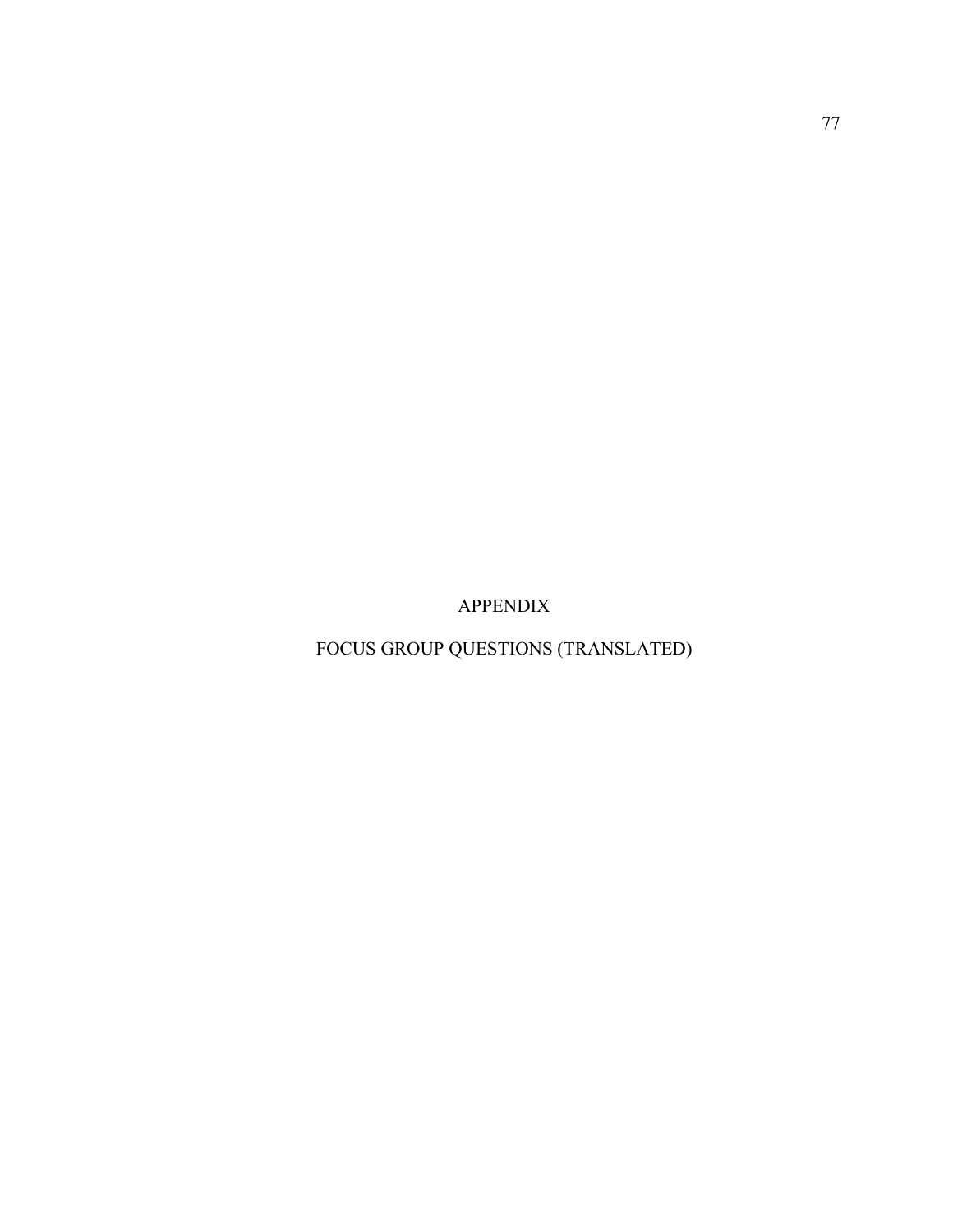# APPENDIX

# FOCUS GROUP QUESTIONS (TRANSLATED)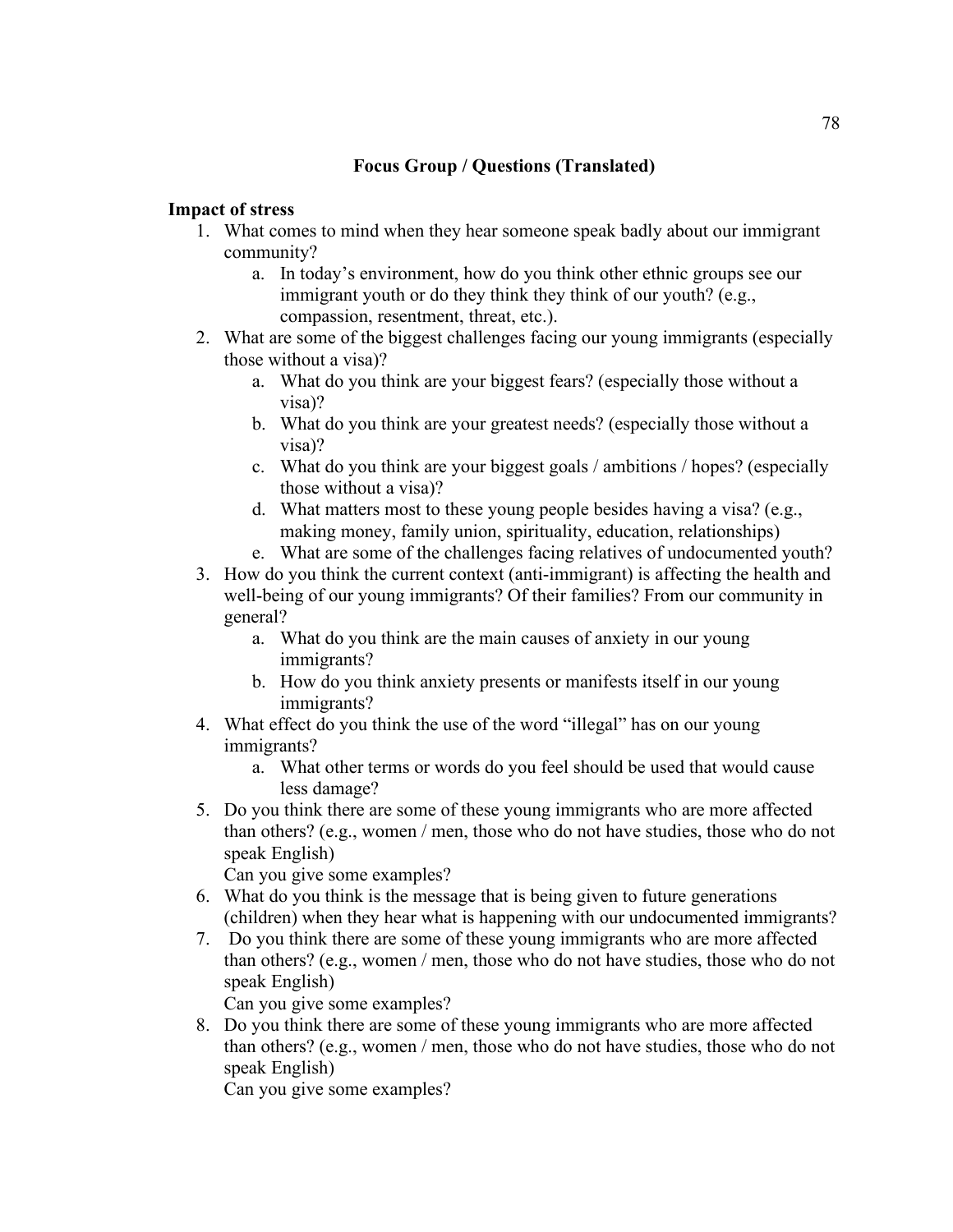## Focus Group / Questions (Translated)

**Impact of stress**

1. What comes to mind when they hear someone speak badly about our immigrant community?
    a. In today's environment, how do you think other ethnic groups see our immigrant youth or do they think they think of our youth? (e.g., compassion, resentment, threat, etc.).
2. What are some of the biggest challenges facing our young immigrants (especially those without a visa)?
    a. What do you think are your biggest fears? (especially those without a visa)?
    b. What do you think are your greatest needs? (especially those without a visa)?
    c. What do you think are your biggest goals / ambitions / hopes? (especially those without a visa)?
    d. What matters most to these young people besides having a visa? (e.g., making money, family union, spirituality, education, relationships)
    e. What are some of the challenges facing relatives of undocumented youth?
3. How do you think the current context (anti-immigrant) is affecting the health and well-being of our young immigrants? Of their families? From our community in general?
    a. What do you think are the main causes of anxiety in our young immigrants?
    b. How do you think anxiety presents or manifests itself in our young immigrants?
4. What effect do you think the use of the word "illegal" has on our young immigrants?
    a. What other terms or words do you feel should be used that would cause less damage?
5. Do you think there are some of these young immigrants who are more affected than others? (e.g., women / men, those who do not have studies, those who do not speak English)
   Can you give some examples?
6. What do you think is the message that is being given to future generations (children) when they hear what is happening with our undocumented immigrants?
7. Do you think there are some of these young immigrants who are more affected than others? (e.g., women / men, those who do not have studies, those who do not speak English)
   Can you give some examples?
8. Do you think there are some of these young immigrants who are more affected than others? (e.g., women / men, those who do not have studies, those who do not speak English)
   Can you give some examples?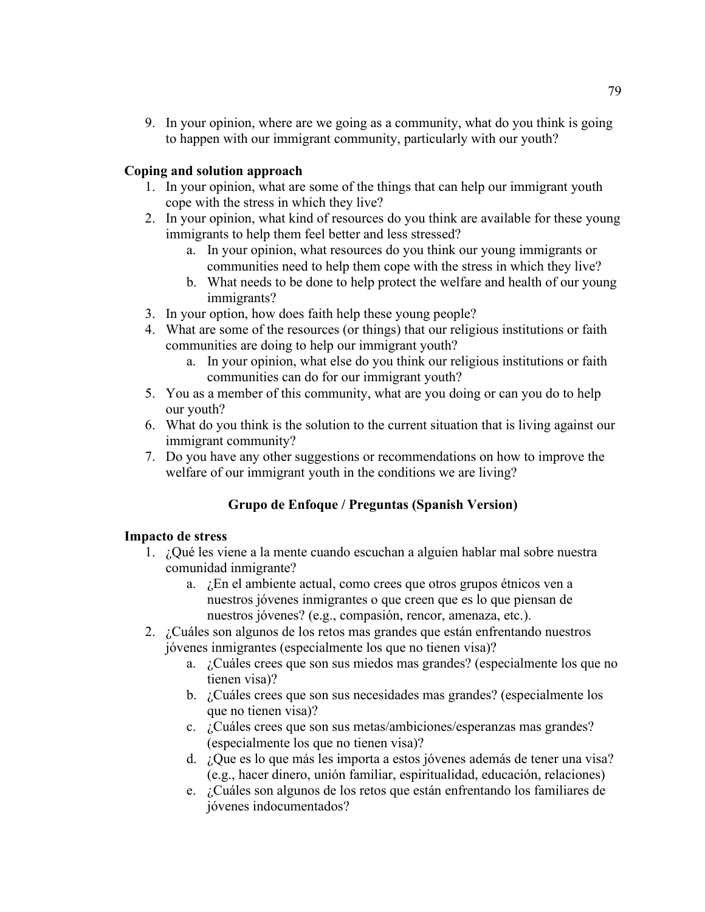9. In your opinion, where are we going as a community, what do you think is going to happen with our immigrant community, particularly with our youth?

**Coping and solution approach**

1. In your opinion, what are some of the things that can help our immigrant youth cope with the stress in which they live?
2. In your opinion, what kind of resources do you think are available for these young immigrants to help them feel better and less stressed?
    a. In your opinion, what resources do you think our young immigrants or communities need to help them cope with the stress in which they live?
    b. What needs to be done to help protect the welfare and health of our young immigrants?
3. In your option, how does faith help these young people?
4. What are some of the resources (or things) that our religious institutions or faith communities are doing to help our immigrant youth?
    a. In your opinion, what else do you think our religious institutions or faith communities can do for our immigrant youth?
5. You as a member of this community, what are you doing or can you do to help our youth?
6. What do you think is the solution to the current situation that is living against our immigrant community?
7. Do you have any other suggestions or recommendations on how to improve the welfare of our immigrant youth in the conditions we are living?

**Grupo de Enfoque / Preguntas (Spanish Version)**

**Impacto de stress**

1. ¿Qué les viene a la mente cuando escuchan a alguien hablar mal sobre nuestra comunidad inmigrante?
    a. ¿En el ambiente actual, como crees que otros grupos étnicos ven a nuestros jóvenes inmigrantes o que creen que es lo que piensan de nuestros jóvenes? (e.g., compasión, rencor, amenaza, etc.).
2. ¿Cuáles son algunos de los retos mas grandes que están enfrentando nuestros jóvenes inmigrantes (especialmente los que no tienen visa)?
    a. ¿Cuáles crees que son sus miedos mas grandes? (especialmente los que no tienen visa)?
    b. ¿Cuáles crees que son sus necesidades mas grandes? (especialmente los que no tienen visa)?
    c. ¿Cuáles crees que son sus metas/ambiciones/esperanzas mas grandes? (especialmente los que no tienen visa)?
    d. ¿Que es lo que más les importa a estos jóvenes además de tener una visa? (e.g., hacer dinero, unión familiar, espiritualidad, educación, relaciones)
    e. ¿Cuáles son algunos de los retos que están enfrentando los familiares de jóvenes indocumentados?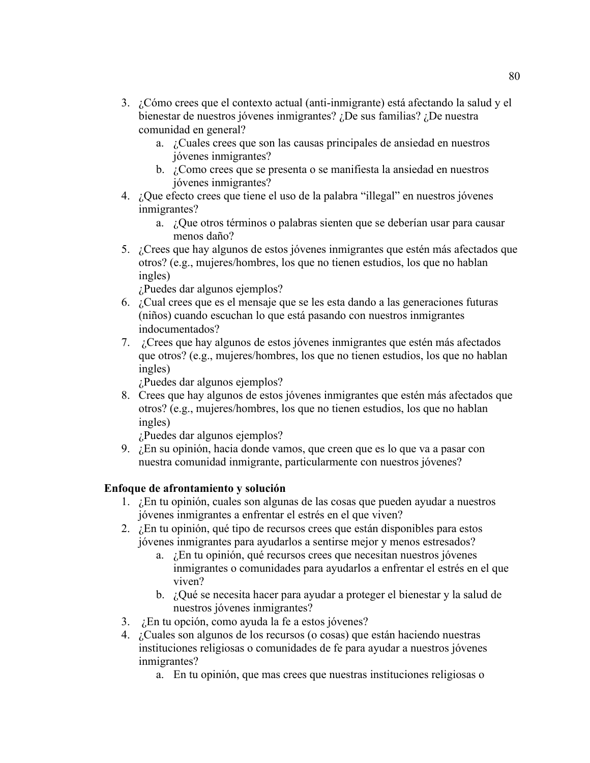3. ¿Cómo crees que el contexto actual (anti-inmigrante) está afectando la salud y el bienestar de nuestros jóvenes inmigrantes? ¿De sus familias? ¿De nuestra comunidad en general?
    a. ¿Cuales crees que son las causas principales de ansiedad en nuestros jóvenes inmigrantes?
    b. ¿Como crees que se presenta o se manifiesta la ansiedad en nuestros jóvenes inmigrantes?
4. ¿Que efecto crees que tiene el uso de la palabra "illegal" en nuestros jóvenes inmigrantes?
    a. ¿Que otros términos o palabras sienten que se deberían usar para causar menos daño?
5. ¿Crees que hay algunos de estos jóvenes inmigrantes que estén más afectados que otros? (e.g., mujeres/hombres, los que no tienen estudios, los que no hablan ingles)
   ¿Puedes dar algunos ejemplos?
6. ¿Cual crees que es el mensaje que se les esta dando a las generaciones futuras (niños) cuando escuchan lo que está pasando con nuestros inmigrantes indocumentados?
7. ¿Crees que hay algunos de estos jóvenes inmigrantes que estén más afectados que otros? (e.g., mujeres/hombres, los que no tienen estudios, los que no hablan ingles)
   ¿Puedes dar algunos ejemplos?
8. Crees que hay algunos de estos jóvenes inmigrantes que estén más afectados que otros? (e.g., mujeres/hombres, los que no tienen estudios, los que no hablan ingles)
   ¿Puedes dar algunos ejemplos?
9. ¿En su opinión, hacia donde vamos, que creen que es lo que va a pasar con nuestra comunidad inmigrante, particularmente con nuestros jóvenes?

**Enfoque de afrontamiento y solución**

1. ¿En tu opinión, cuales son algunas de las cosas que pueden ayudar a nuestros jóvenes inmigrantes a enfrentar el estrés en el que viven?
2. ¿En tu opinión, qué tipo de recursos crees que están disponibles para estos jóvenes inmigrantes para ayudarlos a sentirse mejor y menos estresados?
    a. ¿En tu opinión, qué recursos crees que necesitan nuestros jóvenes inmigrantes o comunidades para ayudarlos a enfrentar el estrés en el que viven?
    b. ¿Qué se necesita hacer para ayudar a proteger el bienestar y la salud de nuestros jóvenes inmigrantes?
3. ¿En tu opción, como ayuda la fe a estos jóvenes?
4. ¿Cuales son algunos de los recursos (o cosas) que están haciendo nuestras instituciones religiosas o comunidades de fe para ayudar a nuestros jóvenes inmigrantes?
    a. En tu opinión, que mas crees que nuestras instituciones religiosas o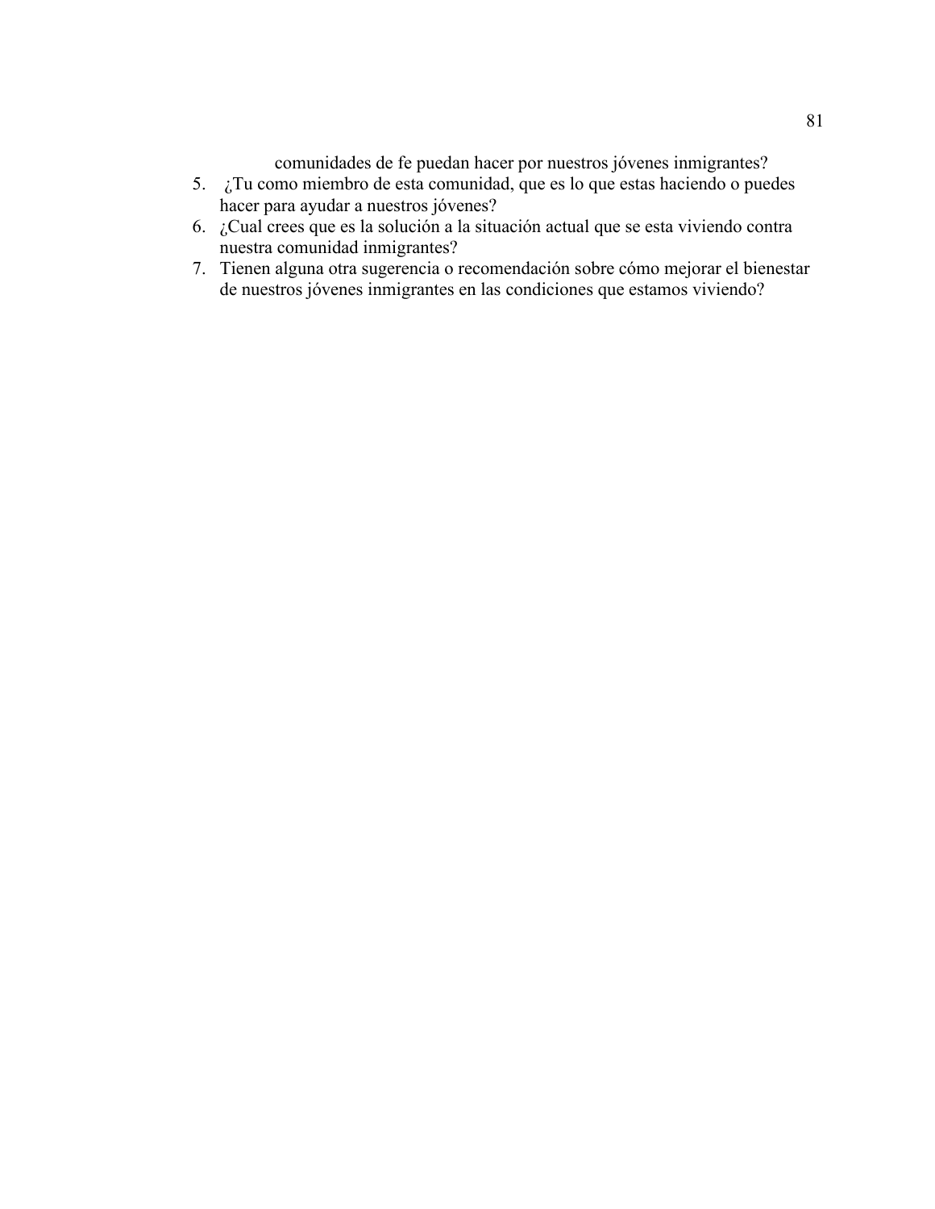comunidades de fe puedan hacer por nuestros jóvenes inmigrantes?

5. ¿Tu como miembro de esta comunidad, que es lo que estas haciendo o puedes hacer para ayudar a nuestros jóvenes?
6. ¿Cual crees que es la solución a la situación actual que se esta viviendo contra nuestra comunidad inmigrantes?
7. Tienen alguna otra sugerencia o recomendación sobre cómo mejorar el bienestar de nuestros jóvenes inmigrantes en las condiciones que estamos viviendo?